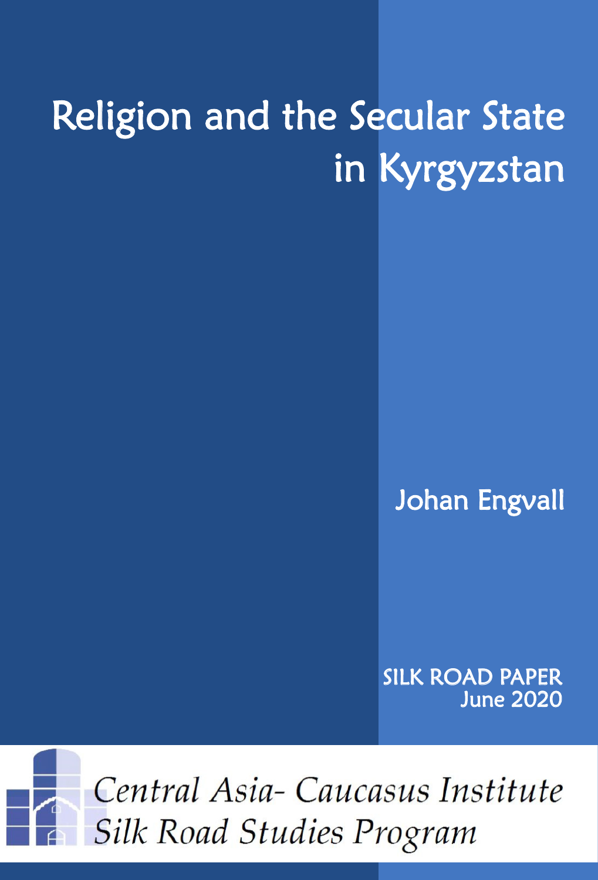# Religion and the Secular State in Kyrgyzstan

Johan Engvall

SILK ROAD PAPER
June 2020

Central Asia- Caucasus Institute
Silk Road Studies Program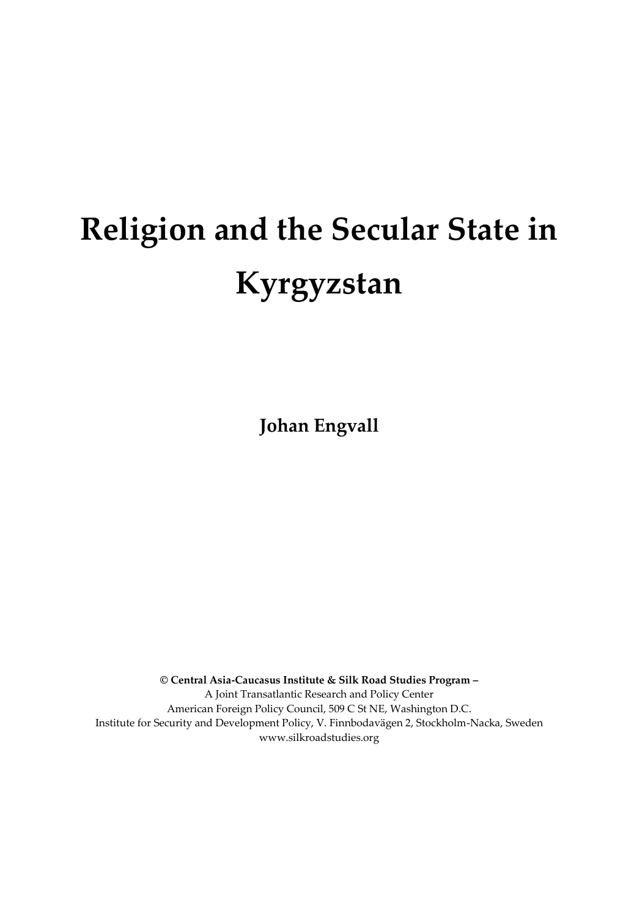# Religion and the Secular State in Kyrgyzstan

**Johan Engvall**

**© Central Asia-Caucasus Institute & Silk Road Studies Program –**  
A Joint Transatlantic Research and Policy Center  
American Foreign Policy Council, 509 C St NE, Washington D.C.  
Institute for Security and Development Policy, V. Finnbodavägen 2, Stockholm-Nacka, Sweden  
www.silkroadstudies.org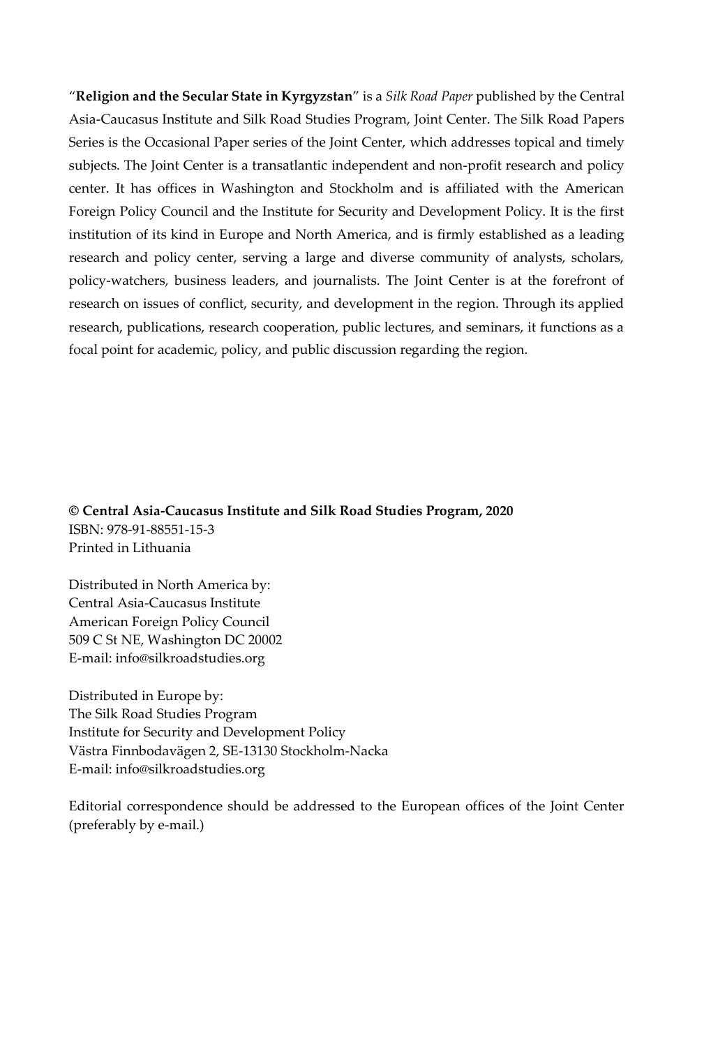"**Religion and the Secular State in Kyrgyzstan**" is a *Silk Road Paper* published by the Central Asia-Caucasus Institute and Silk Road Studies Program, Joint Center. The Silk Road Papers Series is the Occasional Paper series of the Joint Center, which addresses topical and timely subjects. The Joint Center is a transatlantic independent and non-profit research and policy center. It has offices in Washington and Stockholm and is affiliated with the American Foreign Policy Council and the Institute for Security and Development Policy. It is the first institution of its kind in Europe and North America, and is firmly established as a leading research and policy center, serving a large and diverse community of analysts, scholars, policy-watchers, business leaders, and journalists. The Joint Center is at the forefront of research on issues of conflict, security, and development in the region. Through its applied research, publications, research cooperation, public lectures, and seminars, it functions as a focal point for academic, policy, and public discussion regarding the region.

**© Central Asia-Caucasus Institute and Silk Road Studies Program, 2020**
ISBN: 978-91-88551-15-3
Printed in Lithuania

Distributed in North America by:
Central Asia-Caucasus Institute
American Foreign Policy Council
509 C St NE, Washington DC 20002
E-mail: info@silkroadstudies.org

Distributed in Europe by:
The Silk Road Studies Program
Institute for Security and Development Policy
Västra Finnbodavägen 2, SE-13130 Stockholm-Nacka
E-mail: info@silkroadstudies.org

Editorial correspondence should be addressed to the European offices of the Joint Center (preferably by e-mail.)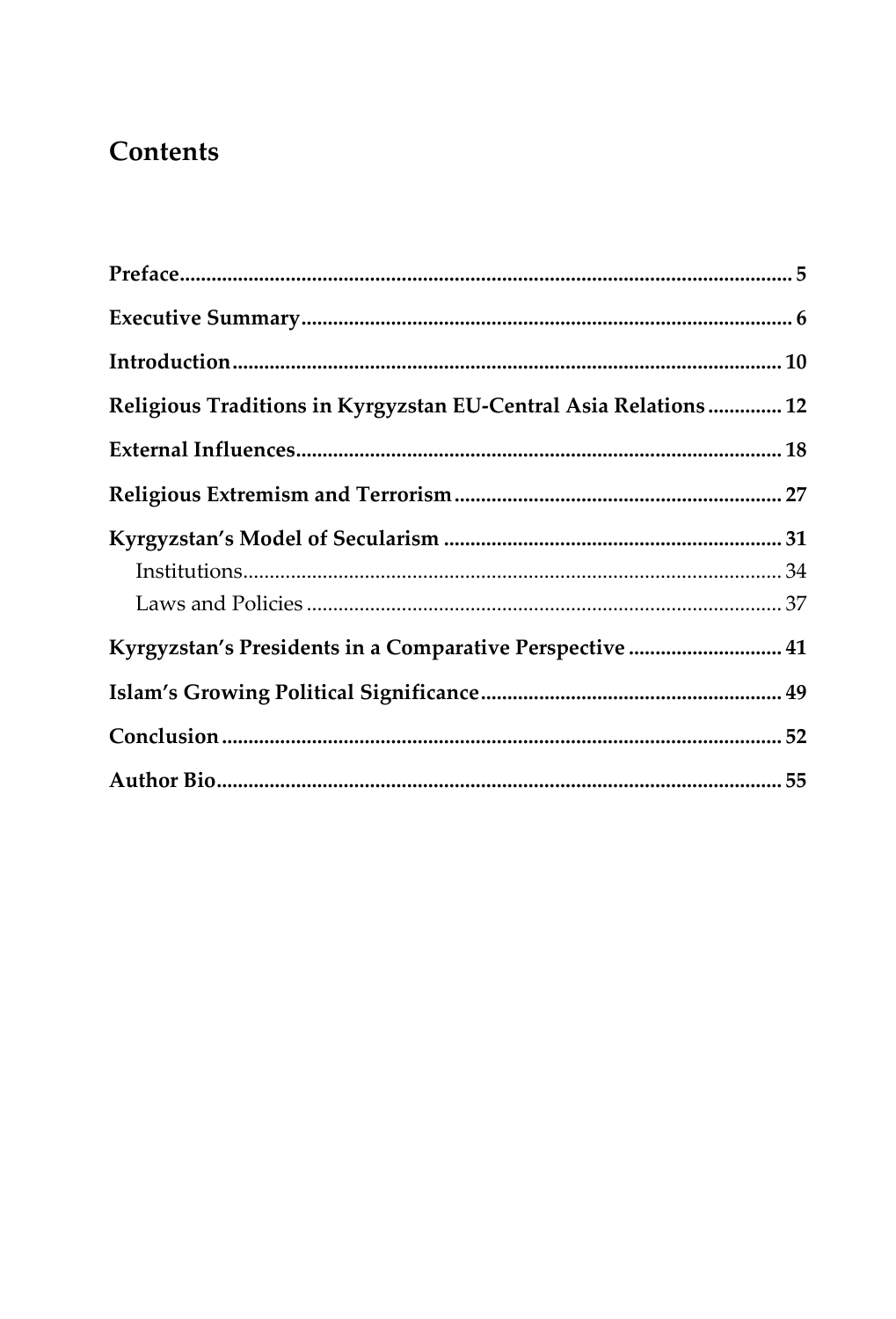# Contents

**Preface** ........................................................................................................ **5**

**Executive Summary** ........................................................................................ **6**

**Introduction** .................................................................................................. **10**

**Religious Traditions in Kyrgyzstan EU-Central Asia Relations** ............. **12**

**External Influences** ....................................................................................... **18**

**Religious Extremism and Terrorism** ........................................................... **27**

**Kyrgyzstan's Model of Secularism** ............................................................. **31**

- Institutions ................................................................................................. 34
- Laws and Policies ...................................................................................... 37

**Kyrgyzstan's Presidents in a Comparative Perspective** ............................ **41**

**Islam's Growing Political Significance** ....................................................... **49**

**Conclusion** ..................................................................................................... **52**

**Author Bio** ..................................................................................................... **55**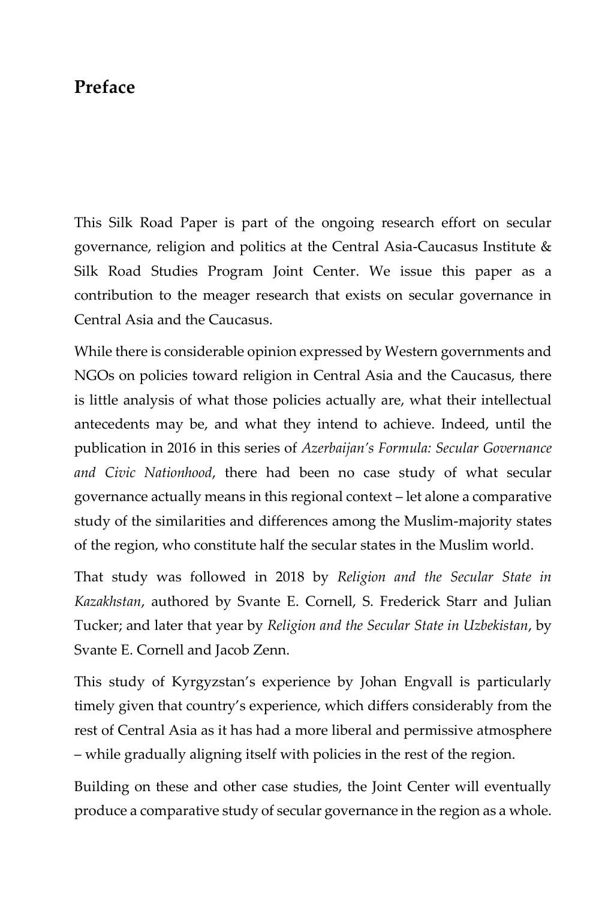# Preface

This Silk Road Paper is part of the ongoing research effort on secular governance, religion and politics at the Central Asia-Caucasus Institute & Silk Road Studies Program Joint Center. We issue this paper as a contribution to the meager research that exists on secular governance in Central Asia and the Caucasus.

While there is considerable opinion expressed by Western governments and NGOs on policies toward religion in Central Asia and the Caucasus, there is little analysis of what those policies actually are, what their intellectual antecedents may be, and what they intend to achieve. Indeed, until the publication in 2016 in this series of *Azerbaijan's Formula: Secular Governance and Civic Nationhood*, there had been no case study of what secular governance actually means in this regional context – let alone a comparative study of the similarities and differences among the Muslim-majority states of the region, who constitute half the secular states in the Muslim world.

That study was followed in 2018 by *Religion and the Secular State in Kazakhstan*, authored by Svante E. Cornell, S. Frederick Starr and Julian Tucker; and later that year by *Religion and the Secular State in Uzbekistan*, by Svante E. Cornell and Jacob Zenn.

This study of Kyrgyzstan's experience by Johan Engvall is particularly timely given that country's experience, which differs considerably from the rest of Central Asia as it has had a more liberal and permissive atmosphere – while gradually aligning itself with policies in the rest of the region.

Building on these and other case studies, the Joint Center will eventually produce a comparative study of secular governance in the region as a whole.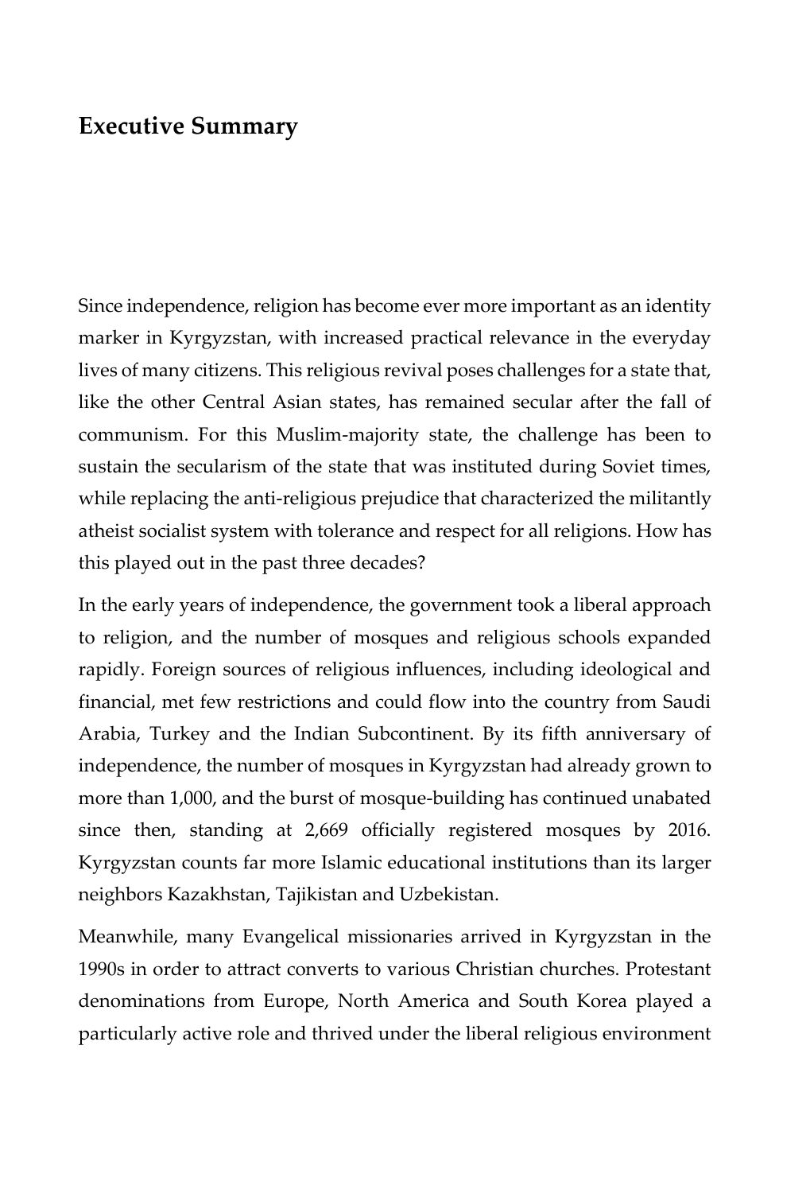## Executive Summary

Since independence, religion has become ever more important as an identity marker in Kyrgyzstan, with increased practical relevance in the everyday lives of many citizens. This religious revival poses challenges for a state that, like the other Central Asian states, has remained secular after the fall of communism. For this Muslim-majority state, the challenge has been to sustain the secularism of the state that was instituted during Soviet times, while replacing the anti-religious prejudice that characterized the militantly atheist socialist system with tolerance and respect for all religions. How has this played out in the past three decades?

In the early years of independence, the government took a liberal approach to religion, and the number of mosques and religious schools expanded rapidly. Foreign sources of religious influences, including ideological and financial, met few restrictions and could flow into the country from Saudi Arabia, Turkey and the Indian Subcontinent. By its fifth anniversary of independence, the number of mosques in Kyrgyzstan had already grown to more than 1,000, and the burst of mosque-building has continued unabated since then, standing at 2,669 officially registered mosques by 2016. Kyrgyzstan counts far more Islamic educational institutions than its larger neighbors Kazakhstan, Tajikistan and Uzbekistan.

Meanwhile, many Evangelical missionaries arrived in Kyrgyzstan in the 1990s in order to attract converts to various Christian churches. Protestant denominations from Europe, North America and South Korea played a particularly active role and thrived under the liberal religious environment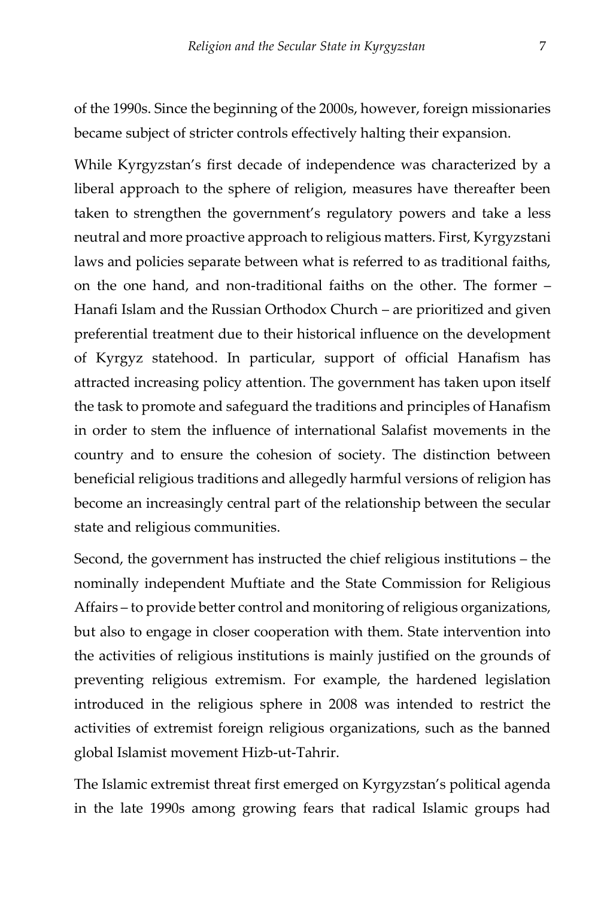of the 1990s. Since the beginning of the 2000s, however, foreign missionaries became subject of stricter controls effectively halting their expansion.

While Kyrgyzstan's first decade of independence was characterized by a liberal approach to the sphere of religion, measures have thereafter been taken to strengthen the government's regulatory powers and take a less neutral and more proactive approach to religious matters. First, Kyrgyzstani laws and policies separate between what is referred to as traditional faiths, on the one hand, and non-traditional faiths on the other. The former – Hanafi Islam and the Russian Orthodox Church – are prioritized and given preferential treatment due to their historical influence on the development of Kyrgyz statehood. In particular, support of official Hanafism has attracted increasing policy attention. The government has taken upon itself the task to promote and safeguard the traditions and principles of Hanafism in order to stem the influence of international Salafist movements in the country and to ensure the cohesion of society. The distinction between beneficial religious traditions and allegedly harmful versions of religion has become an increasingly central part of the relationship between the secular state and religious communities.

Second, the government has instructed the chief religious institutions – the nominally independent Muftiate and the State Commission for Religious Affairs – to provide better control and monitoring of religious organizations, but also to engage in closer cooperation with them. State intervention into the activities of religious institutions is mainly justified on the grounds of preventing religious extremism. For example, the hardened legislation introduced in the religious sphere in 2008 was intended to restrict the activities of extremist foreign religious organizations, such as the banned global Islamist movement Hizb-ut-Tahrir.

The Islamic extremist threat first emerged on Kyrgyzstan's political agenda in the late 1990s among growing fears that radical Islamic groups had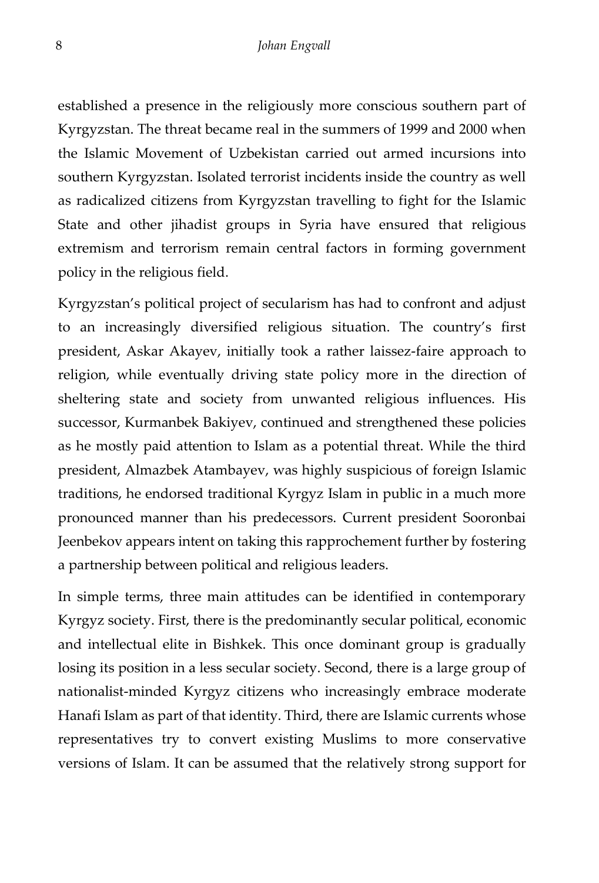established a presence in the religiously more conscious southern part of Kyrgyzstan. The threat became real in the summers of 1999 and 2000 when the Islamic Movement of Uzbekistan carried out armed incursions into southern Kyrgyzstan. Isolated terrorist incidents inside the country as well as radicalized citizens from Kyrgyzstan travelling to fight for the Islamic State and other jihadist groups in Syria have ensured that religious extremism and terrorism remain central factors in forming government policy in the religious field.

Kyrgyzstan's political project of secularism has had to confront and adjust to an increasingly diversified religious situation. The country's first president, Askar Akayev, initially took a rather laissez-faire approach to religion, while eventually driving state policy more in the direction of sheltering state and society from unwanted religious influences. His successor, Kurmanbek Bakiyev, continued and strengthened these policies as he mostly paid attention to Islam as a potential threat. While the third president, Almazbek Atambayev, was highly suspicious of foreign Islamic traditions, he endorsed traditional Kyrgyz Islam in public in a much more pronounced manner than his predecessors. Current president Sooronbai Jeenbekov appears intent on taking this rapprochement further by fostering a partnership between political and religious leaders.

In simple terms, three main attitudes can be identified in contemporary Kyrgyz society. First, there is the predominantly secular political, economic and intellectual elite in Bishkek. This once dominant group is gradually losing its position in a less secular society. Second, there is a large group of nationalist-minded Kyrgyz citizens who increasingly embrace moderate Hanafi Islam as part of that identity. Third, there are Islamic currents whose representatives try to convert existing Muslims to more conservative versions of Islam. It can be assumed that the relatively strong support for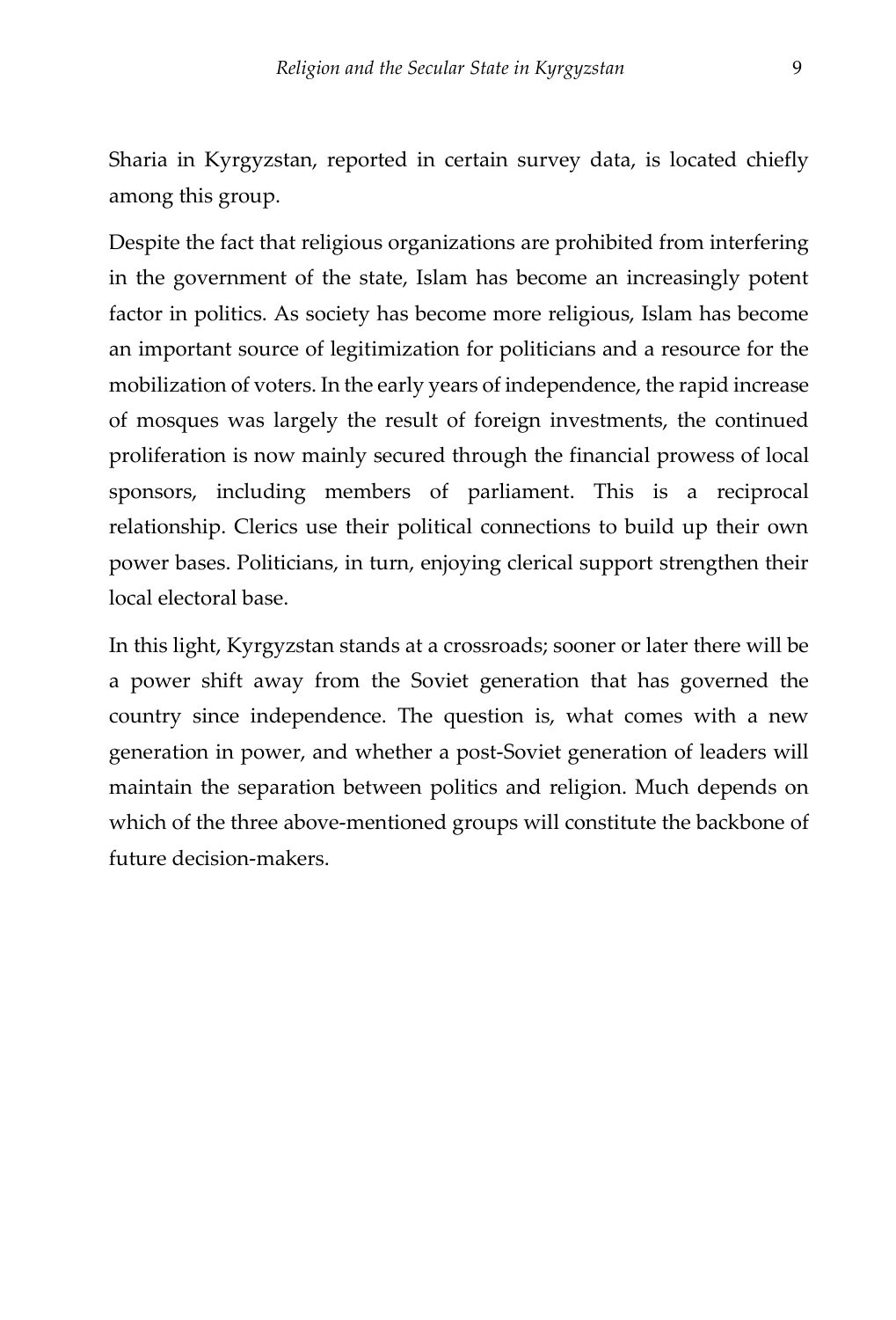Sharia in Kyrgyzstan, reported in certain survey data, is located chiefly among this group.

Despite the fact that religious organizations are prohibited from interfering in the government of the state, Islam has become an increasingly potent factor in politics. As society has become more religious, Islam has become an important source of legitimization for politicians and a resource for the mobilization of voters. In the early years of independence, the rapid increase of mosques was largely the result of foreign investments, the continued proliferation is now mainly secured through the financial prowess of local sponsors, including members of parliament. This is a reciprocal relationship. Clerics use their political connections to build up their own power bases. Politicians, in turn, enjoying clerical support strengthen their local electoral base.

In this light, Kyrgyzstan stands at a crossroads; sooner or later there will be a power shift away from the Soviet generation that has governed the country since independence. The question is, what comes with a new generation in power, and whether a post-Soviet generation of leaders will maintain the separation between politics and religion. Much depends on which of the three above-mentioned groups will constitute the backbone of future decision-makers.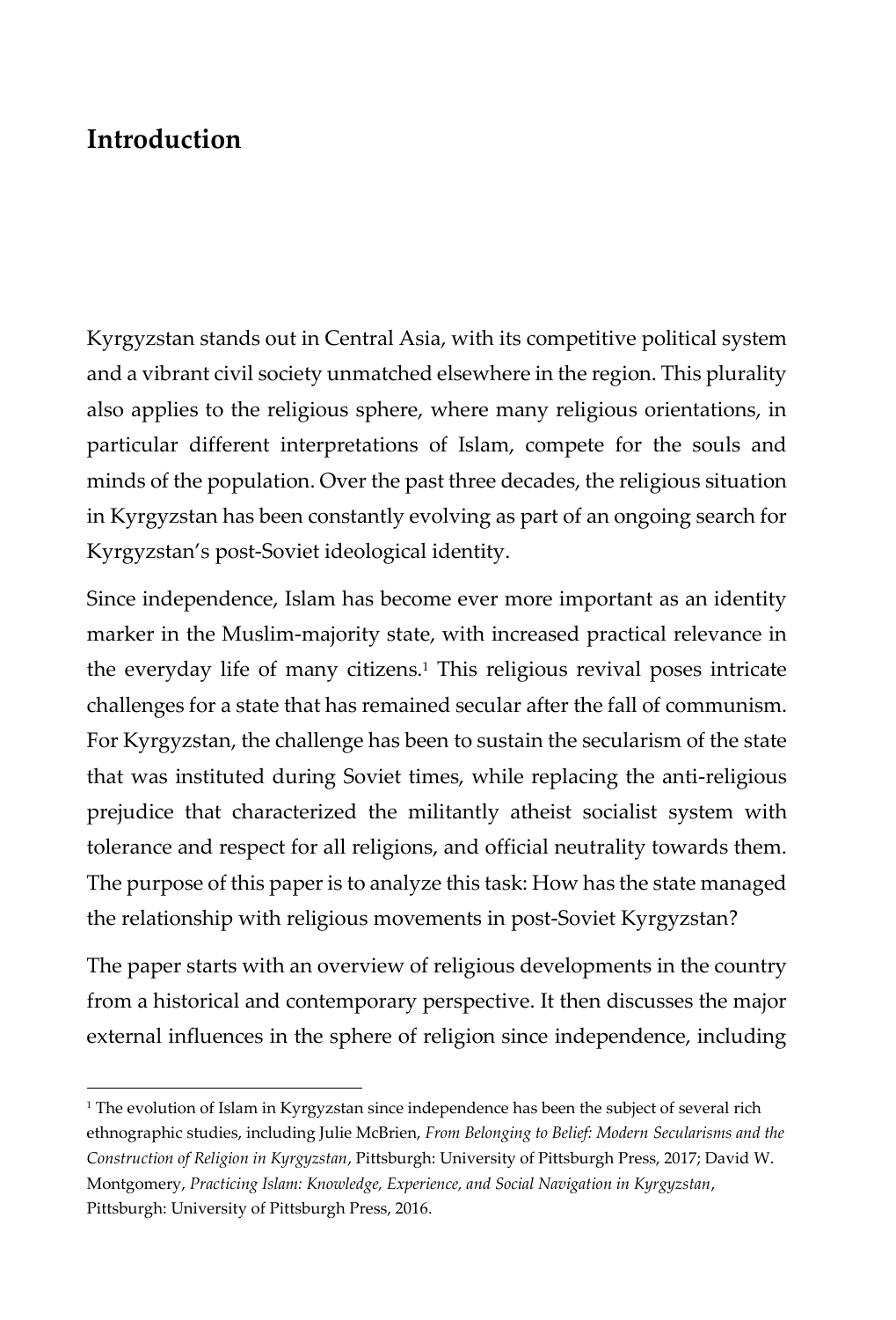# Introduction

Kyrgyzstan stands out in Central Asia, with its competitive political system and a vibrant civil society unmatched elsewhere in the region. This plurality also applies to the religious sphere, where many religious orientations, in particular different interpretations of Islam, compete for the souls and minds of the population. Over the past three decades, the religious situation in Kyrgyzstan has been constantly evolving as part of an ongoing search for Kyrgyzstan's post-Soviet ideological identity.

Since independence, Islam has become ever more important as an identity marker in the Muslim-majority state, with increased practical relevance in the everyday life of many citizens.[1] This religious revival poses intricate challenges for a state that has remained secular after the fall of communism. For Kyrgyzstan, the challenge has been to sustain the secularism of the state that was instituted during Soviet times, while replacing the anti-religious prejudice that characterized the militantly atheist socialist system with tolerance and respect for all religions, and official neutrality towards them. The purpose of this paper is to analyze this task: How has the state managed the relationship with religious movements in post-Soviet Kyrgyzstan?

The paper starts with an overview of religious developments in the country from a historical and contemporary perspective. It then discusses the major external influences in the sphere of religion since independence, including

---

[1] The evolution of Islam in Kyrgyzstan since independence has been the subject of several rich ethnographic studies, including Julie McBrien, *From Belonging to Belief: Modern Secularisms and the Construction of Religion in Kyrgyzstan*, Pittsburgh: University of Pittsburgh Press, 2017; David W. Montgomery, *Practicing Islam: Knowledge, Experience, and Social Navigation in Kyrgyzstan*, Pittsburgh: University of Pittsburgh Press, 2016.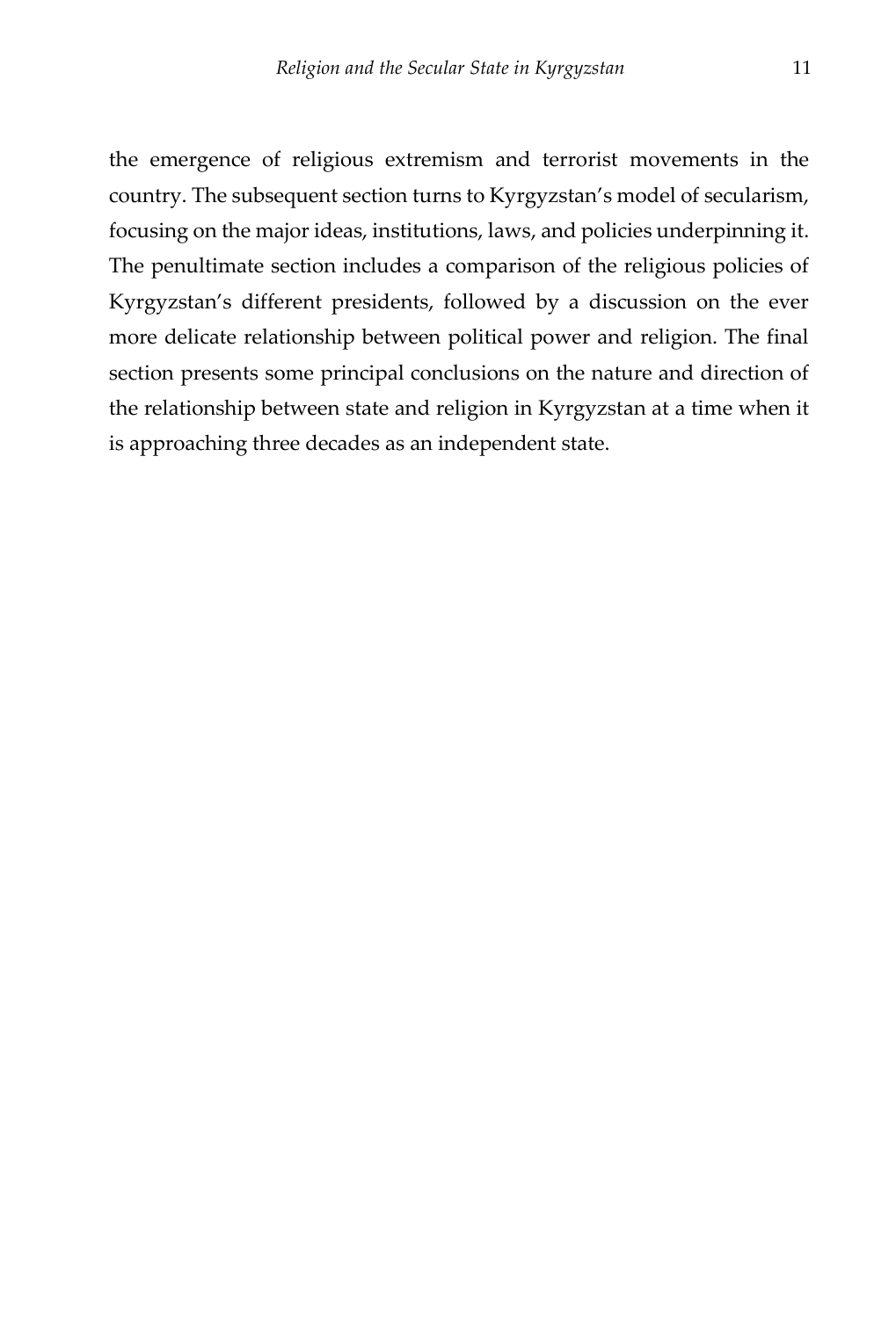the emergence of religious extremism and terrorist movements in the country. The subsequent section turns to Kyrgyzstan's model of secularism, focusing on the major ideas, institutions, laws, and policies underpinning it. The penultimate section includes a comparison of the religious policies of Kyrgyzstan's different presidents, followed by a discussion on the ever more delicate relationship between political power and religion. The final section presents some principal conclusions on the nature and direction of the relationship between state and religion in Kyrgyzstan at a time when it is approaching three decades as an independent state.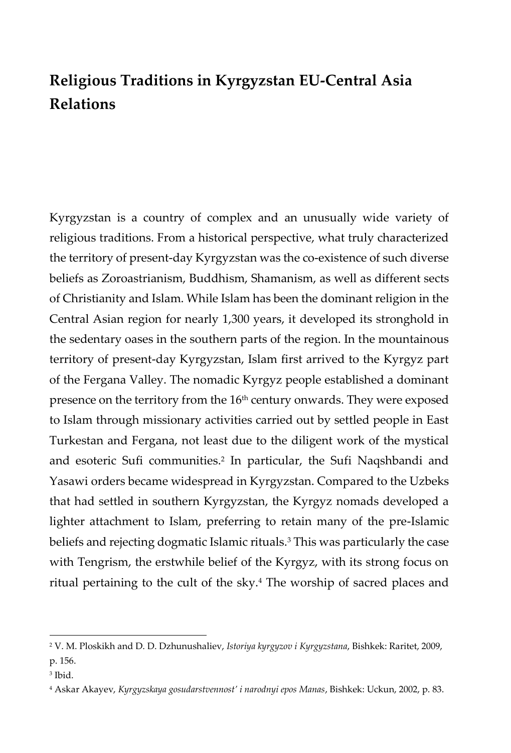## Religious Traditions in Kyrgyzstan EU-Central Asia Relations

Kyrgyzstan is a country of complex and an unusually wide variety of religious traditions. From a historical perspective, what truly characterized the territory of present-day Kyrgyzstan was the co-existence of such diverse beliefs as Zoroastrianism, Buddhism, Shamanism, as well as different sects of Christianity and Islam. While Islam has been the dominant religion in the Central Asian region for nearly 1,300 years, it developed its stronghold in the sedentary oases in the southern parts of the region. In the mountainous territory of present-day Kyrgyzstan, Islam first arrived to the Kyrgyz part of the Fergana Valley. The nomadic Kyrgyz people established a dominant presence on the territory from the 16th century onwards. They were exposed to Islam through missionary activities carried out by settled people in East Turkestan and Fergana, not least due to the diligent work of the mystical and esoteric Sufi communities.[2] In particular, the Sufi Naqshbandi and Yasawi orders became widespread in Kyrgyzstan. Compared to the Uzbeks that had settled in southern Kyrgyzstan, the Kyrgyz nomads developed a lighter attachment to Islam, preferring to retain many of the pre-Islamic beliefs and rejecting dogmatic Islamic rituals.[3] This was particularly the case with Tengrism, the erstwhile belief of the Kyrgyz, with its strong focus on ritual pertaining to the cult of the sky.[4] The worship of sacred places and

---

[2] V. M. Ploskikh and D. D. Dzhunushaliev, *Istoriya kyrgyzov i Kyrgyzstana*, Bishkek: Raritet, 2009, p. 156.

[3] Ibid.

[4] Askar Akayev, *Kyrgyzskaya gosudarstvennost' i narodnyi epos Manas*, Bishkek: Uckun, 2002, p. 83.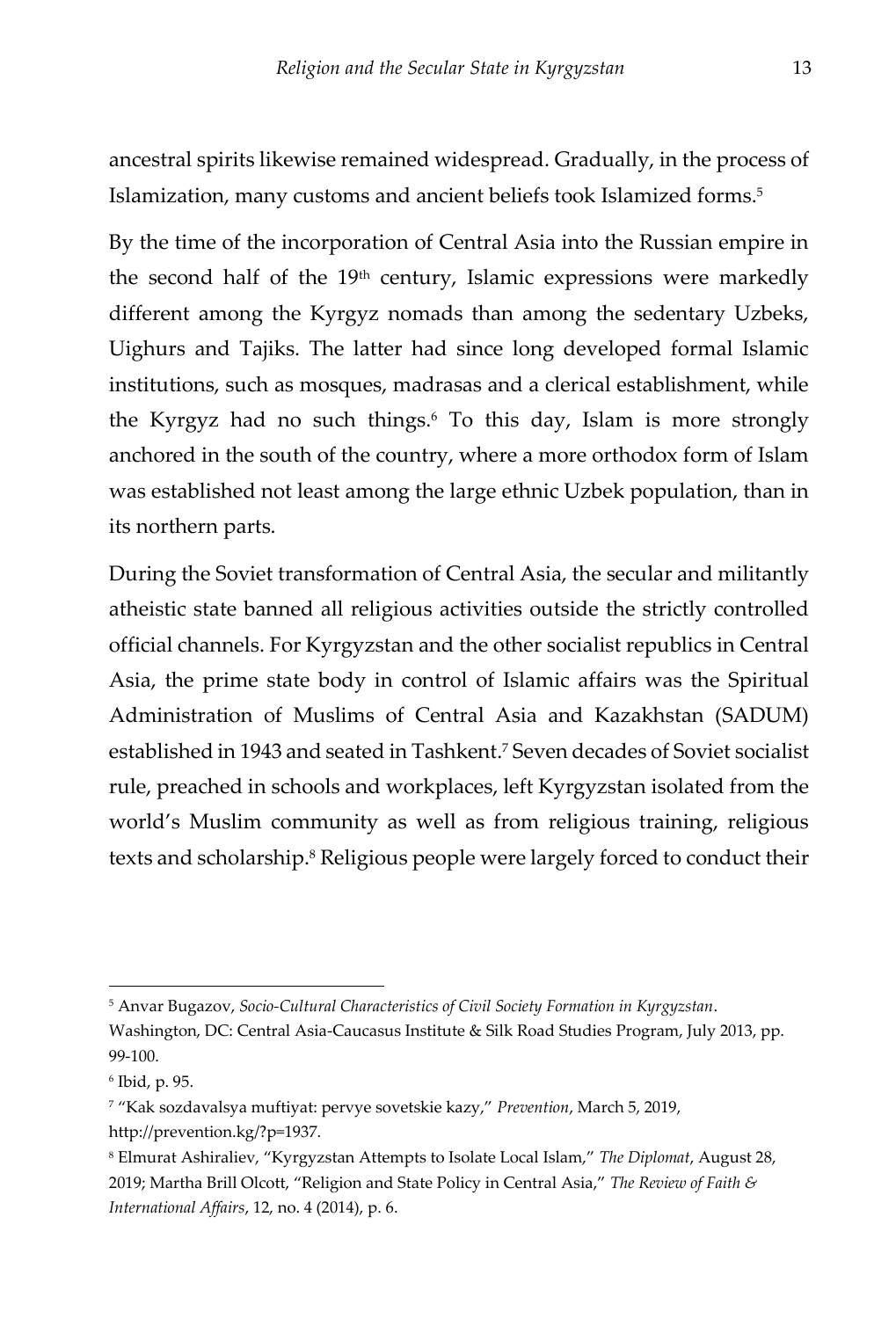ancestral spirits likewise remained widespread. Gradually, in the process of Islamization, many customs and ancient beliefs took Islamized forms.[5]

By the time of the incorporation of Central Asia into the Russian empire in the second half of the 19th century, Islamic expressions were markedly different among the Kyrgyz nomads than among the sedentary Uzbeks, Uighurs and Tajiks. The latter had since long developed formal Islamic institutions, such as mosques, madrasas and a clerical establishment, while the Kyrgyz had no such things.[6] To this day, Islam is more strongly anchored in the south of the country, where a more orthodox form of Islam was established not least among the large ethnic Uzbek population, than in its northern parts.

During the Soviet transformation of Central Asia, the secular and militantly atheistic state banned all religious activities outside the strictly controlled official channels. For Kyrgyzstan and the other socialist republics in Central Asia, the prime state body in control of Islamic affairs was the Spiritual Administration of Muslims of Central Asia and Kazakhstan (SADUM) established in 1943 and seated in Tashkent.[7] Seven decades of Soviet socialist rule, preached in schools and workplaces, left Kyrgyzstan isolated from the world's Muslim community as well as from religious training, religious texts and scholarship.[8] Religious people were largely forced to conduct their

---

[5] Anvar Bugazov, *Socio-Cultural Characteristics of Civil Society Formation in Kyrgyzstan*. Washington, DC: Central Asia-Caucasus Institute & Silk Road Studies Program, July 2013, pp. 99-100.

[6] Ibid, p. 95.

[7] "Kak sozdavalsya muftiyat: pervye sovetskie kazy," *Prevention*, March 5, 2019, http://prevention.kg/?p=1937.

[8] Elmurat Ashiraliev, "Kyrgyzstan Attempts to Isolate Local Islam," *The Diplomat*, August 28, 2019; Martha Brill Olcott, "Religion and State Policy in Central Asia," *The Review of Faith & International Affairs*, 12, no. 4 (2014), p. 6.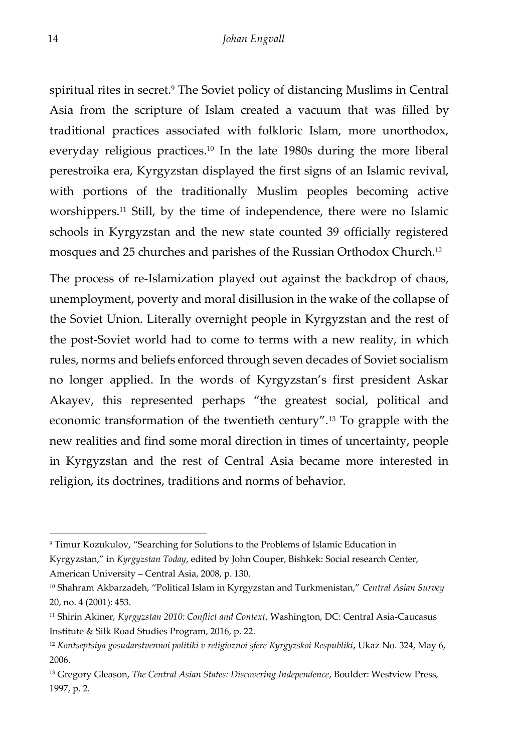spiritual rites in secret.[9] The Soviet policy of distancing Muslims in Central Asia from the scripture of Islam created a vacuum that was filled by traditional practices associated with folkloric Islam, more unorthodox, everyday religious practices.[10] In the late 1980s during the more liberal perestroika era, Kyrgyzstan displayed the first signs of an Islamic revival, with portions of the traditionally Muslim peoples becoming active worshippers.[11] Still, by the time of independence, there were no Islamic schools in Kyrgyzstan and the new state counted 39 officially registered mosques and 25 churches and parishes of the Russian Orthodox Church.[12]

The process of re-Islamization played out against the backdrop of chaos, unemployment, poverty and moral disillusion in the wake of the collapse of the Soviet Union. Literally overnight people in Kyrgyzstan and the rest of the post-Soviet world had to come to terms with a new reality, in which rules, norms and beliefs enforced through seven decades of Soviet socialism no longer applied. In the words of Kyrgyzstan's first president Askar Akayev, this represented perhaps "the greatest social, political and economic transformation of the twentieth century".[13] To grapple with the new realities and find some moral direction in times of uncertainty, people in Kyrgyzstan and the rest of Central Asia became more interested in religion, its doctrines, traditions and norms of behavior.

---

[9] Timur Kozukulov, "Searching for Solutions to the Problems of Islamic Education in Kyrgyzstan," in *Kyrgyzstan Today*, edited by John Couper, Bishkek: Social research Center, American University – Central Asia, 2008, p. 130.

[10] Shahram Akbarzadeh, "Political Islam in Kyrgyzstan and Turkmenistan," *Central Asian Survey* 20, no. 4 (2001): 453.

[11] Shirin Akiner, *Kyrgyzstan 2010: Conflict and Context*, Washington, DC: Central Asia-Caucasus Institute & Silk Road Studies Program, 2016, p. 22.

[12] *Kontseptsiya gosudarstvennoi politiki v religioznoi sfere Kyrgyzskoi Respubliki*, Ukaz No. 324, May 6, 2006.

[13] Gregory Gleason, *The Central Asian States: Discovering Independence*, Boulder: Westview Press, 1997, p. 2.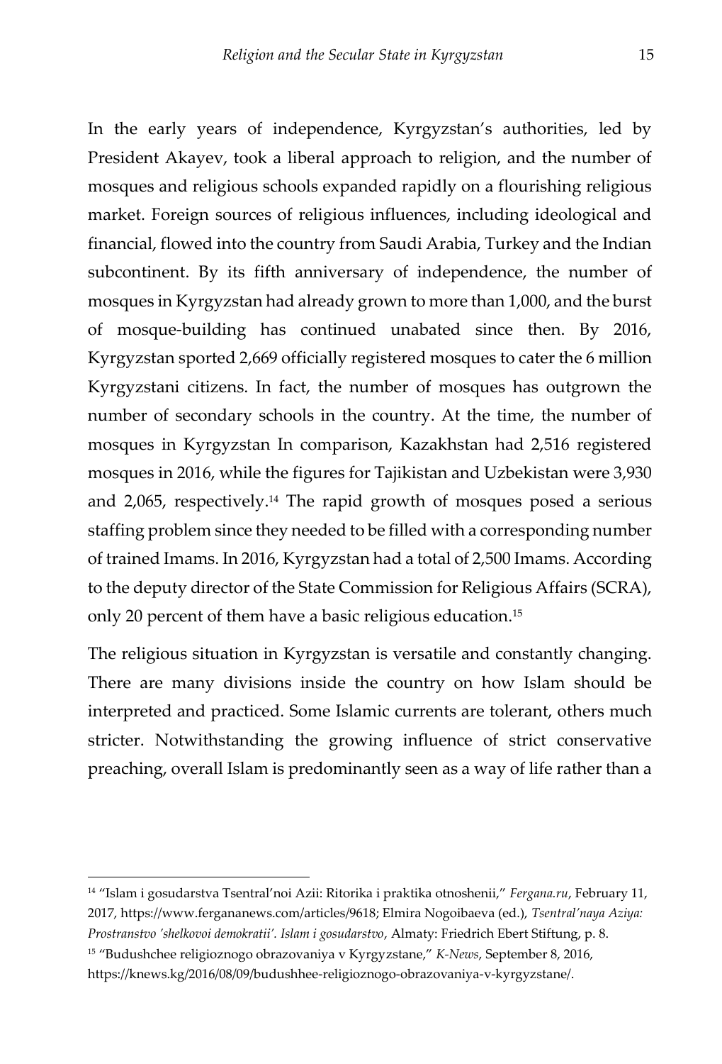In the early years of independence, Kyrgyzstan's authorities, led by President Akayev, took a liberal approach to religion, and the number of mosques and religious schools expanded rapidly on a flourishing religious market. Foreign sources of religious influences, including ideological and financial, flowed into the country from Saudi Arabia, Turkey and the Indian subcontinent. By its fifth anniversary of independence, the number of mosques in Kyrgyzstan had already grown to more than 1,000, and the burst of mosque-building has continued unabated since then. By 2016, Kyrgyzstan sported 2,669 officially registered mosques to cater the 6 million Kyrgyzstani citizens. In fact, the number of mosques has outgrown the number of secondary schools in the country. At the time, the number of mosques in Kyrgyzstan In comparison, Kazakhstan had 2,516 registered mosques in 2016, while the figures for Tajikistan and Uzbekistan were 3,930 and 2,065, respectively.[14] The rapid growth of mosques posed a serious staffing problem since they needed to be filled with a corresponding number of trained Imams. In 2016, Kyrgyzstan had a total of 2,500 Imams. According to the deputy director of the State Commission for Religious Affairs (SCRA), only 20 percent of them have a basic religious education.[15]

The religious situation in Kyrgyzstan is versatile and constantly changing. There are many divisions inside the country on how Islam should be interpreted and practiced. Some Islamic currents are tolerant, others much stricter. Notwithstanding the growing influence of strict conservative preaching, overall Islam is predominantly seen as a way of life rather than a

---

[14] "Islam i gosudarstva Tsentral'noi Azii: Ritorika i praktika otnoshenii," *Fergana.ru*, February 11, 2017, https://www.fergananews.com/articles/9618; Elmira Nogoibaeva (ed.), *Tsentral'naya Aziya: Prostranstvo 'shelkovoi demokratii'. Islam i gosudarstvo*, Almaty: Friedrich Ebert Stiftung, p. 8.

[15] "Budushchee religioznogo obrazovaniya v Kyrgyzstane," *K-News*, September 8, 2016, https://knews.kg/2016/08/09/budushhee-religioznogo-obrazovaniya-v-kyrgyzstane/.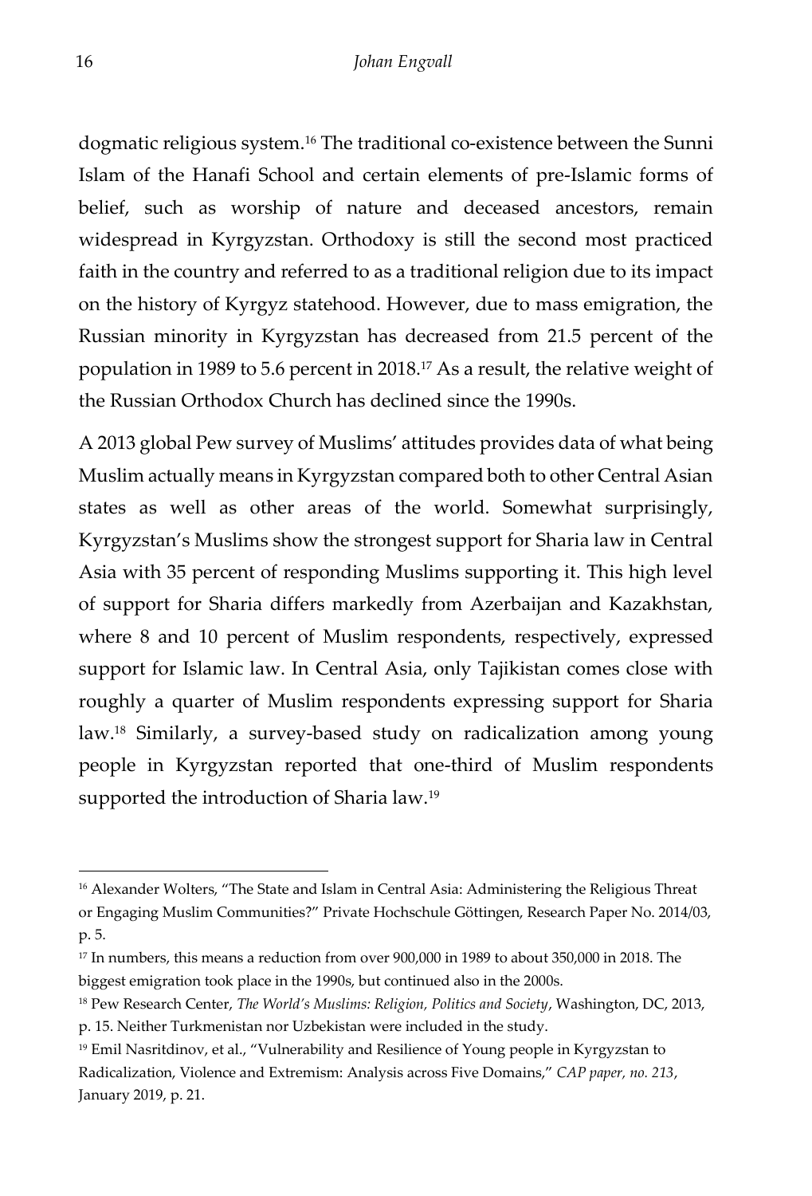dogmatic religious system.[16] The traditional co-existence between the Sunni Islam of the Hanafi School and certain elements of pre-Islamic forms of belief, such as worship of nature and deceased ancestors, remain widespread in Kyrgyzstan. Orthodoxy is still the second most practiced faith in the country and referred to as a traditional religion due to its impact on the history of Kyrgyz statehood. However, due to mass emigration, the Russian minority in Kyrgyzstan has decreased from 21.5 percent of the population in 1989 to 5.6 percent in 2018.[17] As a result, the relative weight of the Russian Orthodox Church has declined since the 1990s.

A 2013 global Pew survey of Muslims' attitudes provides data of what being Muslim actually means in Kyrgyzstan compared both to other Central Asian states as well as other areas of the world. Somewhat surprisingly, Kyrgyzstan's Muslims show the strongest support for Sharia law in Central Asia with 35 percent of responding Muslims supporting it. This high level of support for Sharia differs markedly from Azerbaijan and Kazakhstan, where 8 and 10 percent of Muslim respondents, respectively, expressed support for Islamic law. In Central Asia, only Tajikistan comes close with roughly a quarter of Muslim respondents expressing support for Sharia law.[18] Similarly, a survey-based study on radicalization among young people in Kyrgyzstan reported that one-third of Muslim respondents supported the introduction of Sharia law.[19]

---

[16] Alexander Wolters, "The State and Islam in Central Asia: Administering the Religious Threat or Engaging Muslim Communities?" Private Hochschule Göttingen, Research Paper No. 2014/03, p. 5.

[17] In numbers, this means a reduction from over 900,000 in 1989 to about 350,000 in 2018. The biggest emigration took place in the 1990s, but continued also in the 2000s.

[18] Pew Research Center, *The World's Muslims: Religion, Politics and Society*, Washington, DC, 2013, p. 15. Neither Turkmenistan nor Uzbekistan were included in the study.

[19] Emil Nasritdinov, et al., "Vulnerability and Resilience of Young people in Kyrgyzstan to Radicalization, Violence and Extremism: Analysis across Five Domains," *CAP paper, no. 213*, January 2019, p. 21.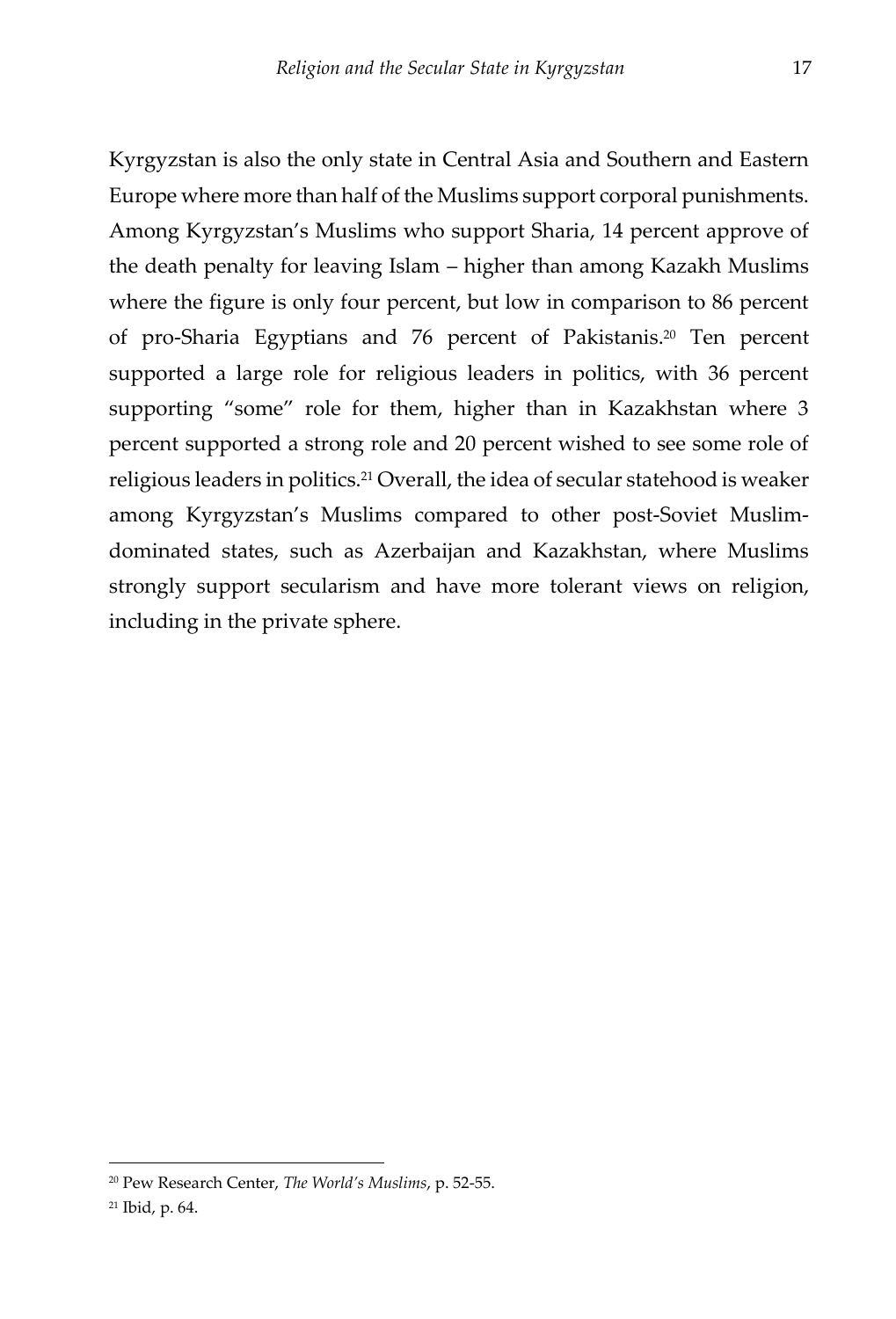Kyrgyzstan is also the only state in Central Asia and Southern and Eastern Europe where more than half of the Muslims support corporal punishments. Among Kyrgyzstan's Muslims who support Sharia, 14 percent approve of the death penalty for leaving Islam – higher than among Kazakh Muslims where the figure is only four percent, but low in comparison to 86 percent of pro-Sharia Egyptians and 76 percent of Pakistanis.[20] Ten percent supported a large role for religious leaders in politics, with 36 percent supporting "some" role for them, higher than in Kazakhstan where 3 percent supported a strong role and 20 percent wished to see some role of religious leaders in politics.[21] Overall, the idea of secular statehood is weaker among Kyrgyzstan's Muslims compared to other post-Soviet Muslim-dominated states, such as Azerbaijan and Kazakhstan, where Muslims strongly support secularism and have more tolerant views on religion, including in the private sphere.

---

[20] Pew Research Center, *The World's Muslims*, p. 52-55.

[21] Ibid, p. 64.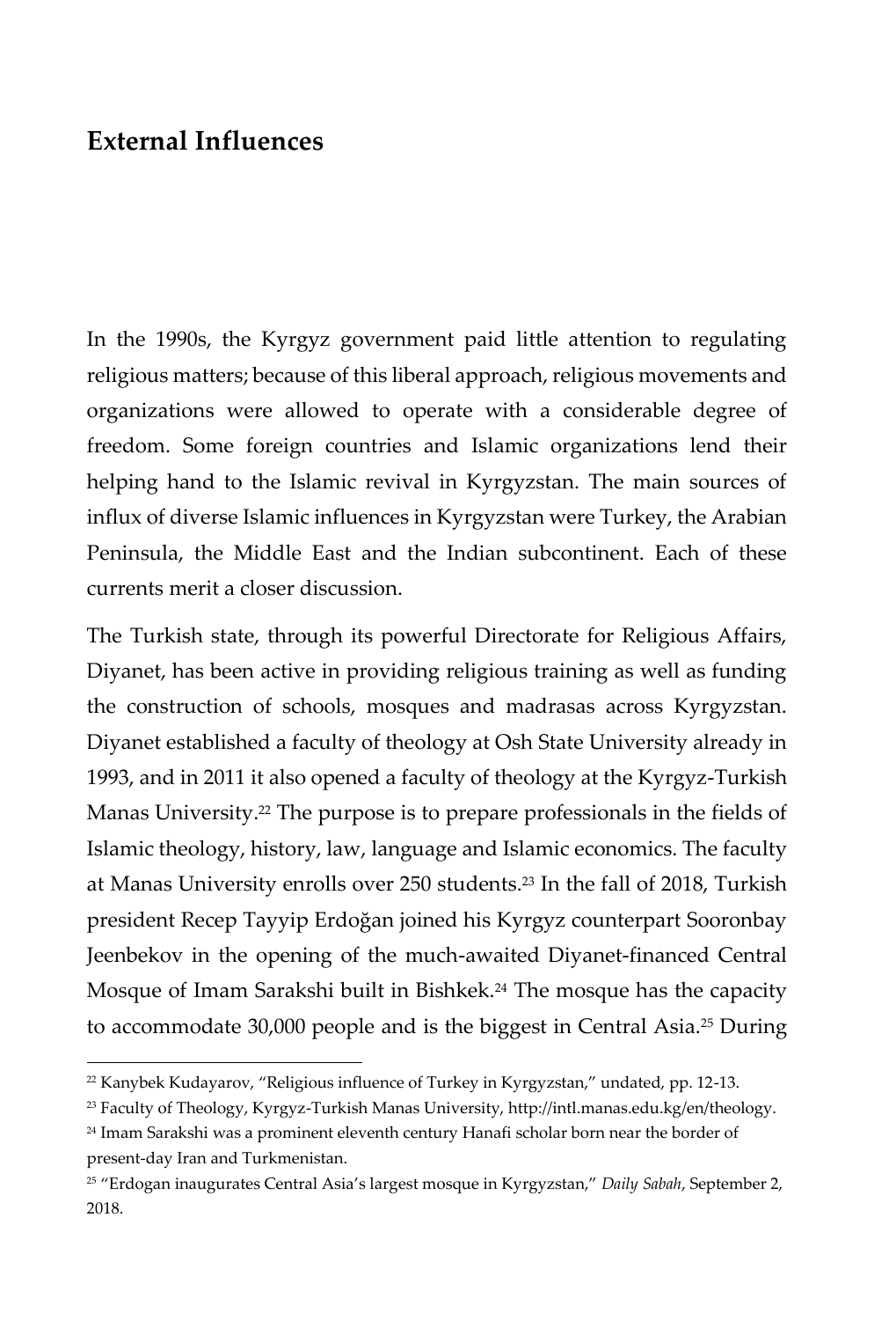## External Influences

In the 1990s, the Kyrgyz government paid little attention to regulating religious matters; because of this liberal approach, religious movements and organizations were allowed to operate with a considerable degree of freedom. Some foreign countries and Islamic organizations lend their helping hand to the Islamic revival in Kyrgyzstan. The main sources of influx of diverse Islamic influences in Kyrgyzstan were Turkey, the Arabian Peninsula, the Middle East and the Indian subcontinent. Each of these currents merit a closer discussion.

The Turkish state, through its powerful Directorate for Religious Affairs, Diyanet, has been active in providing religious training as well as funding the construction of schools, mosques and madrasas across Kyrgyzstan. Diyanet established a faculty of theology at Osh State University already in 1993, and in 2011 it also opened a faculty of theology at the Kyrgyz-Turkish Manas University.[22] The purpose is to prepare professionals in the fields of Islamic theology, history, law, language and Islamic economics. The faculty at Manas University enrolls over 250 students.[23] In the fall of 2018, Turkish president Recep Tayyip Erdoğan joined his Kyrgyz counterpart Sooronbay Jeenbekov in the opening of the much-awaited Diyanet-financed Central Mosque of Imam Sarakshi built in Bishkek.[24] The mosque has the capacity to accommodate 30,000 people and is the biggest in Central Asia.[25] During

[22] Kanybek Kudayarov, "Religious influence of Turkey in Kyrgyzstan," undated, pp. 12-13.

[23] Faculty of Theology, Kyrgyz-Turkish Manas University, http://intl.manas.edu.kg/en/theology.

[24] Imam Sarakshi was a prominent eleventh century Hanafi scholar born near the border of present-day Iran and Turkmenistan.

[25] "Erdogan inaugurates Central Asia's largest mosque in Kyrgyzstan," *Daily Sabah*, September 2, 2018.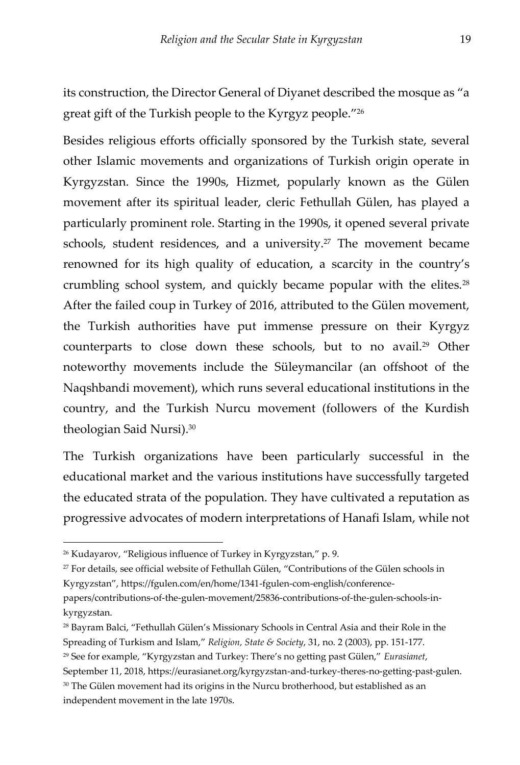its construction, the Director General of Diyanet described the mosque as "a great gift of the Turkish people to the Kyrgyz people."[26]

Besides religious efforts officially sponsored by the Turkish state, several other Islamic movements and organizations of Turkish origin operate in Kyrgyzstan. Since the 1990s, Hizmet, popularly known as the Gülen movement after its spiritual leader, cleric Fethullah Gülen, has played a particularly prominent role. Starting in the 1990s, it opened several private schools, student residences, and a university.[27] The movement became renowned for its high quality of education, a scarcity in the country's crumbling school system, and quickly became popular with the elites.[28] After the failed coup in Turkey of 2016, attributed to the Gülen movement, the Turkish authorities have put immense pressure on their Kyrgyz counterparts to close down these schools, but to no avail.[29] Other noteworthy movements include the Süleymancilar (an offshoot of the Naqshbandi movement), which runs several educational institutions in the country, and the Turkish Nurcu movement (followers of the Kurdish theologian Said Nursi).[30]

The Turkish organizations have been particularly successful in the educational market and the various institutions have successfully targeted the educated strata of the population. They have cultivated a reputation as progressive advocates of modern interpretations of Hanafi Islam, while not

---

[26] Kudayarov, "Religious influence of Turkey in Kyrgyzstan," p. 9.

[27] For details, see official website of Fethullah Gülen, "Contributions of the Gülen schools in Kyrgyzstan", https://fgulen.com/en/home/1341-fgulen-com-english/conference-papers/contributions-of-the-gulen-movement/25836-contributions-of-the-gulen-schools-in-kyrgyzstan.

[28] Bayram Balci, "Fethullah Gülen's Missionary Schools in Central Asia and their Role in the Spreading of Turkism and Islam," *Religion, State & Society*, 31, no. 2 (2003), pp. 151-177.

[29] See for example, "Kyrgyzstan and Turkey: There's no getting past Gülen," *Eurasianet*, September 11, 2018, https://eurasianet.org/kyrgyzstan-and-turkey-theres-no-getting-past-gulen.

[30] The Gülen movement had its origins in the Nurcu brotherhood, but established as an independent movement in the late 1970s.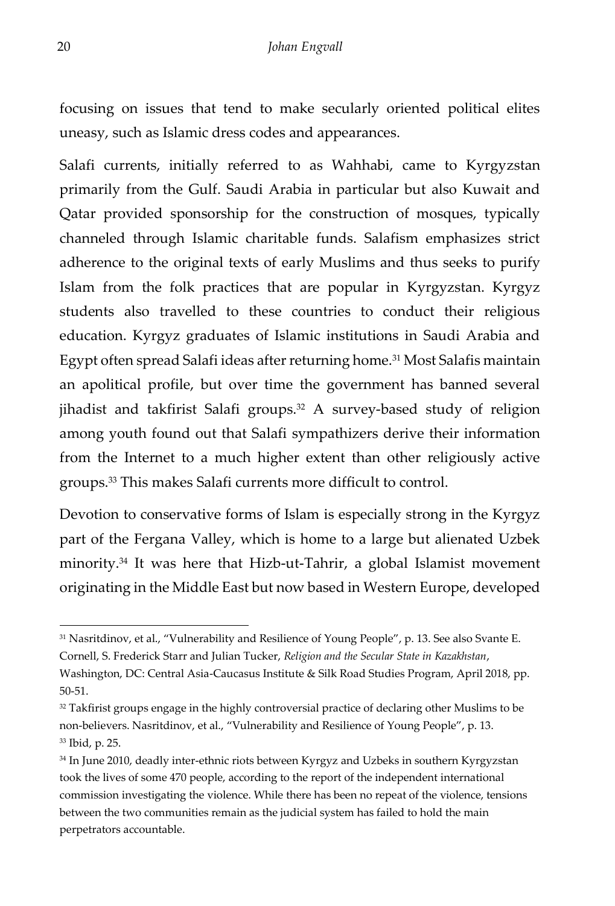focusing on issues that tend to make secularly oriented political elites uneasy, such as Islamic dress codes and appearances.

Salafi currents, initially referred to as Wahhabi, came to Kyrgyzstan primarily from the Gulf. Saudi Arabia in particular but also Kuwait and Qatar provided sponsorship for the construction of mosques, typically channeled through Islamic charitable funds. Salafism emphasizes strict adherence to the original texts of early Muslims and thus seeks to purify Islam from the folk practices that are popular in Kyrgyzstan. Kyrgyz students also travelled to these countries to conduct their religious education. Kyrgyz graduates of Islamic institutions in Saudi Arabia and Egypt often spread Salafi ideas after returning home.[31] Most Salafis maintain an apolitical profile, but over time the government has banned several jihadist and takfirist Salafi groups.[32] A survey-based study of religion among youth found out that Salafi sympathizers derive their information from the Internet to a much higher extent than other religiously active groups.[33] This makes Salafi currents more difficult to control.

Devotion to conservative forms of Islam is especially strong in the Kyrgyz part of the Fergana Valley, which is home to a large but alienated Uzbek minority.[34] It was here that Hizb-ut-Tahrir, a global Islamist movement originating in the Middle East but now based in Western Europe, developed

---

[31] Nasritdinov, et al., "Vulnerability and Resilience of Young People", p. 13. See also Svante E. Cornell, S. Frederick Starr and Julian Tucker, *Religion and the Secular State in Kazakhstan*, Washington, DC: Central Asia-Caucasus Institute & Silk Road Studies Program, April 2018, pp. 50-51.

[32] Takfirist groups engage in the highly controversial practice of declaring other Muslims to be non-believers. Nasritdinov, et al., "Vulnerability and Resilience of Young People", p. 13.

[33] Ibid, p. 25.

[34] In June 2010, deadly inter-ethnic riots between Kyrgyz and Uzbeks in southern Kyrgyzstan took the lives of some 470 people, according to the report of the independent international commission investigating the violence. While there has been no repeat of the violence, tensions between the two communities remain as the judicial system has failed to hold the main perpetrators accountable.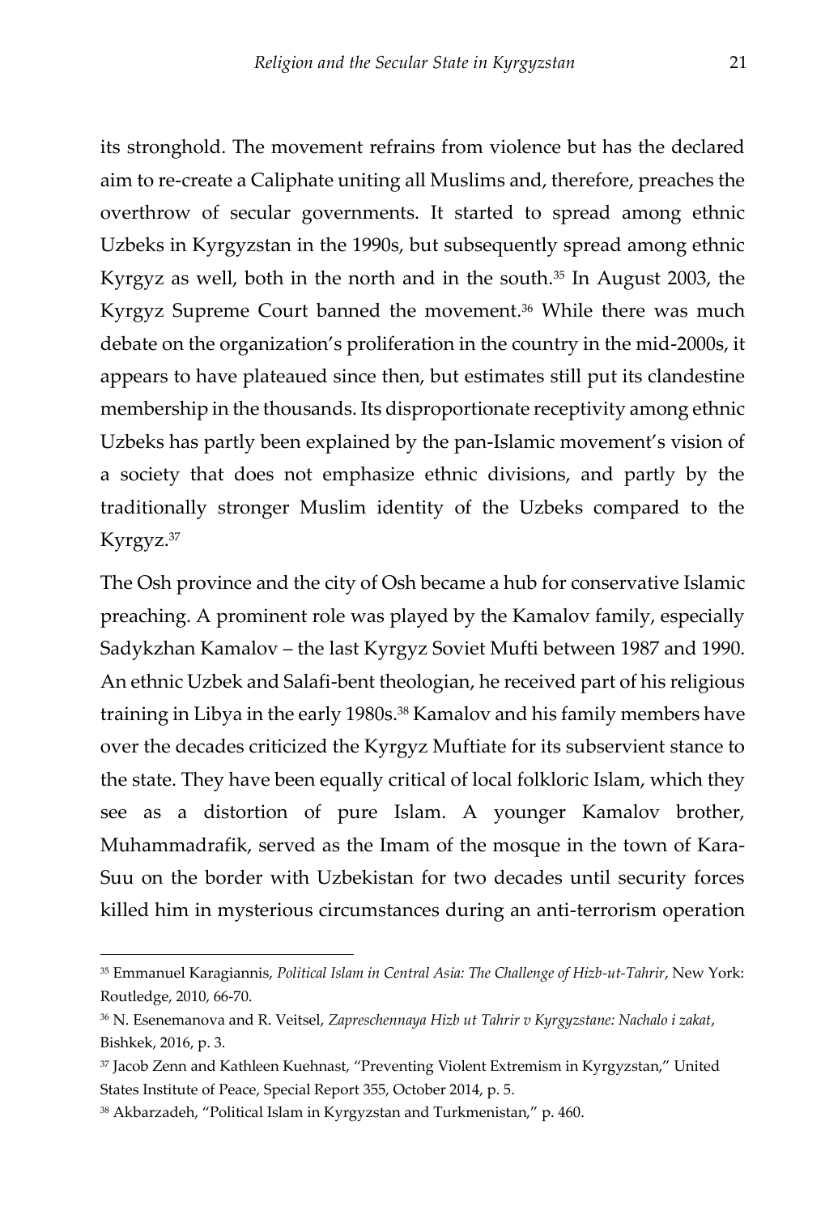its stronghold. The movement refrains from violence but has the declared aim to re-create a Caliphate uniting all Muslims and, therefore, preaches the overthrow of secular governments. It started to spread among ethnic Uzbeks in Kyrgyzstan in the 1990s, but subsequently spread among ethnic Kyrgyz as well, both in the north and in the south.[35] In August 2003, the Kyrgyz Supreme Court banned the movement.[36] While there was much debate on the organization's proliferation in the country in the mid-2000s, it appears to have plateaued since then, but estimates still put its clandestine membership in the thousands. Its disproportionate receptivity among ethnic Uzbeks has partly been explained by the pan-Islamic movement's vision of a society that does not emphasize ethnic divisions, and partly by the traditionally stronger Muslim identity of the Uzbeks compared to the Kyrgyz.[37]

The Osh province and the city of Osh became a hub for conservative Islamic preaching. A prominent role was played by the Kamalov family, especially Sadykzhan Kamalov – the last Kyrgyz Soviet Mufti between 1987 and 1990. An ethnic Uzbek and Salafi-bent theologian, he received part of his religious training in Libya in the early 1980s.[38] Kamalov and his family members have over the decades criticized the Kyrgyz Muftiate for its subservient stance to the state. They have been equally critical of local folkloric Islam, which they see as a distortion of pure Islam. A younger Kamalov brother, Muhammadrafik, served as the Imam of the mosque in the town of Kara-Suu on the border with Uzbekistan for two decades until security forces killed him in mysterious circumstances during an anti-terrorism operation

---

[35] Emmanuel Karagiannis, *Political Islam in Central Asia: The Challenge of Hizb-ut-Tahrir*, New York: Routledge, 2010, 66-70.

[36] N. Esenemanova and R. Veitsel, *Zapreschennaya Hizb ut Tahrir v Kyrgyzstane: Nachalo i zakat*, Bishkek, 2016, p. 3.

[37] Jacob Zenn and Kathleen Kuehnast, "Preventing Violent Extremism in Kyrgyzstan," United States Institute of Peace, Special Report 355, October 2014, p. 5.

[38] Akbarzadeh, "Political Islam in Kyrgyzstan and Turkmenistan," p. 460.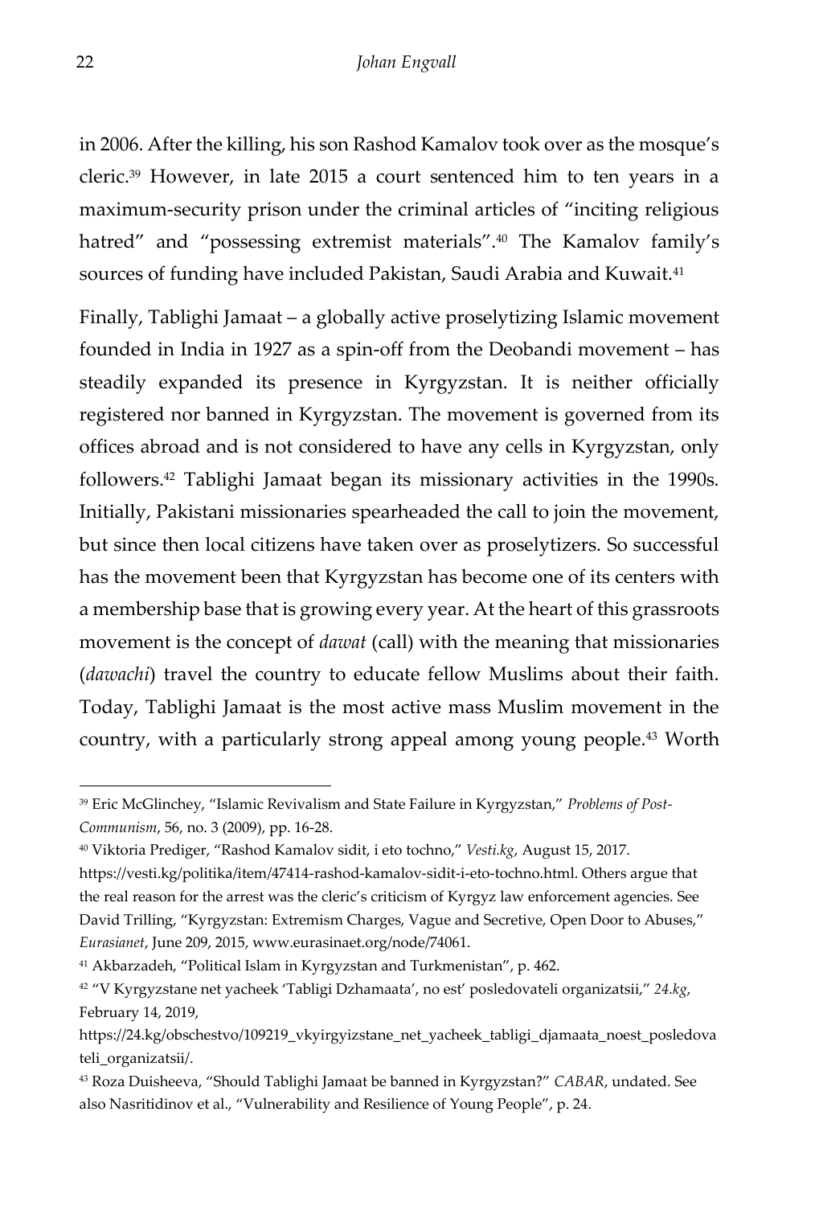in 2006. After the killing, his son Rashod Kamalov took over as the mosque's cleric.[39] However, in late 2015 a court sentenced him to ten years in a maximum-security prison under the criminal articles of "inciting religious hatred" and "possessing extremist materials".[40] The Kamalov family's sources of funding have included Pakistan, Saudi Arabia and Kuwait.[41]

Finally, Tablighi Jamaat – a globally active proselytizing Islamic movement founded in India in 1927 as a spin-off from the Deobandi movement – has steadily expanded its presence in Kyrgyzstan. It is neither officially registered nor banned in Kyrgyzstan. The movement is governed from its offices abroad and is not considered to have any cells in Kyrgyzstan, only followers.[42] Tablighi Jamaat began its missionary activities in the 1990s. Initially, Pakistani missionaries spearheaded the call to join the movement, but since then local citizens have taken over as proselytizers. So successful has the movement been that Kyrgyzstan has become one of its centers with a membership base that is growing every year. At the heart of this grassroots movement is the concept of *dawat* (call) with the meaning that missionaries (*dawachi*) travel the country to educate fellow Muslims about their faith. Today, Tablighi Jamaat is the most active mass Muslim movement in the country, with a particularly strong appeal among young people.[43] Worth

---

[39] Eric McGlinchey, "Islamic Revivalism and State Failure in Kyrgyzstan," *Problems of Post-Communism*, 56, no. 3 (2009), pp. 16-28.

[40] Viktoria Prediger, "Rashod Kamalov sidit, i eto tochno," *Vesti.kg*, August 15, 2017. https://vesti.kg/politika/item/47414-rashod-kamalov-sidit-i-eto-tochno.html. Others argue that the real reason for the arrest was the cleric's criticism of Kyrgyz law enforcement agencies. See David Trilling, "Kyrgyzstan: Extremism Charges, Vague and Secretive, Open Door to Abuses," *Eurasianet*, June 209, 2015, www.eurasinaet.org/node/74061.

[41] Akbarzadeh, "Political Islam in Kyrgyzstan and Turkmenistan", p. 462.

[42] "V Kyrgyzstane net yacheek 'Tabligi Dzhamaata', no est' posledovateli organizatsii," *24.kg*, February 14, 2019, https://24.kg/obschestvo/109219_vkyirgyizstane_net_yacheek_tabligi_djamaata_noest_posledovateli_organizatsii/.

[43] Roza Duisheeva, "Should Tablighi Jamaat be banned in Kyrgyzstan?" *CABAR*, undated. See also Nasritidinov et al., "Vulnerability and Resilience of Young People", p. 24.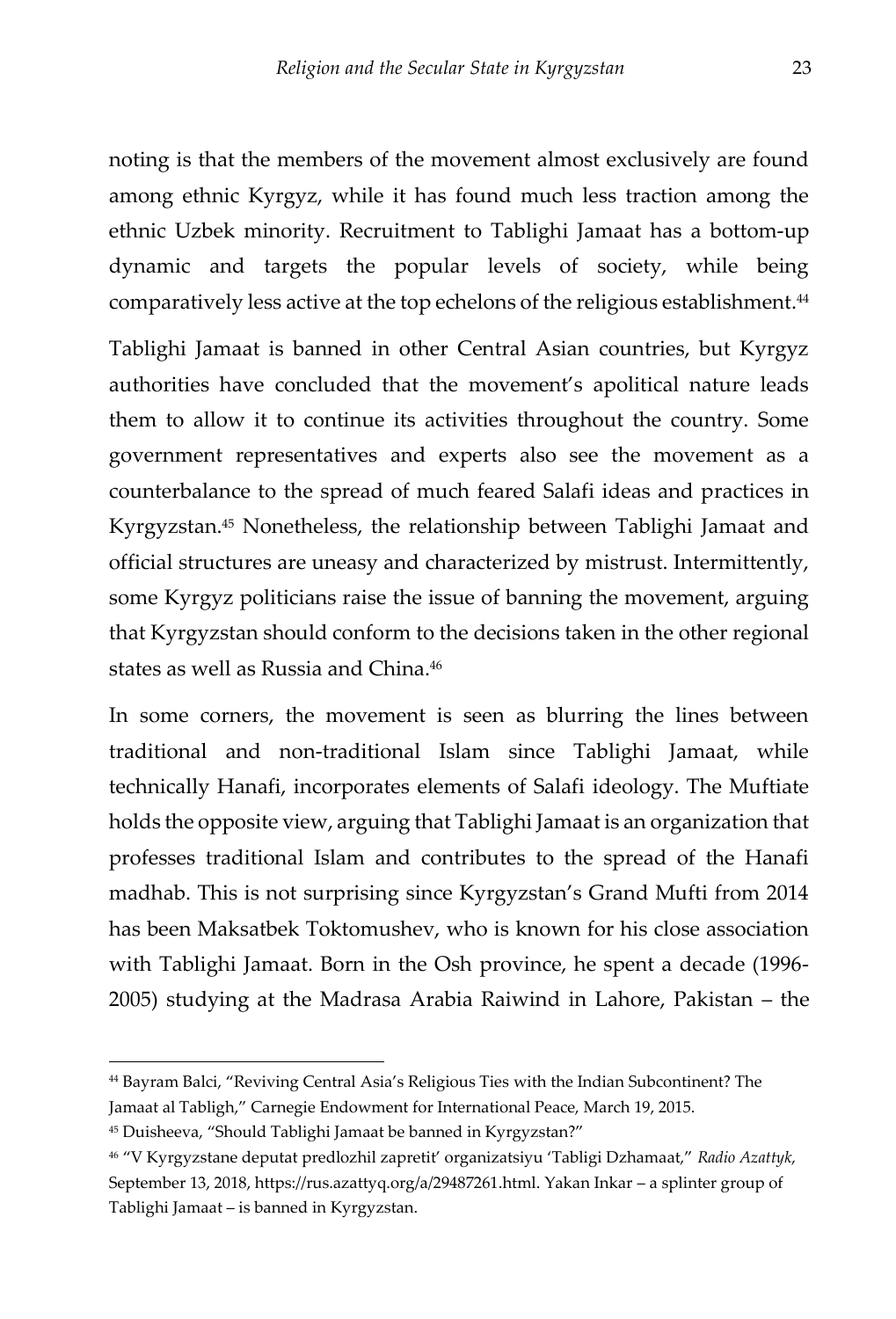noting is that the members of the movement almost exclusively are found among ethnic Kyrgyz, while it has found much less traction among the ethnic Uzbek minority. Recruitment to Tablighi Jamaat has a bottom-up dynamic and targets the popular levels of society, while being comparatively less active at the top echelons of the religious establishment.[44]

Tablighi Jamaat is banned in other Central Asian countries, but Kyrgyz authorities have concluded that the movement's apolitical nature leads them to allow it to continue its activities throughout the country. Some government representatives and experts also see the movement as a counterbalance to the spread of much feared Salafi ideas and practices in Kyrgyzstan.[45] Nonetheless, the relationship between Tablighi Jamaat and official structures are uneasy and characterized by mistrust. Intermittently, some Kyrgyz politicians raise the issue of banning the movement, arguing that Kyrgyzstan should conform to the decisions taken in the other regional states as well as Russia and China.[46]

In some corners, the movement is seen as blurring the lines between traditional and non-traditional Islam since Tablighi Jamaat, while technically Hanafi, incorporates elements of Salafi ideology. The Muftiate holds the opposite view, arguing that Tablighi Jamaat is an organization that professes traditional Islam and contributes to the spread of the Hanafi madhab. This is not surprising since Kyrgyzstan's Grand Mufti from 2014 has been Maksatbek Toktomushev, who is known for his close association with Tablighi Jamaat. Born in the Osh province, he spent a decade (1996-2005) studying at the Madrasa Arabia Raiwind in Lahore, Pakistan – the

---

[44] Bayram Balci, "Reviving Central Asia's Religious Ties with the Indian Subcontinent? The Jamaat al Tabligh," Carnegie Endowment for International Peace, March 19, 2015.

[45] Duisheeva, "Should Tablighi Jamaat be banned in Kyrgyzstan?"

[46] "V Kyrgyzstane deputat predlozhil zapretit' organizatsiyu 'Tabligi Dzhamaat,'" *Radio Azattyk,* September 13, 2018, https://rus.azattyq.org/a/29487261.html. Yakan Inkar – a splinter group of Tablighi Jamaat – is banned in Kyrgyzstan.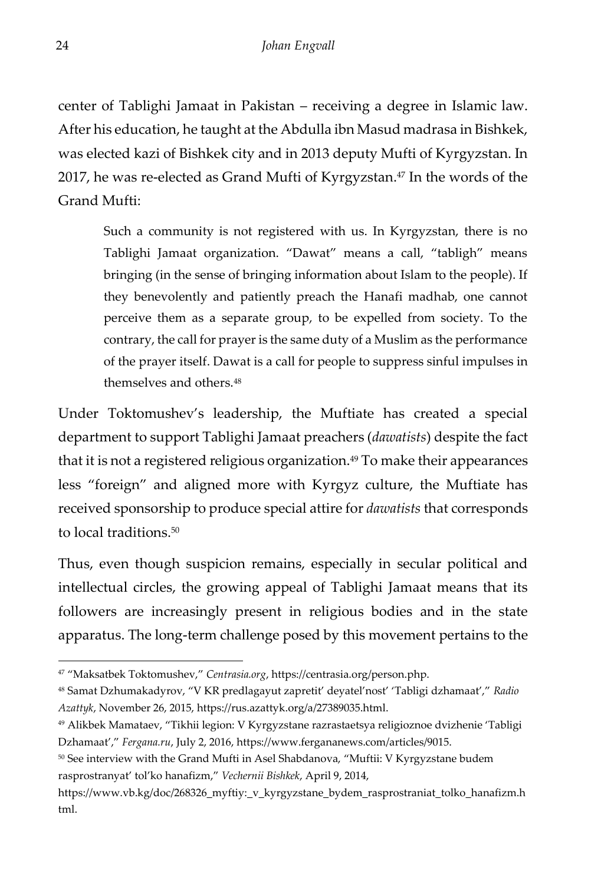center of Tablighi Jamaat in Pakistan – receiving a degree in Islamic law. After his education, he taught at the Abdulla ibn Masud madrasa in Bishkek, was elected kazi of Bishkek city and in 2013 deputy Mufti of Kyrgyzstan. In 2017, he was re-elected as Grand Mufti of Kyrgyzstan.[47] In the words of the Grand Mufti:

> Such a community is not registered with us. In Kyrgyzstan, there is no Tablighi Jamaat organization. "Dawat" means a call, "tabligh" means bringing (in the sense of bringing information about Islam to the people). If they benevolently and patiently preach the Hanafi madhab, one cannot perceive them as a separate group, to be expelled from society. To the contrary, the call for prayer is the same duty of a Muslim as the performance of the prayer itself. Dawat is a call for people to suppress sinful impulses in themselves and others.[48]

Under Toktomushev's leadership, the Muftiate has created a special department to support Tablighi Jamaat preachers (*dawatists*) despite the fact that it is not a registered religious organization.[49] To make their appearances less "foreign" and aligned more with Kyrgyz culture, the Muftiate has received sponsorship to produce special attire for *dawatists* that corresponds to local traditions.[50]

Thus, even though suspicion remains, especially in secular political and intellectual circles, the growing appeal of Tablighi Jamaat means that its followers are increasingly present in religious bodies and in the state apparatus. The long-term challenge posed by this movement pertains to the

---

[47] "Maksatbek Toktomushev," *Centrasia.org*, https://centrasia.org/person.php.

[48] Samat Dzhumakadyrov, "V KR predlagayut zapretit' deyatel'nost' 'Tabligi dzhamaat'," *Radio Azattyk*, November 26, 2015, https://rus.azattyk.org/a/27389035.html.

[49] Alikbek Mamataev, "Tikhii legion: V Kyrgyzstane razrastaetsya religioznoe dvizhenie 'Tabligi Dzhamaat'," *Fergana.ru*, July 2, 2016, https://www.fergananews.com/articles/9015.

[50] See interview with the Grand Mufti in Asel Shabdanova, "Muftii: V Kyrgyzstane budem rasprostranyat' tol'ko hanafizm," *Vechernii Bishkek*, April 9, 2014, https://www.vb.kg/doc/268326_myftiy:_v_kyrgyzstane_bydem_rasprostraniat_tolko_hanafizm.html.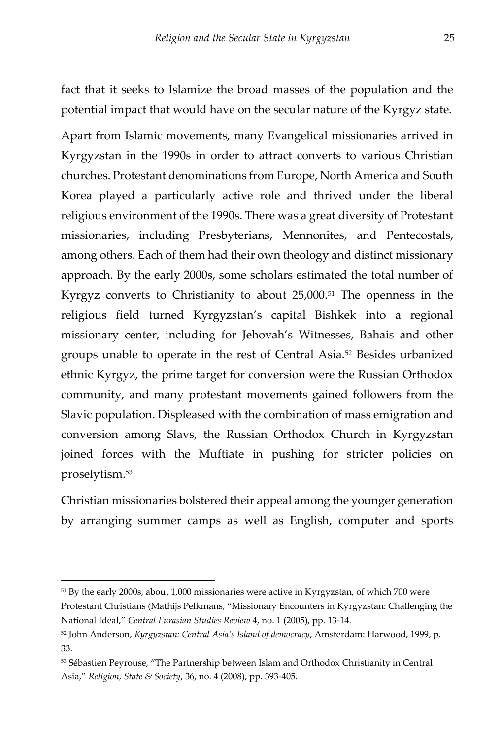fact that it seeks to Islamize the broad masses of the population and the potential impact that would have on the secular nature of the Kyrgyz state.

Apart from Islamic movements, many Evangelical missionaries arrived in Kyrgyzstan in the 1990s in order to attract converts to various Christian churches. Protestant denominations from Europe, North America and South Korea played a particularly active role and thrived under the liberal religious environment of the 1990s. There was a great diversity of Protestant missionaries, including Presbyterians, Mennonites, and Pentecostals, among others. Each of them had their own theology and distinct missionary approach. By the early 2000s, some scholars estimated the total number of Kyrgyz converts to Christianity to about 25,000.[51] The openness in the religious field turned Kyrgyzstan's capital Bishkek into a regional missionary center, including for Jehovah's Witnesses, Bahais and other groups unable to operate in the rest of Central Asia.[52] Besides urbanized ethnic Kyrgyz, the prime target for conversion were the Russian Orthodox community, and many protestant movements gained followers from the Slavic population. Displeased with the combination of mass emigration and conversion among Slavs, the Russian Orthodox Church in Kyrgyzstan joined forces with the Muftiate in pushing for stricter policies on proselytism.[53]

Christian missionaries bolstered their appeal among the younger generation by arranging summer camps as well as English, computer and sports

---

[51] By the early 2000s, about 1,000 missionaries were active in Kyrgyzstan, of which 700 were Protestant Christians (Mathijs Pelkmans, "Missionary Encounters in Kyrgyzstan: Challenging the National Ideal," *Central Eurasian Studies Review* 4, no. 1 (2005), pp. 13-14.

[52] John Anderson, *Kyrgyzstan: Central Asia's Island of democracy*, Amsterdam: Harwood, 1999, p. 33.

[53] Sébastien Peyrouse, "The Partnership between Islam and Orthodox Christianity in Central Asia," *Religion, State & Society*, 36, no. 4 (2008), pp. 393-405.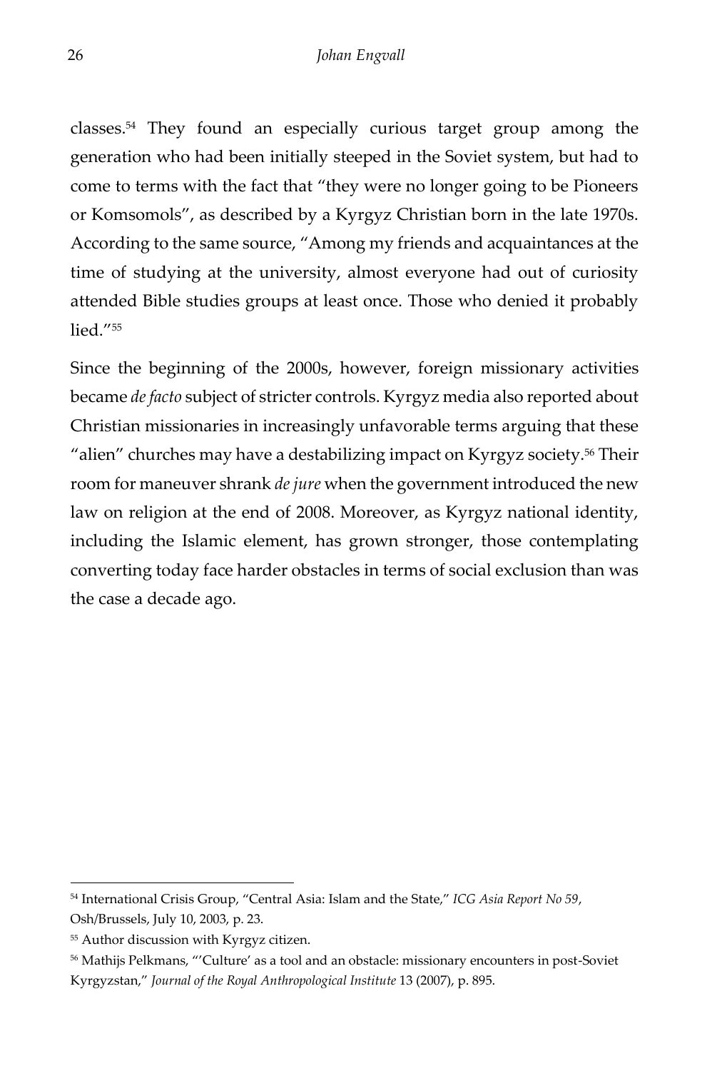classes.[54] They found an especially curious target group among the generation who had been initially steeped in the Soviet system, but had to come to terms with the fact that "they were no longer going to be Pioneers or Komsomols", as described by a Kyrgyz Christian born in the late 1970s. According to the same source, "Among my friends and acquaintances at the time of studying at the university, almost everyone had out of curiosity attended Bible studies groups at least once. Those who denied it probably lied."[55]

Since the beginning of the 2000s, however, foreign missionary activities became *de facto* subject of stricter controls. Kyrgyz media also reported about Christian missionaries in increasingly unfavorable terms arguing that these "alien" churches may have a destabilizing impact on Kyrgyz society.[56] Their room for maneuver shrank *de jure* when the government introduced the new law on religion at the end of 2008. Moreover, as Kyrgyz national identity, including the Islamic element, has grown stronger, those contemplating converting today face harder obstacles in terms of social exclusion than was the case a decade ago.

---

[54] International Crisis Group, "Central Asia: Islam and the State," *ICG Asia Report No 59*, Osh/Brussels, July 10, 2003, p. 23.

[55] Author discussion with Kyrgyz citizen.

[56] Mathijs Pelkmans, "'Culture' as a tool and an obstacle: missionary encounters in post-Soviet Kyrgyzstan," *Journal of the Royal Anthropological Institute* 13 (2007), p. 895.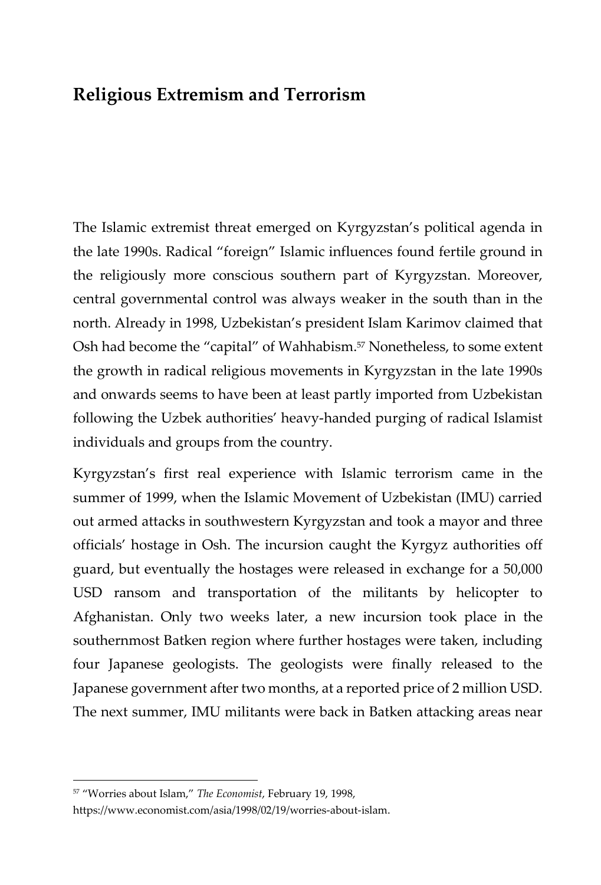## Religious Extremism and Terrorism

The Islamic extremist threat emerged on Kyrgyzstan's political agenda in the late 1990s. Radical "foreign" Islamic influences found fertile ground in the religiously more conscious southern part of Kyrgyzstan. Moreover, central governmental control was always weaker in the south than in the north. Already in 1998, Uzbekistan's president Islam Karimov claimed that Osh had become the "capital" of Wahhabism.[57] Nonetheless, to some extent the growth in radical religious movements in Kyrgyzstan in the late 1990s and onwards seems to have been at least partly imported from Uzbekistan following the Uzbek authorities' heavy-handed purging of radical Islamist individuals and groups from the country.

Kyrgyzstan's first real experience with Islamic terrorism came in the summer of 1999, when the Islamic Movement of Uzbekistan (IMU) carried out armed attacks in southwestern Kyrgyzstan and took a mayor and three officials' hostage in Osh. The incursion caught the Kyrgyz authorities off guard, but eventually the hostages were released in exchange for a 50,000 USD ransom and transportation of the militants by helicopter to Afghanistan. Only two weeks later, a new incursion took place in the southernmost Batken region where further hostages were taken, including four Japanese geologists. The geologists were finally released to the Japanese government after two months, at a reported price of 2 million USD. The next summer, IMU militants were back in Batken attacking areas near

---

[57] "Worries about Islam," *The Economist*, February 19, 1998, https://www.economist.com/asia/1998/02/19/worries-about-islam.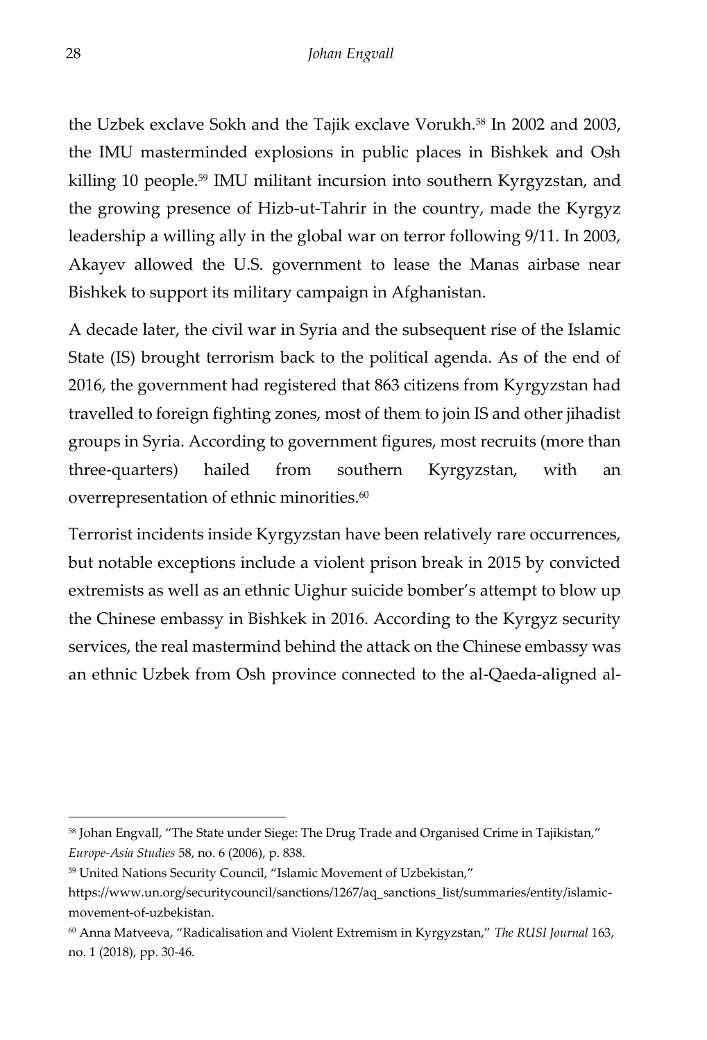the Uzbek exclave Sokh and the Tajik exclave Vorukh.[58] In 2002 and 2003, the IMU masterminded explosions in public places in Bishkek and Osh killing 10 people.[59] IMU militant incursion into southern Kyrgyzstan, and the growing presence of Hizb-ut-Tahrir in the country, made the Kyrgyz leadership a willing ally in the global war on terror following 9/11. In 2003, Akayev allowed the U.S. government to lease the Manas airbase near Bishkek to support its military campaign in Afghanistan.

A decade later, the civil war in Syria and the subsequent rise of the Islamic State (IS) brought terrorism back to the political agenda. As of the end of 2016, the government had registered that 863 citizens from Kyrgyzstan had travelled to foreign fighting zones, most of them to join IS and other jihadist groups in Syria. According to government figures, most recruits (more than three-quarters) hailed from southern Kyrgyzstan, with an overrepresentation of ethnic minorities.[60]

Terrorist incidents inside Kyrgyzstan have been relatively rare occurrences, but notable exceptions include a violent prison break in 2015 by convicted extremists as well as an ethnic Uighur suicide bomber's attempt to blow up the Chinese embassy in Bishkek in 2016. According to the Kyrgyz security services, the real mastermind behind the attack on the Chinese embassy was an ethnic Uzbek from Osh province connected to the al-Qaeda-aligned al-

---

[58] Johan Engvall, "The State under Siege: The Drug Trade and Organised Crime in Tajikistan," *Europe-Asia Studies* 58, no. 6 (2006), p. 838.

[59] United Nations Security Council, "Islamic Movement of Uzbekistan," https://www.un.org/securitycouncil/sanctions/1267/aq_sanctions_list/summaries/entity/islamic-movement-of-uzbekistan.

[60] Anna Matveeva, "Radicalisation and Violent Extremism in Kyrgyzstan," *The RUSI Journal* 163, no. 1 (2018), pp. 30-46.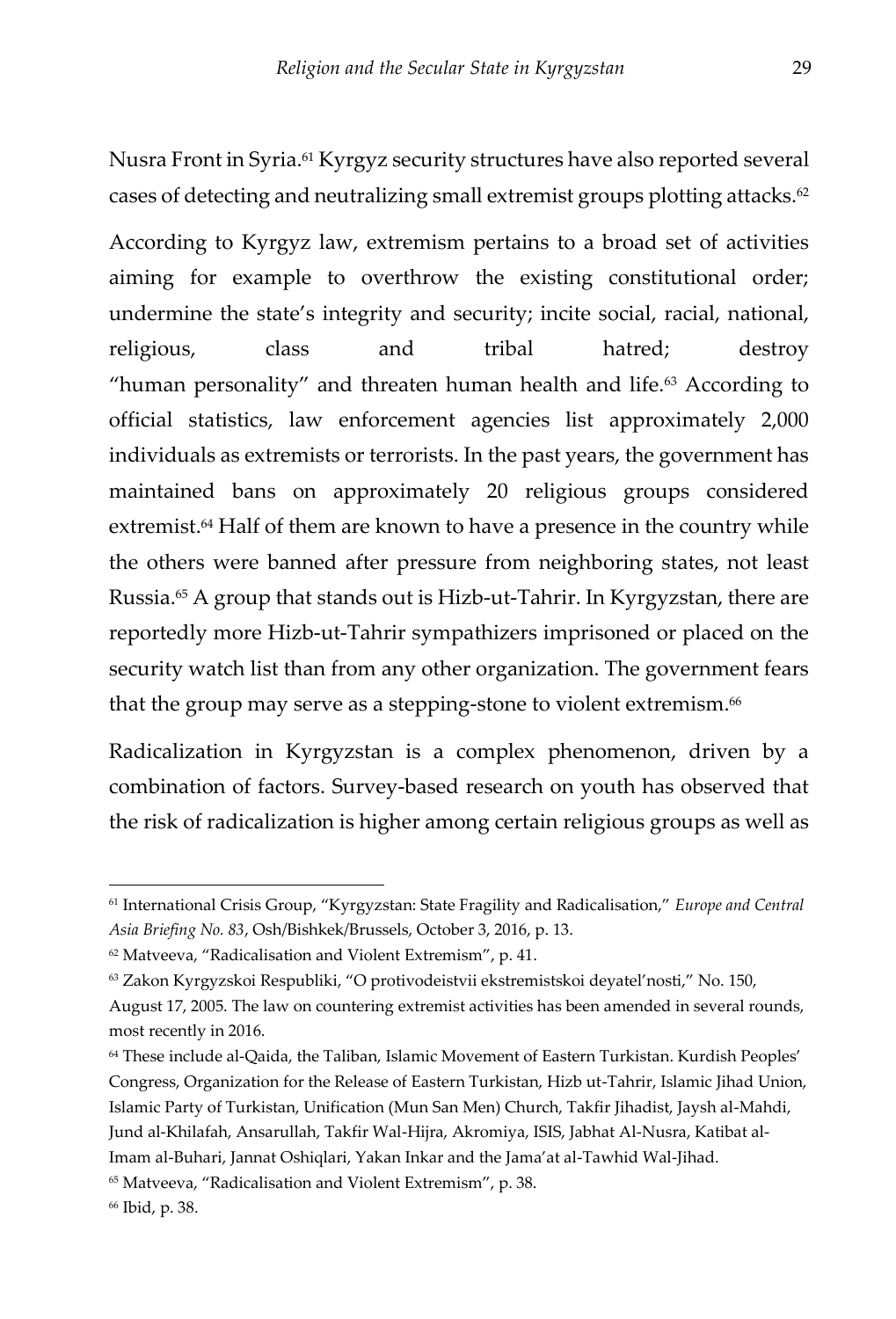Nusra Front in Syria.[61] Kyrgyz security structures have also reported several cases of detecting and neutralizing small extremist groups plotting attacks.[62]

According to Kyrgyz law, extremism pertains to a broad set of activities aiming for example to overthrow the existing constitutional order; undermine the state's integrity and security; incite social, racial, national, religious, class and tribal hatred; destroy "human personality" and threaten human health and life.[63] According to official statistics, law enforcement agencies list approximately 2,000 individuals as extremists or terrorists. In the past years, the government has maintained bans on approximately 20 religious groups considered extremist.[64] Half of them are known to have a presence in the country while the others were banned after pressure from neighboring states, not least Russia.[65] A group that stands out is Hizb-ut-Tahrir. In Kyrgyzstan, there are reportedly more Hizb-ut-Tahrir sympathizers imprisoned or placed on the security watch list than from any other organization. The government fears that the group may serve as a stepping-stone to violent extremism.[66]

Radicalization in Kyrgyzstan is a complex phenomenon, driven by a combination of factors. Survey-based research on youth has observed that the risk of radicalization is higher among certain religious groups as well as

---

[61] International Crisis Group, "Kyrgyzstan: State Fragility and Radicalisation," *Europe and Central Asia Briefing No. 83*, Osh/Bishkek/Brussels, October 3, 2016, p. 13.

[62] Matveeva, "Radicalisation and Violent Extremism", p. 41.

[63] Zakon Kyrgyzskoi Respubliki, "O protivodeistvii ekstremistskoi deyatel'nosti," No. 150, August 17, 2005. The law on countering extremist activities has been amended in several rounds, most recently in 2016.

[64] These include al-Qaida, the Taliban, Islamic Movement of Eastern Turkistan. Kurdish Peoples' Congress, Organization for the Release of Eastern Turkistan, Hizb ut-Tahrir, Islamic Jihad Union, Islamic Party of Turkistan, Unification (Mun San Men) Church, Takfir Jihadist, Jaysh al-Mahdi, Jund al-Khilafah, Ansarullah, Takfir Wal-Hijra, Akromiya, ISIS, Jabhat Al-Nusra, Katibat al-Imam al-Buhari, Jannat Oshiqlari, Yakan Inkar and the Jama'at al-Tawhid Wal-Jihad.

[65] Matveeva, "Radicalisation and Violent Extremism", p. 38.

[66] Ibid, p. 38.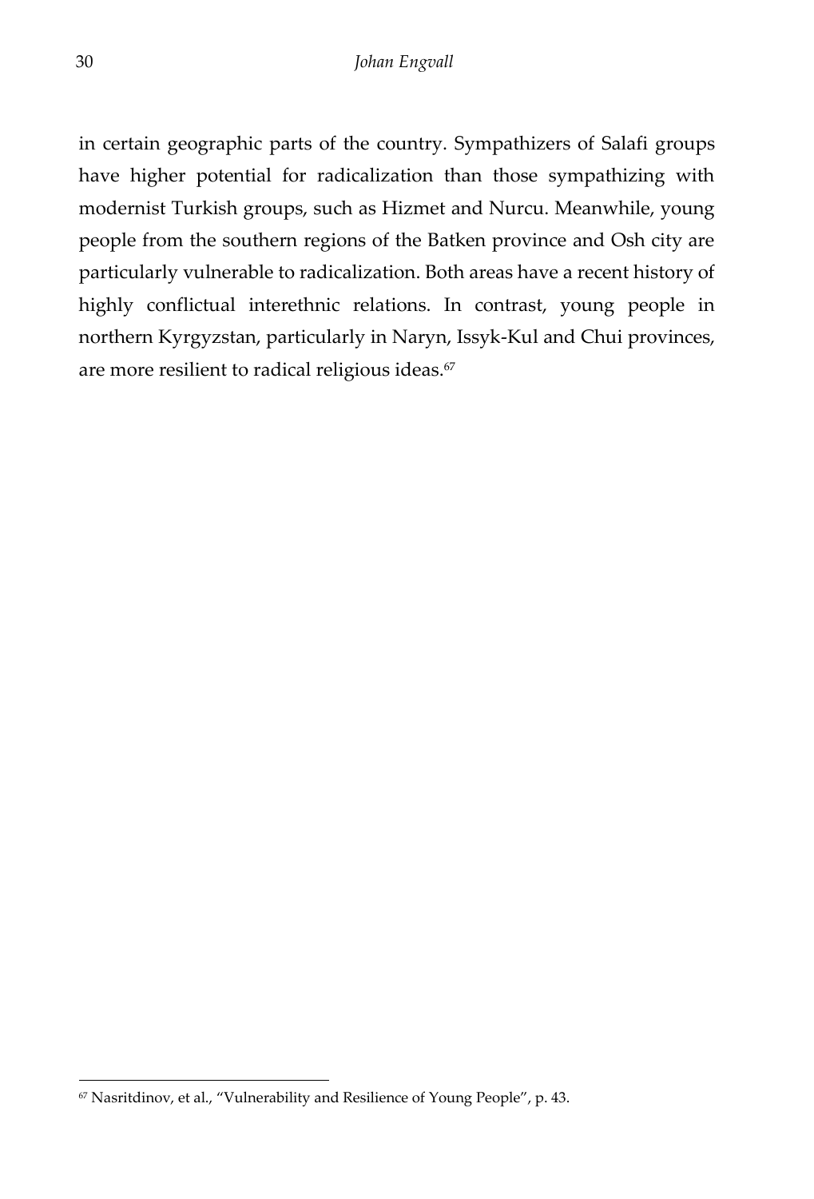in certain geographic parts of the country. Sympathizers of Salafi groups have higher potential for radicalization than those sympathizing with modernist Turkish groups, such as Hizmet and Nurcu. Meanwhile, young people from the southern regions of the Batken province and Osh city are particularly vulnerable to radicalization. Both areas have a recent history of highly conflictual interethnic relations. In contrast, young people in northern Kyrgyzstan, particularly in Naryn, Issyk-Kul and Chui provinces, are more resilient to radical religious ideas.[67]

[67] Nasritdinov, et al., "Vulnerability and Resilience of Young People", p. 43.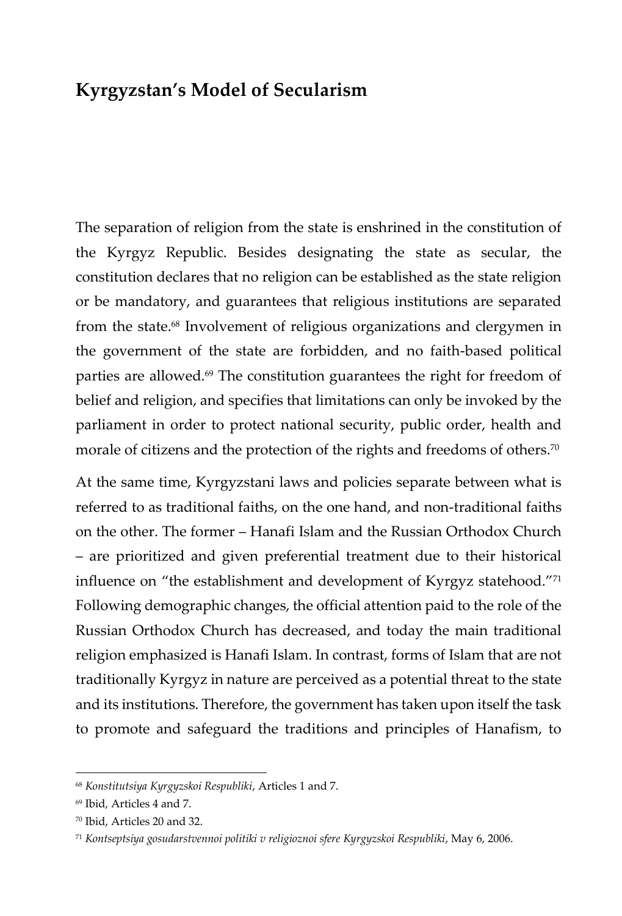## Kyrgyzstan's Model of Secularism

The separation of religion from the state is enshrined in the constitution of the Kyrgyz Republic. Besides designating the state as secular, the constitution declares that no religion can be established as the state religion or be mandatory, and guarantees that religious institutions are separated from the state.[68] Involvement of religious organizations and clergymen in the government of the state are forbidden, and no faith-based political parties are allowed.[69] The constitution guarantees the right for freedom of belief and religion, and specifies that limitations can only be invoked by the parliament in order to protect national security, public order, health and morale of citizens and the protection of the rights and freedoms of others.[70]

At the same time, Kyrgyzstani laws and policies separate between what is referred to as traditional faiths, on the one hand, and non-traditional faiths on the other. The former – Hanafi Islam and the Russian Orthodox Church – are prioritized and given preferential treatment due to their historical influence on "the establishment and development of Kyrgyz statehood."[71] Following demographic changes, the official attention paid to the role of the Russian Orthodox Church has decreased, and today the main traditional religion emphasized is Hanafi Islam. In contrast, forms of Islam that are not traditionally Kyrgyz in nature are perceived as a potential threat to the state and its institutions. Therefore, the government has taken upon itself the task to promote and safeguard the traditions and principles of Hanafism, to

---

[68] *Konstitutsiya Kyrgyzskoi Respubliki*, Articles 1 and 7.

[69] Ibid, Articles 4 and 7.

[70] Ibid, Articles 20 and 32.

[71] *Kontseptsiya gosudarstvennoi politiki v religioznoi sfere Kyrgyzskoi Respubliki*, May 6, 2006.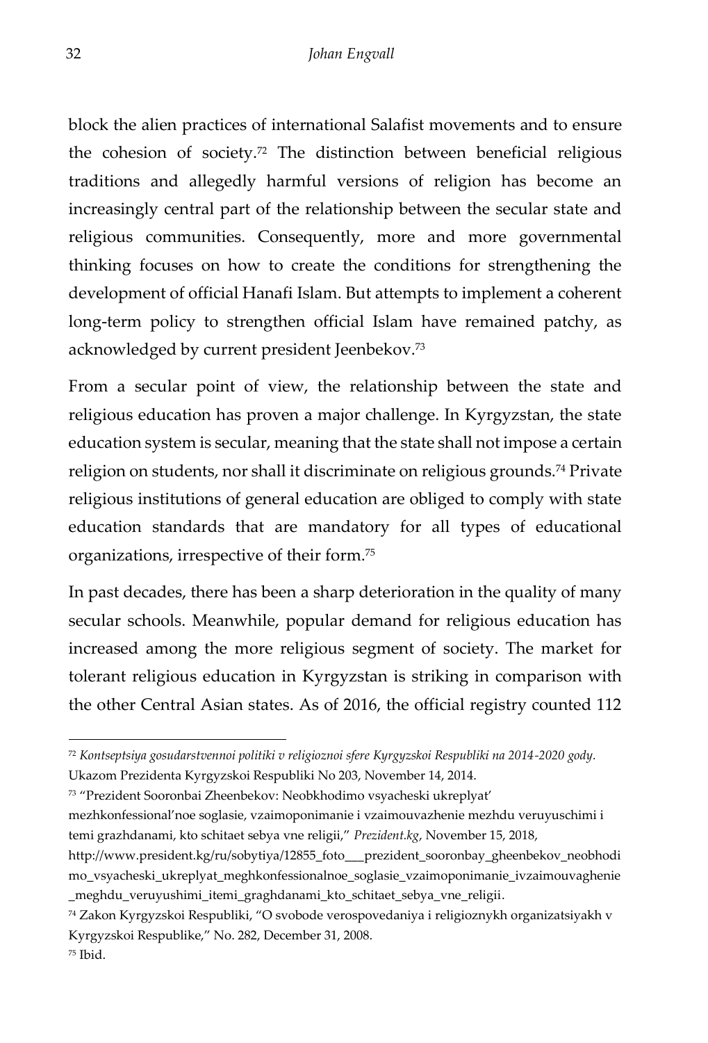block the alien practices of international Salafist movements and to ensure the cohesion of society.[72] The distinction between beneficial religious traditions and allegedly harmful versions of religion has become an increasingly central part of the relationship between the secular state and religious communities. Consequently, more and more governmental thinking focuses on how to create the conditions for strengthening the development of official Hanafi Islam. But attempts to implement a coherent long-term policy to strengthen official Islam have remained patchy, as acknowledged by current president Jeenbekov.[73]

From a secular point of view, the relationship between the state and religious education has proven a major challenge. In Kyrgyzstan, the state education system is secular, meaning that the state shall not impose a certain religion on students, nor shall it discriminate on religious grounds.[74] Private religious institutions of general education are obliged to comply with state education standards that are mandatory for all types of educational organizations, irrespective of their form.[75]

In past decades, there has been a sharp deterioration in the quality of many secular schools. Meanwhile, popular demand for religious education has increased among the more religious segment of society. The market for tolerant religious education in Kyrgyzstan is striking in comparison with the other Central Asian states. As of 2016, the official registry counted 112

---

[72] *Kontseptsiya gosudarstvennoi politiki v religioznoi sfere Kyrgyzskoi Respubliki na 2014-2020 gody.* Ukazom Prezidenta Kyrgyzskoi Respubliki No 203, November 14, 2014.

[73] "Prezident Sooronbai Zheenbekov: Neobkhodimo vsyacheski ukreplyat' mezhkonfessional'noe soglasie, vzaimoponimanie i vzaimouvazhenie mezhdu veruyuschimi i temi grazhdanami, kto schitaet sebya vne religii," *Prezident.kg*, November 15, 2018, http://www.president.kg/ru/sobytiya/12855_foto___prezident_sooronbay_gheenbekov_neobhodimo_vsyacheski_ukreplyat_meghkonfessionalnoe_soglasie_vzaimoponimanie_ivzaimouvaghenie_meghdu_veruyushimi_itemi_graghdanami_kto_schitaet_sebya_vne_religii.

[74] Zakon Kyrgyzskoi Respubliki, "O svobode verospovedaniya i religioznykh organizatsiyakh v Kyrgyzskoi Respublike," No. 282, December 31, 2008.

[75] Ibid.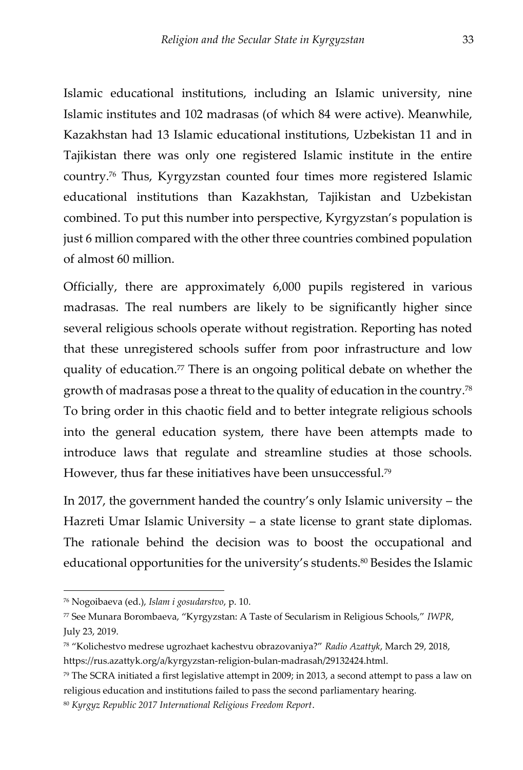Islamic educational institutions, including an Islamic university, nine Islamic institutes and 102 madrasas (of which 84 were active). Meanwhile, Kazakhstan had 13 Islamic educational institutions, Uzbekistan 11 and in Tajikistan there was only one registered Islamic institute in the entire country.[76] Thus, Kyrgyzstan counted four times more registered Islamic educational institutions than Kazakhstan, Tajikistan and Uzbekistan combined. To put this number into perspective, Kyrgyzstan's population is just 6 million compared with the other three countries combined population of almost 60 million.

Officially, there are approximately 6,000 pupils registered in various madrasas. The real numbers are likely to be significantly higher since several religious schools operate without registration. Reporting has noted that these unregistered schools suffer from poor infrastructure and low quality of education.[77] There is an ongoing political debate on whether the growth of madrasas pose a threat to the quality of education in the country.[78] To bring order in this chaotic field and to better integrate religious schools into the general education system, there have been attempts made to introduce laws that regulate and streamline studies at those schools. However, thus far these initiatives have been unsuccessful.[79]

In 2017, the government handed the country's only Islamic university – the Hazreti Umar Islamic University – a state license to grant state diplomas. The rationale behind the decision was to boost the occupational and educational opportunities for the university's students.[80] Besides the Islamic

---

[76] Nogoibaeva (ed.), *Islam i gosudarstvo*, p. 10.

[77] See Munara Borombaeva, "Kyrgyzstan: A Taste of Secularism in Religious Schools," *IWPR*, July 23, 2019.

[78] "Kolichestvo medrese ugrozhaet kachestvu obrazovaniya?" *Radio Azattyk*, March 29, 2018, https://rus.azattyk.org/a/kyrgyzstan-religion-bulan-madrasah/29132424.html.

[79] The SCRA initiated a first legislative attempt in 2009; in 2013, a second attempt to pass a law on religious education and institutions failed to pass the second parliamentary hearing.

[80] *Kyrgyz Republic 2017 International Religious Freedom Report*.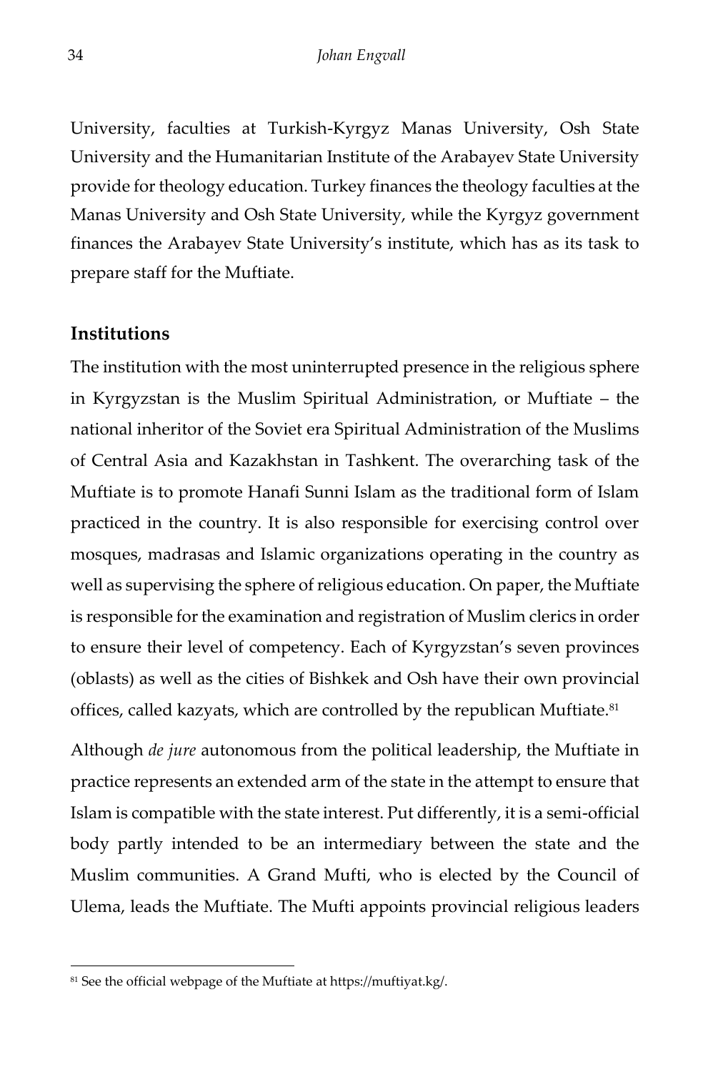University, faculties at Turkish-Kyrgyz Manas University, Osh State University and the Humanitarian Institute of the Arabayev State University provide for theology education. Turkey finances the theology faculties at the Manas University and Osh State University, while the Kyrgyz government finances the Arabayev State University's institute, which has as its task to prepare staff for the Muftiate.

## Institutions

The institution with the most uninterrupted presence in the religious sphere in Kyrgyzstan is the Muslim Spiritual Administration, or Muftiate – the national inheritor of the Soviet era Spiritual Administration of the Muslims of Central Asia and Kazakhstan in Tashkent. The overarching task of the Muftiate is to promote Hanafi Sunni Islam as the traditional form of Islam practiced in the country. It is also responsible for exercising control over mosques, madrasas and Islamic organizations operating in the country as well as supervising the sphere of religious education. On paper, the Muftiate is responsible for the examination and registration of Muslim clerics in order to ensure their level of competency. Each of Kyrgyzstan's seven provinces (oblasts) as well as the cities of Bishkek and Osh have their own provincial offices, called kazyats, which are controlled by the republican Muftiate.[81]

Although *de jure* autonomous from the political leadership, the Muftiate in practice represents an extended arm of the state in the attempt to ensure that Islam is compatible with the state interest. Put differently, it is a semi-official body partly intended to be an intermediary between the state and the Muslim communities. A Grand Mufti, who is elected by the Council of Ulema, leads the Muftiate. The Mufti appoints provincial religious leaders

---

[81] See the official webpage of the Muftiate at https://muftiyat.kg/.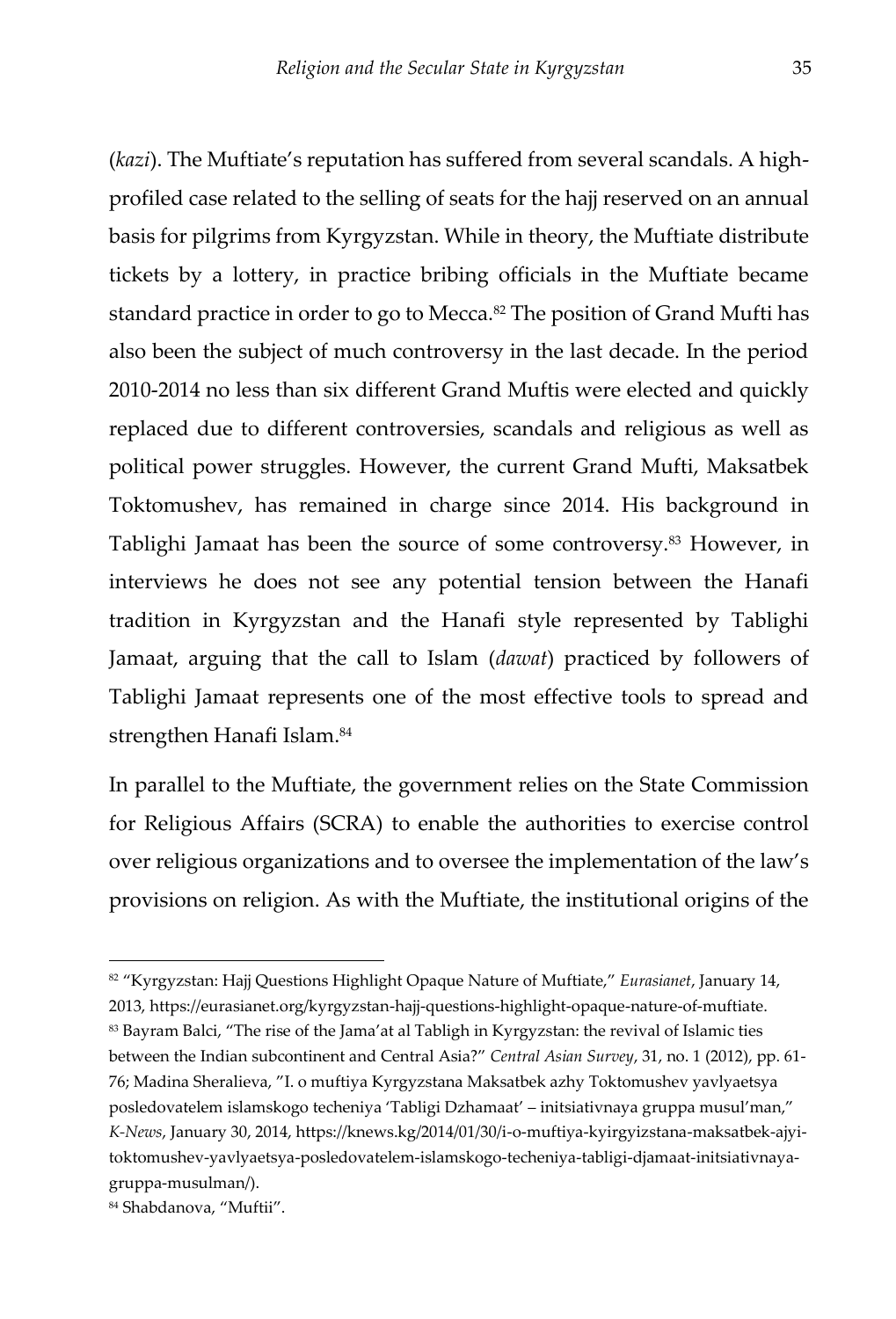(*kazi*). The Muftiate's reputation has suffered from several scandals. A high-profiled case related to the selling of seats for the hajj reserved on an annual basis for pilgrims from Kyrgyzstan. While in theory, the Muftiate distribute tickets by a lottery, in practice bribing officials in the Muftiate became standard practice in order to go to Mecca.[82] The position of Grand Mufti has also been the subject of much controversy in the last decade. In the period 2010-2014 no less than six different Grand Muftis were elected and quickly replaced due to different controversies, scandals and religious as well as political power struggles. However, the current Grand Mufti, Maksatbek Toktomushev, has remained in charge since 2014. His background in Tablighi Jamaat has been the source of some controversy.[83] However, in interviews he does not see any potential tension between the Hanafi tradition in Kyrgyzstan and the Hanafi style represented by Tablighi Jamaat, arguing that the call to Islam (*dawat*) practiced by followers of Tablighi Jamaat represents one of the most effective tools to spread and strengthen Hanafi Islam.[84]

In parallel to the Muftiate, the government relies on the State Commission for Religious Affairs (SCRA) to enable the authorities to exercise control over religious organizations and to oversee the implementation of the law's provisions on religion. As with the Muftiate, the institutional origins of the

---

[82] "Kyrgyzstan: Hajj Questions Highlight Opaque Nature of Muftiate," *Eurasianet*, January 14, 2013, https://eurasianet.org/kyrgyzstan-hajj-questions-highlight-opaque-nature-of-muftiate.

[83] Bayram Balci, "The rise of the Jama'at al Tabligh in Kyrgyzstan: the revival of Islamic ties between the Indian subcontinent and Central Asia?" *Central Asian Survey*, 31, no. 1 (2012), pp. 61-76; Madina Sheralieva, "I. o muftiya Kyrgyzstana Maksatbek azhy Toktomushev yavlyaetsya posledovatelem islamskogo techeniya 'Tabligi Dzhamaat' – initsiativnaya gruppa musul'man," *K-News*, January 30, 2014, https://knews.kg/2014/01/30/i-o-muftiya-kyirgyizstana-maksatbek-ajyi-toktomushev-yavlyaetsya-posledovatelem-islamskogo-techeniya-tabligi-djamaat-initsiativnaya-gruppa-musulman/).

[84] Shabdanova, "Muftii".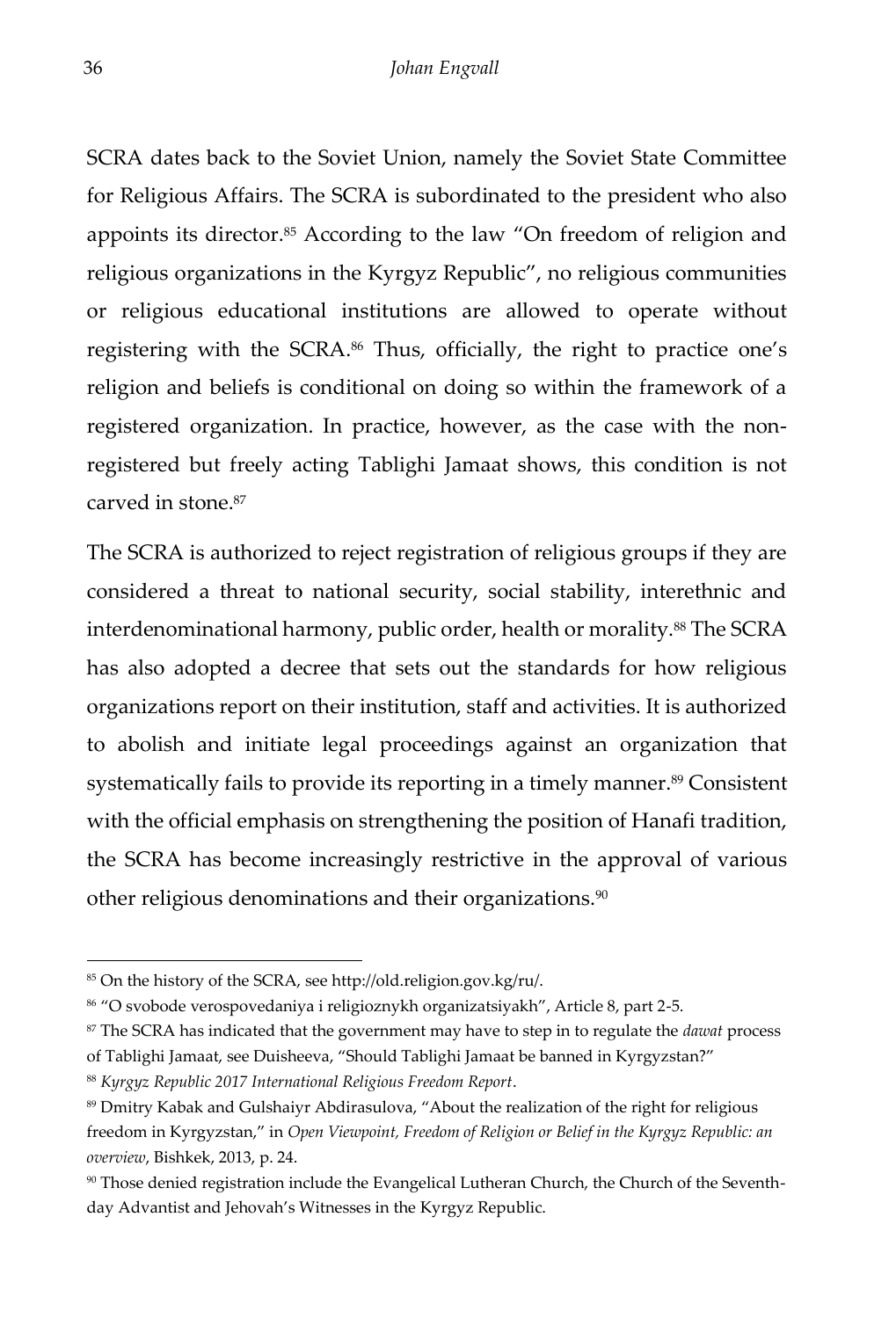SCRA dates back to the Soviet Union, namely the Soviet State Committee for Religious Affairs. The SCRA is subordinated to the president who also appoints its director.[85] According to the law "On freedom of religion and religious organizations in the Kyrgyz Republic", no religious communities or religious educational institutions are allowed to operate without registering with the SCRA.[86] Thus, officially, the right to practice one's religion and beliefs is conditional on doing so within the framework of a registered organization. In practice, however, as the case with the non-registered but freely acting Tablighi Jamaat shows, this condition is not carved in stone.[87]

The SCRA is authorized to reject registration of religious groups if they are considered a threat to national security, social stability, interethnic and interdenominational harmony, public order, health or morality.[88] The SCRA has also adopted a decree that sets out the standards for how religious organizations report on their institution, staff and activities. It is authorized to abolish and initiate legal proceedings against an organization that systematically fails to provide its reporting in a timely manner.[89] Consistent with the official emphasis on strengthening the position of Hanafi tradition, the SCRA has become increasingly restrictive in the approval of various other religious denominations and their organizations.[90]

---

[85] On the history of the SCRA, see http://old.religion.gov.kg/ru/.

[86] "O svobode verospovedaniya i religioznykh organizatsiyakh", Article 8, part 2-5.

[87] The SCRA has indicated that the government may have to step in to regulate the *dawat* process of Tablighi Jamaat, see Duisheeva, "Should Tablighi Jamaat be banned in Kyrgyzstan?"

[88] *Kyrgyz Republic 2017 International Religious Freedom Report*.

[89] Dmitry Kabak and Gulshaiyr Abdirasulova, "About the realization of the right for religious freedom in Kyrgyzstan," in *Open Viewpoint, Freedom of Religion or Belief in the Kyrgyz Republic: an overview*, Bishkek, 2013, p. 24.

[90] Those denied registration include the Evangelical Lutheran Church, the Church of the Seventh-day Advantist and Jehovah's Witnesses in the Kyrgyz Republic.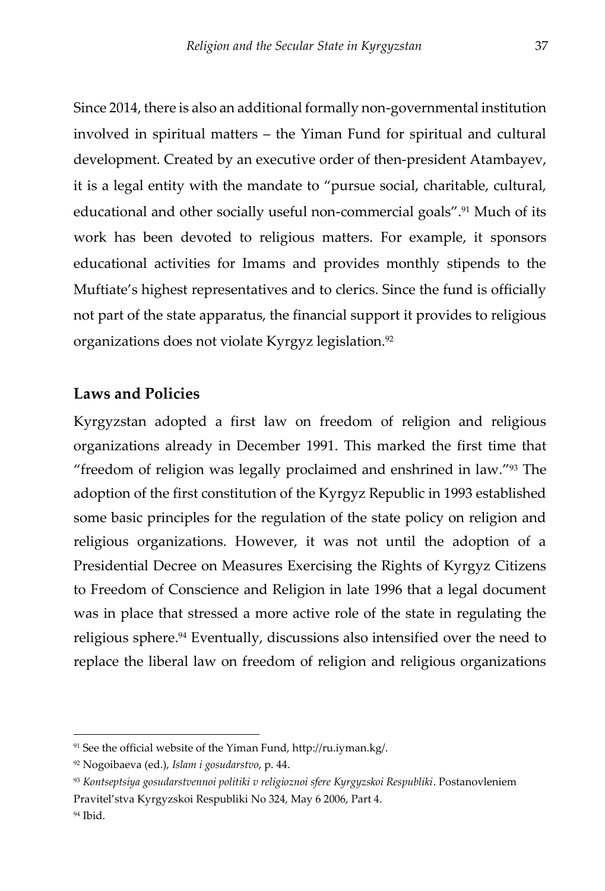Since 2014, there is also an additional formally non-governmental institution involved in spiritual matters – the Yiman Fund for spiritual and cultural development. Created by an executive order of then-president Atambayev, it is a legal entity with the mandate to "pursue social, charitable, cultural, educational and other socially useful non-commercial goals".[91] Much of its work has been devoted to religious matters. For example, it sponsors educational activities for Imams and provides monthly stipends to the Muftiate's highest representatives and to clerics. Since the fund is officially not part of the state apparatus, the financial support it provides to religious organizations does not violate Kyrgyz legislation.[92]

## Laws and Policies

Kyrgyzstan adopted a first law on freedom of religion and religious organizations already in December 1991. This marked the first time that "freedom of religion was legally proclaimed and enshrined in law."[93] The adoption of the first constitution of the Kyrgyz Republic in 1993 established some basic principles for the regulation of the state policy on religion and religious organizations. However, it was not until the adoption of a Presidential Decree on Measures Exercising the Rights of Kyrgyz Citizens to Freedom of Conscience and Religion in late 1996 that a legal document was in place that stressed a more active role of the state in regulating the religious sphere.[94] Eventually, discussions also intensified over the need to replace the liberal law on freedom of religion and religious organizations

---

[91] See the official website of the Yiman Fund, http://ru.iyman.kg/.

[92] Nogoibaeva (ed.), *Islam i gosudarstvo*, p. 44.

[93] *Kontseptsiya gosudarstvennoi politiki v religioznoi sfere Kyrgyzskoi Respubliki*. Postanovleniem Pravitel'stva Kyrgyzskoi Respubliki No 324, May 6 2006, Part 4.

[94] Ibid.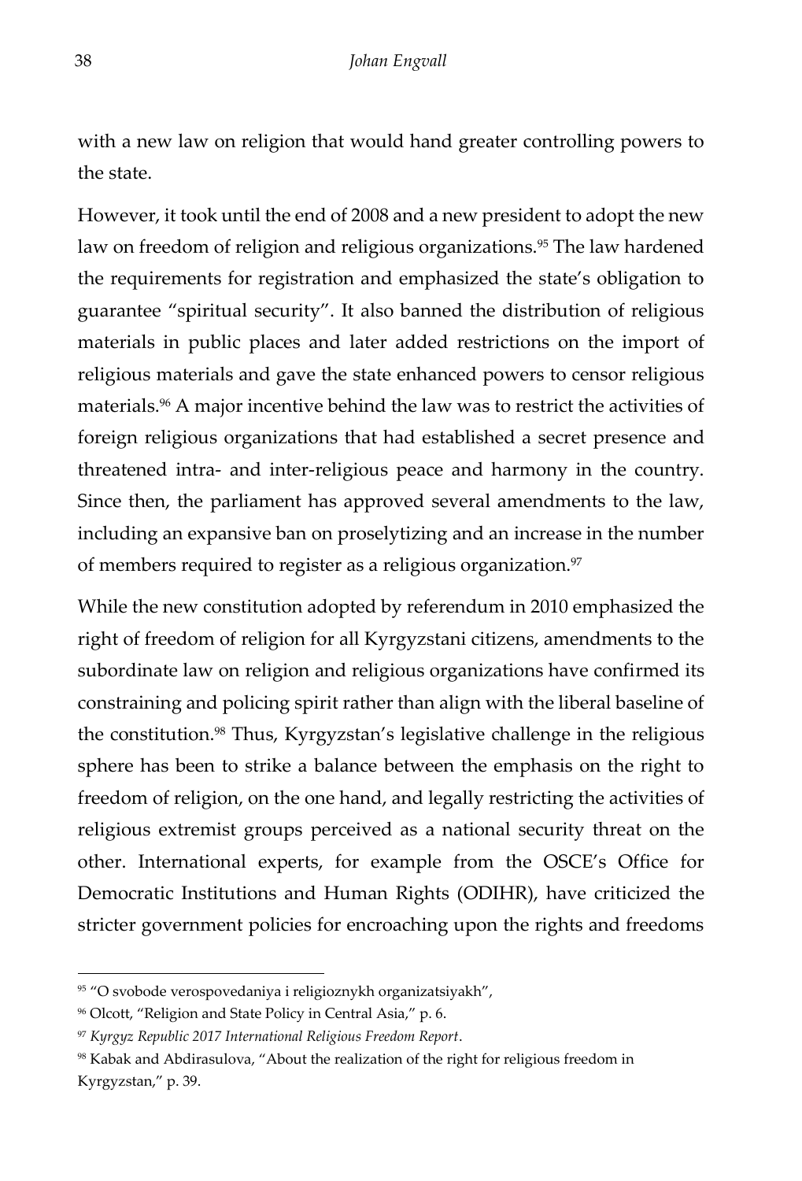with a new law on religion that would hand greater controlling powers to the state.

However, it took until the end of 2008 and a new president to adopt the new law on freedom of religion and religious organizations.[95] The law hardened the requirements for registration and emphasized the state's obligation to guarantee "spiritual security". It also banned the distribution of religious materials in public places and later added restrictions on the import of religious materials and gave the state enhanced powers to censor religious materials.[96] A major incentive behind the law was to restrict the activities of foreign religious organizations that had established a secret presence and threatened intra- and inter-religious peace and harmony in the country. Since then, the parliament has approved several amendments to the law, including an expansive ban on proselytizing and an increase in the number of members required to register as a religious organization.[97]

While the new constitution adopted by referendum in 2010 emphasized the right of freedom of religion for all Kyrgyzstani citizens, amendments to the subordinate law on religion and religious organizations have confirmed its constraining and policing spirit rather than align with the liberal baseline of the constitution.[98] Thus, Kyrgyzstan's legislative challenge in the religious sphere has been to strike a balance between the emphasis on the right to freedom of religion, on the one hand, and legally restricting the activities of religious extremist groups perceived as a national security threat on the other. International experts, for example from the OSCE's Office for Democratic Institutions and Human Rights (ODIHR), have criticized the stricter government policies for encroaching upon the rights and freedoms

---

[95] "O svobode verospovedaniya i religioznykh organizatsiyakh",

[96] Olcott, "Religion and State Policy in Central Asia," p. 6.

[97] *Kyrgyz Republic 2017 International Religious Freedom Report*.

[98] Kabak and Abdirasulova, "About the realization of the right for religious freedom in Kyrgyzstan," p. 39.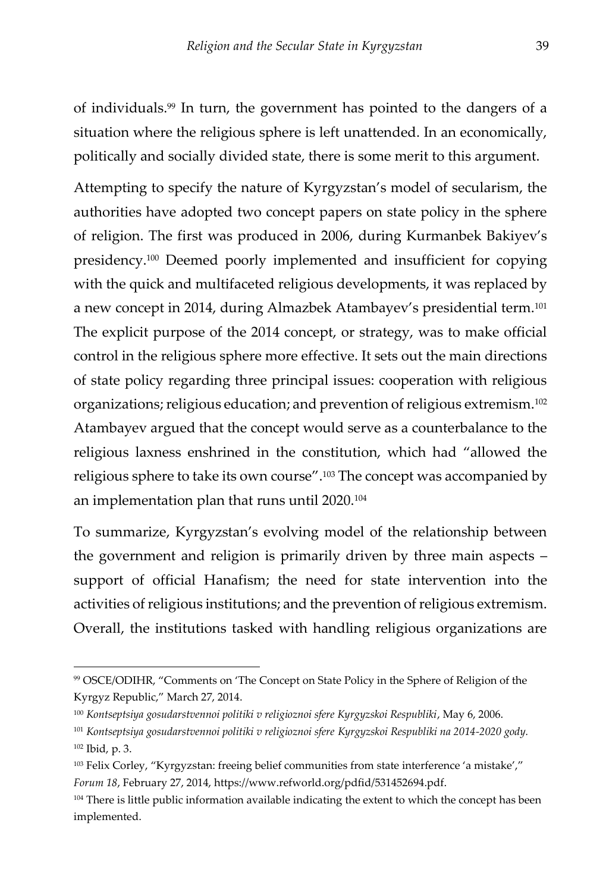of individuals.[99] In turn, the government has pointed to the dangers of a situation where the religious sphere is left unattended. In an economically, politically and socially divided state, there is some merit to this argument.

Attempting to specify the nature of Kyrgyzstan's model of secularism, the authorities have adopted two concept papers on state policy in the sphere of religion. The first was produced in 2006, during Kurmanbek Bakiyev's presidency.[100] Deemed poorly implemented and insufficient for copying with the quick and multifaceted religious developments, it was replaced by a new concept in 2014, during Almazbek Atambayev's presidential term.[101] The explicit purpose of the 2014 concept, or strategy, was to make official control in the religious sphere more effective. It sets out the main directions of state policy regarding three principal issues: cooperation with religious organizations; religious education; and prevention of religious extremism.[102] Atambayev argued that the concept would serve as a counterbalance to the religious laxness enshrined in the constitution, which had "allowed the religious sphere to take its own course".[103] The concept was accompanied by an implementation plan that runs until 2020.[104]

To summarize, Kyrgyzstan's evolving model of the relationship between the government and religion is primarily driven by three main aspects – support of official Hanafism; the need for state intervention into the activities of religious institutions; and the prevention of religious extremism. Overall, the institutions tasked with handling religious organizations are

---

[99] OSCE/ODIHR, "Comments on 'The Concept on State Policy in the Sphere of Religion of the Kyrgyz Republic," March 27, 2014.

[100] *Kontseptsiya gosudarstvennoi politiki v religioznoi sfere Kyrgyzskoi Respubliki*, May 6, 2006.

[101] *Kontseptsiya gosudarstvennoi politiki v religioznoi sfere Kyrgyzskoi Respubliki na 2014-2020 gody.*

[102] Ibid, p. 3.

[103] Felix Corley, "Kyrgyzstan: freeing belief communities from state interference 'a mistake'," *Forum 18*, February 27, 2014, https://www.refworld.org/pdfid/531452694.pdf.

[104] There is little public information available indicating the extent to which the concept has been implemented.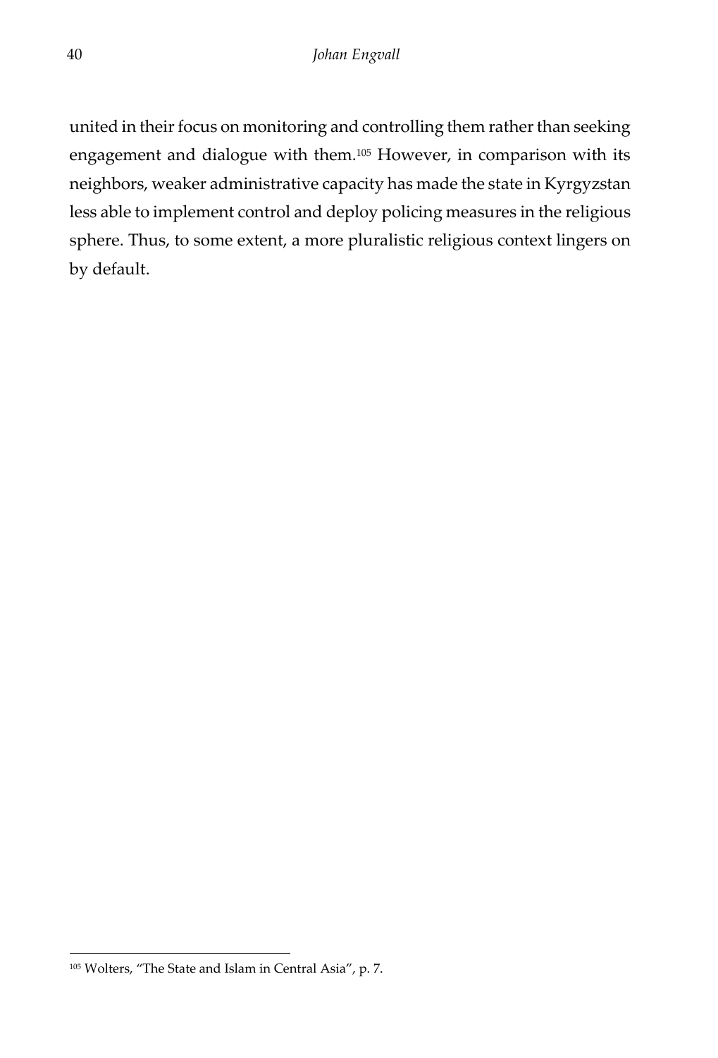united in their focus on monitoring and controlling them rather than seeking engagement and dialogue with them.[105] However, in comparison with its neighbors, weaker administrative capacity has made the state in Kyrgyzstan less able to implement control and deploy policing measures in the religious sphere. Thus, to some extent, a more pluralistic religious context lingers on by default.

[105] Wolters, "The State and Islam in Central Asia", p. 7.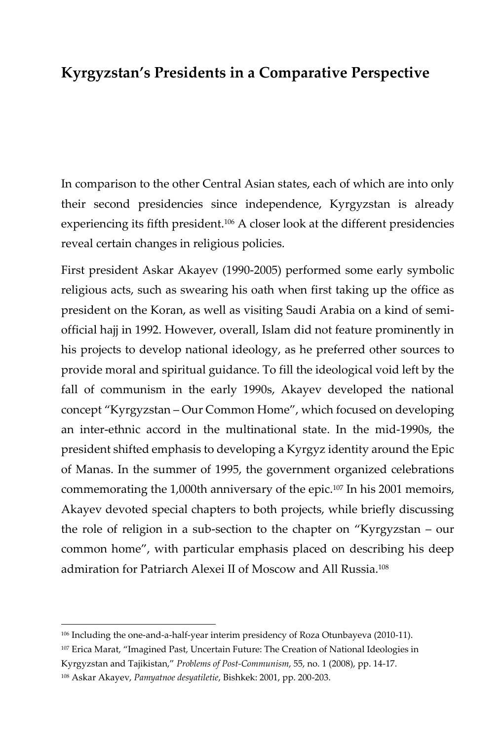## Kyrgyzstan's Presidents in a Comparative Perspective

In comparison to the other Central Asian states, each of which are into only their second presidencies since independence, Kyrgyzstan is already experiencing its fifth president.[106] A closer look at the different presidencies reveal certain changes in religious policies.

First president Askar Akayev (1990-2005) performed some early symbolic religious acts, such as swearing his oath when first taking up the office as president on the Koran, as well as visiting Saudi Arabia on a kind of semi-official hajj in 1992. However, overall, Islam did not feature prominently in his projects to develop national ideology, as he preferred other sources to provide moral and spiritual guidance. To fill the ideological void left by the fall of communism in the early 1990s, Akayev developed the national concept "Kyrgyzstan – Our Common Home", which focused on developing an inter-ethnic accord in the multinational state. In the mid-1990s, the president shifted emphasis to developing a Kyrgyz identity around the Epic of Manas. In the summer of 1995, the government organized celebrations commemorating the 1,000th anniversary of the epic.[107] In his 2001 memoirs, Akayev devoted special chapters to both projects, while briefly discussing the role of religion in a sub-section to the chapter on "Kyrgyzstan – our common home", with particular emphasis placed on describing his deep admiration for Patriarch Alexei II of Moscow and All Russia.[108]

---

[106] Including the one-and-a-half-year interim presidency of Roza Otunbayeva (2010-11).

[107] Erica Marat, "Imagined Past, Uncertain Future: The Creation of National Ideologies in Kyrgyzstan and Tajikistan," *Problems of Post-Communism*, 55, no. 1 (2008), pp. 14-17.

[108] Askar Akayev, *Pamyatnoe desyatiletie*, Bishkek: 2001, pp. 200-203.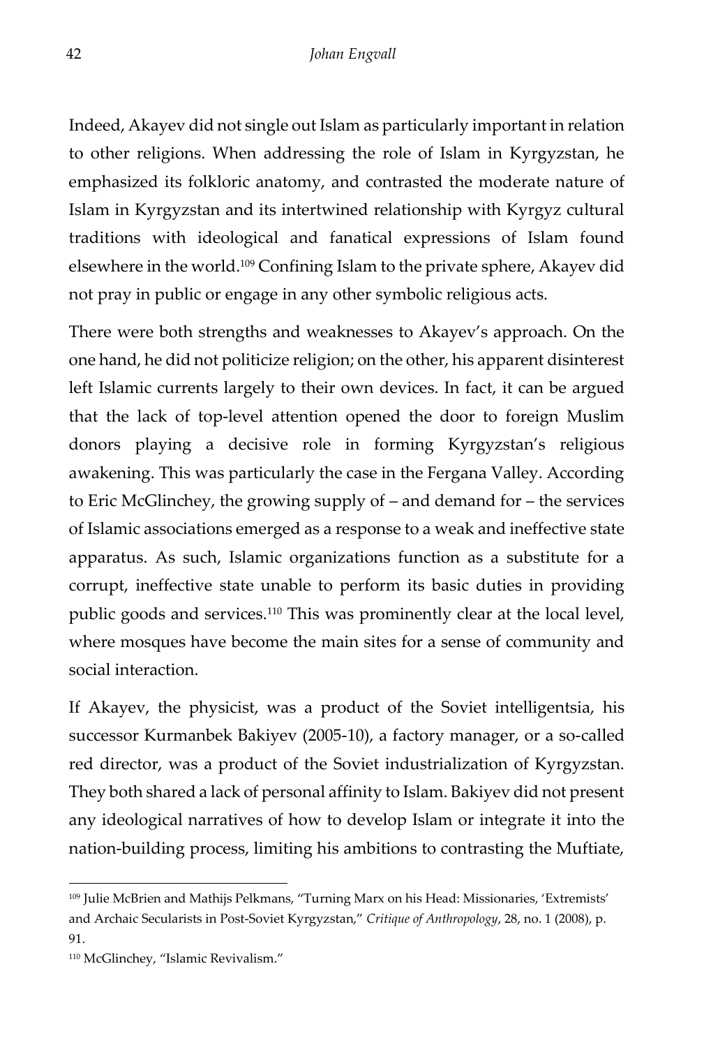Indeed, Akayev did not single out Islam as particularly important in relation to other religions. When addressing the role of Islam in Kyrgyzstan, he emphasized its folkloric anatomy, and contrasted the moderate nature of Islam in Kyrgyzstan and its intertwined relationship with Kyrgyz cultural traditions with ideological and fanatical expressions of Islam found elsewhere in the world.[109] Confining Islam to the private sphere, Akayev did not pray in public or engage in any other symbolic religious acts.

There were both strengths and weaknesses to Akayev's approach. On the one hand, he did not politicize religion; on the other, his apparent disinterest left Islamic currents largely to their own devices. In fact, it can be argued that the lack of top-level attention opened the door to foreign Muslim donors playing a decisive role in forming Kyrgyzstan's religious awakening. This was particularly the case in the Fergana Valley. According to Eric McGlinchey, the growing supply of – and demand for – the services of Islamic associations emerged as a response to a weak and ineffective state apparatus. As such, Islamic organizations function as a substitute for a corrupt, ineffective state unable to perform its basic duties in providing public goods and services.[110] This was prominently clear at the local level, where mosques have become the main sites for a sense of community and social interaction.

If Akayev, the physicist, was a product of the Soviet intelligentsia, his successor Kurmanbek Bakiyev (2005-10), a factory manager, or a so-called red director, was a product of the Soviet industrialization of Kyrgyzstan. They both shared a lack of personal affinity to Islam. Bakiyev did not present any ideological narratives of how to develop Islam or integrate it into the nation-building process, limiting his ambitions to contrasting the Muftiate,

---

[109] Julie McBrien and Mathijs Pelkmans, "Turning Marx on his Head: Missionaries, 'Extremists' and Archaic Secularists in Post-Soviet Kyrgyzstan," *Critique of Anthropology*, 28, no. 1 (2008), p. 91.

[110] McGlinchey, "Islamic Revivalism."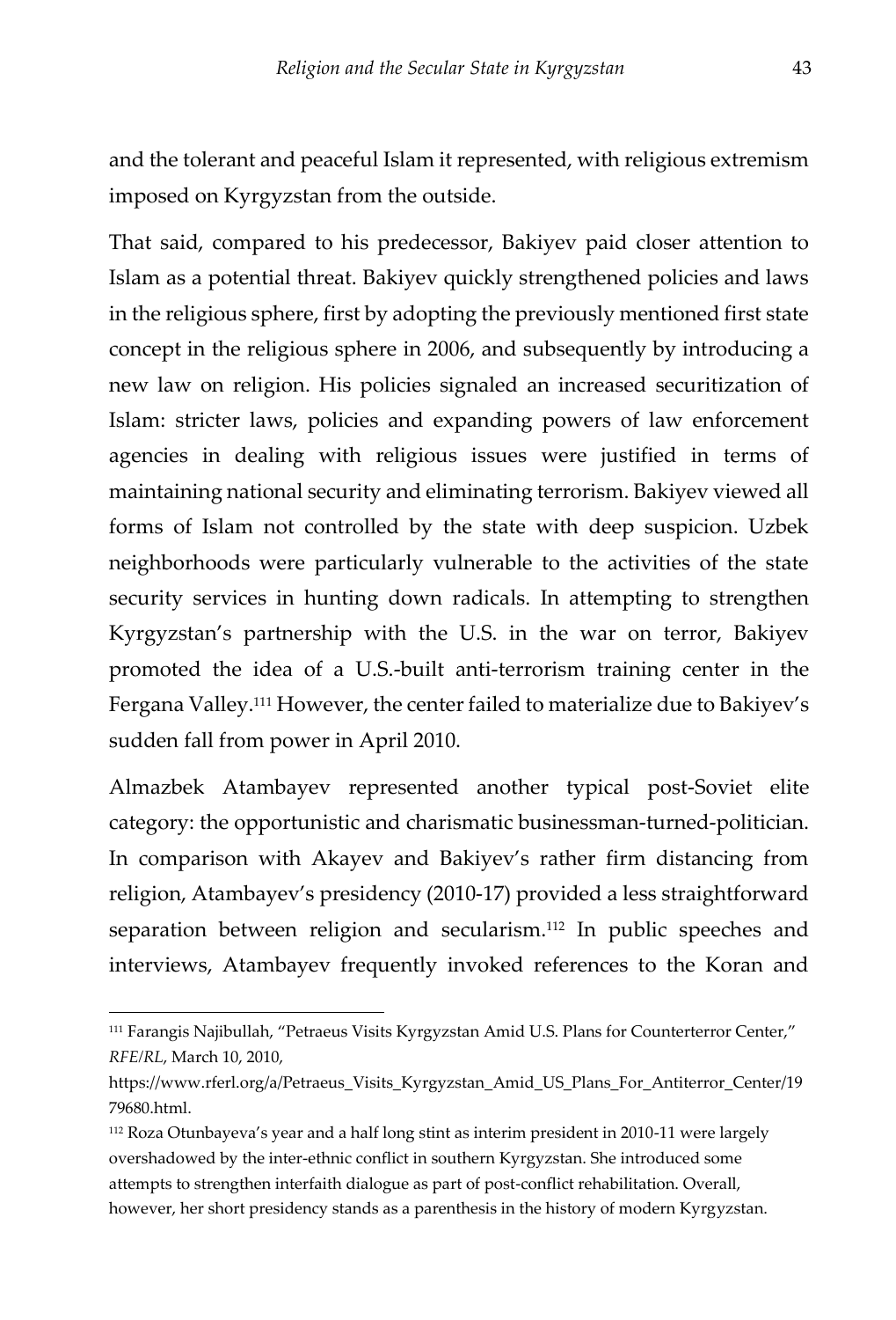and the tolerant and peaceful Islam it represented, with religious extremism imposed on Kyrgyzstan from the outside.

That said, compared to his predecessor, Bakiyev paid closer attention to Islam as a potential threat. Bakiyev quickly strengthened policies and laws in the religious sphere, first by adopting the previously mentioned first state concept in the religious sphere in 2006, and subsequently by introducing a new law on religion. His policies signaled an increased securitization of Islam: stricter laws, policies and expanding powers of law enforcement agencies in dealing with religious issues were justified in terms of maintaining national security and eliminating terrorism. Bakiyev viewed all forms of Islam not controlled by the state with deep suspicion. Uzbek neighborhoods were particularly vulnerable to the activities of the state security services in hunting down radicals. In attempting to strengthen Kyrgyzstan's partnership with the U.S. in the war on terror, Bakiyev promoted the idea of a U.S.-built anti-terrorism training center in the Fergana Valley.[111] However, the center failed to materialize due to Bakiyev's sudden fall from power in April 2010.

Almazbek Atambayev represented another typical post-Soviet elite category: the opportunistic and charismatic businessman-turned-politician. In comparison with Akayev and Bakiyev's rather firm distancing from religion, Atambayev's presidency (2010-17) provided a less straightforward separation between religion and secularism.[112] In public speeches and interviews, Atambayev frequently invoked references to the Koran and

---

[111] Farangis Najibullah, "Petraeus Visits Kyrgyzstan Amid U.S. Plans for Counterterror Center," *RFE/RL*, March 10, 2010, https://www.rferl.org/a/Petraeus_Visits_Kyrgyzstan_Amid_US_Plans_For_Antiterror_Center/1979680.html.

[112] Roza Otunbayeva's year and a half long stint as interim president in 2010-11 were largely overshadowed by the inter-ethnic conflict in southern Kyrgyzstan. She introduced some attempts to strengthen interfaith dialogue as part of post-conflict rehabilitation. Overall, however, her short presidency stands as a parenthesis in the history of modern Kyrgyzstan.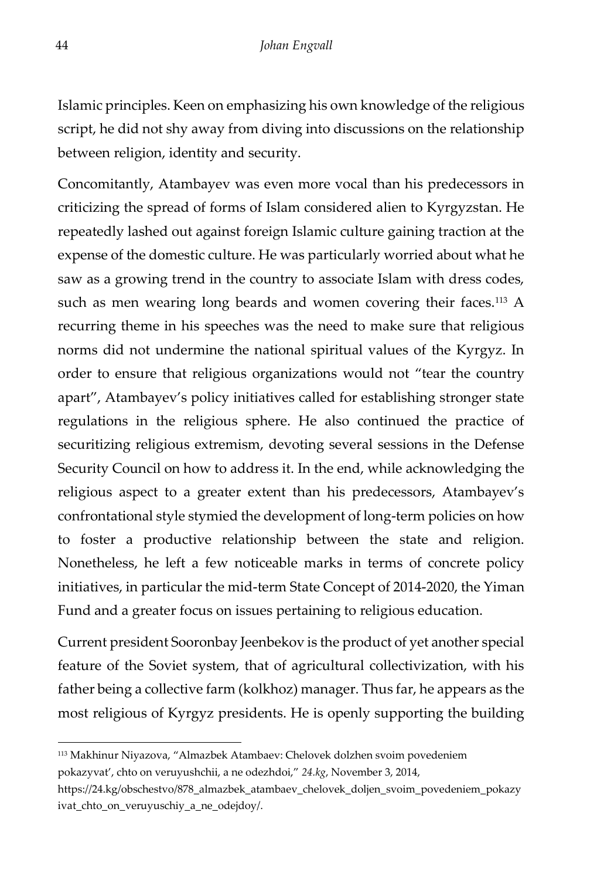Islamic principles. Keen on emphasizing his own knowledge of the religious script, he did not shy away from diving into discussions on the relationship between religion, identity and security.

Concomitantly, Atambayev was even more vocal than his predecessors in criticizing the spread of forms of Islam considered alien to Kyrgyzstan. He repeatedly lashed out against foreign Islamic culture gaining traction at the expense of the domestic culture. He was particularly worried about what he saw as a growing trend in the country to associate Islam with dress codes, such as men wearing long beards and women covering their faces.[113] A recurring theme in his speeches was the need to make sure that religious norms did not undermine the national spiritual values of the Kyrgyz. In order to ensure that religious organizations would not "tear the country apart", Atambayev's policy initiatives called for establishing stronger state regulations in the religious sphere. He also continued the practice of securitizing religious extremism, devoting several sessions in the Defense Security Council on how to address it. In the end, while acknowledging the religious aspect to a greater extent than his predecessors, Atambayev's confrontational style stymied the development of long-term policies on how to foster a productive relationship between the state and religion. Nonetheless, he left a few noticeable marks in terms of concrete policy initiatives, in particular the mid-term State Concept of 2014-2020, the Yiman Fund and a greater focus on issues pertaining to religious education.

Current president Sooronbay Jeenbekov is the product of yet another special feature of the Soviet system, that of agricultural collectivization, with his father being a collective farm (kolkhoz) manager. Thus far, he appears as the most religious of Kyrgyz presidents. He is openly supporting the building

---

[113] Makhinur Niyazova, "Almazbek Atambaev: Chelovek dolzhen svoim povedeniem pokazyvat', chto on veruyushchii, a ne odezhdoi," *24.kg*, November 3, 2014, https://24.kg/obschestvo/878_almazbek_atambaev_chelovek_doljen_svoim_povedeniem_pokazyivat_chto_on_veruyuschiy_a_ne_odejdoy/.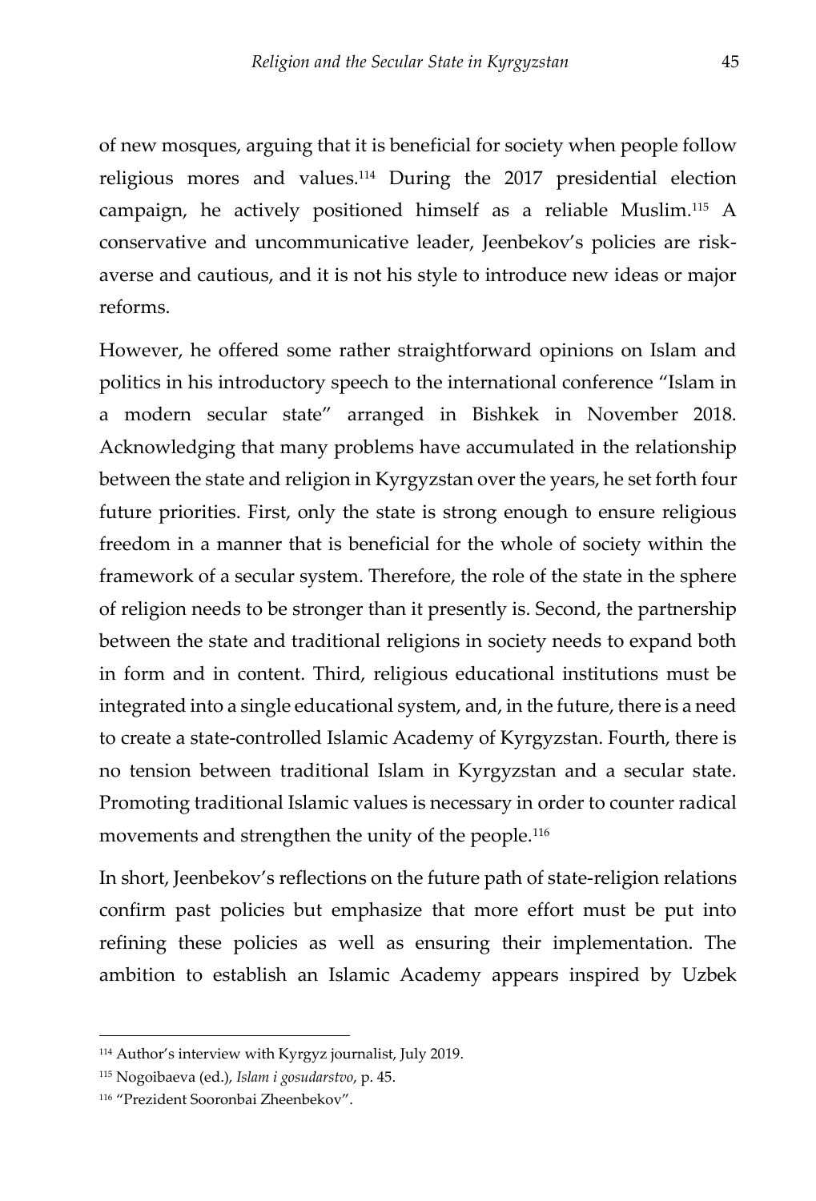of new mosques, arguing that it is beneficial for society when people follow religious mores and values.[114] During the 2017 presidential election campaign, he actively positioned himself as a reliable Muslim.[115] A conservative and uncommunicative leader, Jeenbekov's policies are risk-averse and cautious, and it is not his style to introduce new ideas or major reforms.

However, he offered some rather straightforward opinions on Islam and politics in his introductory speech to the international conference "Islam in a modern secular state" arranged in Bishkek in November 2018. Acknowledging that many problems have accumulated in the relationship between the state and religion in Kyrgyzstan over the years, he set forth four future priorities. First, only the state is strong enough to ensure religious freedom in a manner that is beneficial for the whole of society within the framework of a secular system. Therefore, the role of the state in the sphere of religion needs to be stronger than it presently is. Second, the partnership between the state and traditional religions in society needs to expand both in form and in content. Third, religious educational institutions must be integrated into a single educational system, and, in the future, there is a need to create a state-controlled Islamic Academy of Kyrgyzstan. Fourth, there is no tension between traditional Islam in Kyrgyzstan and a secular state. Promoting traditional Islamic values is necessary in order to counter radical movements and strengthen the unity of the people.[116]

In short, Jeenbekov's reflections on the future path of state-religion relations confirm past policies but emphasize that more effort must be put into refining these policies as well as ensuring their implementation. The ambition to establish an Islamic Academy appears inspired by Uzbek

---

[114] Author's interview with Kyrgyz journalist, July 2019.

[115] Nogoibaeva (ed.), *Islam i gosudarstvo*, p. 45.

[116] "Prezident Sooronbai Zheenbekov".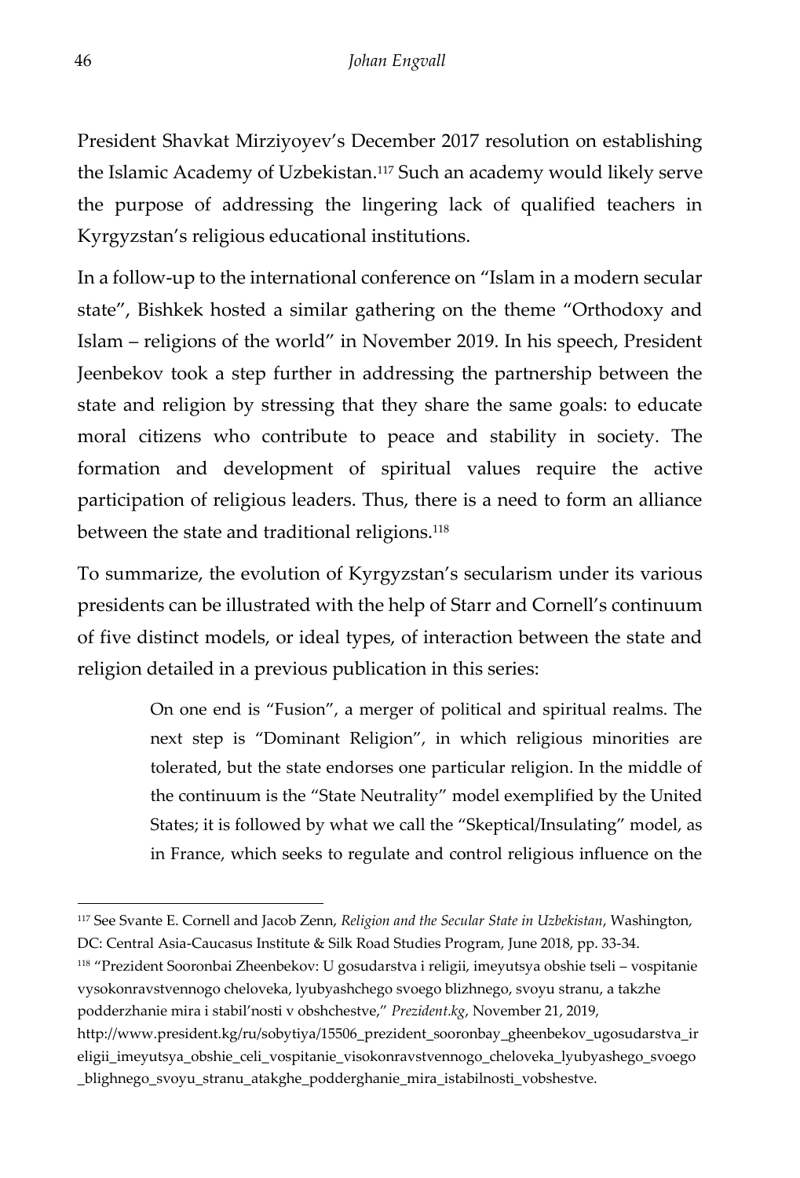President Shavkat Mirziyoyev's December 2017 resolution on establishing the Islamic Academy of Uzbekistan.[117] Such an academy would likely serve the purpose of addressing the lingering lack of qualified teachers in Kyrgyzstan's religious educational institutions.

In a follow-up to the international conference on "Islam in a modern secular state", Bishkek hosted a similar gathering on the theme "Orthodoxy and Islam – religions of the world" in November 2019. In his speech, President Jeenbekov took a step further in addressing the partnership between the state and religion by stressing that they share the same goals: to educate moral citizens who contribute to peace and stability in society. The formation and development of spiritual values require the active participation of religious leaders. Thus, there is a need to form an alliance between the state and traditional religions.[118]

To summarize, the evolution of Kyrgyzstan's secularism under its various presidents can be illustrated with the help of Starr and Cornell's continuum of five distinct models, or ideal types, of interaction between the state and religion detailed in a previous publication in this series:

> On one end is "Fusion", a merger of political and spiritual realms. The next step is "Dominant Religion", in which religious minorities are tolerated, but the state endorses one particular religion. In the middle of the continuum is the "State Neutrality" model exemplified by the United States; it is followed by what we call the "Skeptical/Insulating" model, as in France, which seeks to regulate and control religious influence on the

---

[117] See Svante E. Cornell and Jacob Zenn, *Religion and the Secular State in Uzbekistan*, Washington, DC: Central Asia-Caucasus Institute & Silk Road Studies Program, June 2018, pp. 33-34.

[118] "Prezident Sooronbai Zheenbekov: U gosudarstva i religii, imeyutsya obshie tseli – vospitanie vysokonravstvennogo cheloveka, lyubyashchego svoego blizhnego, svoyu stranu, a takzhe podderzhanie mira i stabil'nosti v obshchestve," *Prezident.kg*, November 21, 2019, http://www.president.kg/ru/sobytiya/15506_prezident_sooronbay_gheenbekov_ugosudarstva_ireligii_imeyutsya_obshie_celi_vospitanie_visokonravstvennogo_cheloveka_lyubyashego_svoego_blighnego_svoyu_stranu_atakghe_podderghanie_mira_istabilnosti_vobshestve.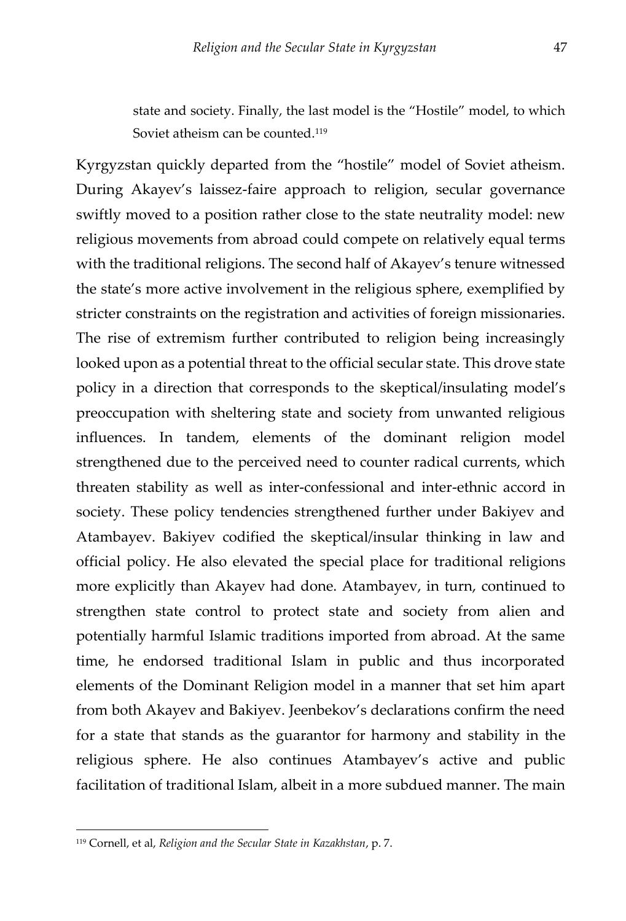state and society. Finally, the last model is the "Hostile" model, to which Soviet atheism can be counted.[119]

Kyrgyzstan quickly departed from the "hostile" model of Soviet atheism. During Akayev's laissez-faire approach to religion, secular governance swiftly moved to a position rather close to the state neutrality model: new religious movements from abroad could compete on relatively equal terms with the traditional religions. The second half of Akayev's tenure witnessed the state's more active involvement in the religious sphere, exemplified by stricter constraints on the registration and activities of foreign missionaries. The rise of extremism further contributed to religion being increasingly looked upon as a potential threat to the official secular state. This drove state policy in a direction that corresponds to the skeptical/insulating model's preoccupation with sheltering state and society from unwanted religious influences. In tandem, elements of the dominant religion model strengthened due to the perceived need to counter radical currents, which threaten stability as well as inter-confessional and inter-ethnic accord in society. These policy tendencies strengthened further under Bakiyev and Atambayev. Bakiyev codified the skeptical/insular thinking in law and official policy. He also elevated the special place for traditional religions more explicitly than Akayev had done. Atambayev, in turn, continued to strengthen state control to protect state and society from alien and potentially harmful Islamic traditions imported from abroad. At the same time, he endorsed traditional Islam in public and thus incorporated elements of the Dominant Religion model in a manner that set him apart from both Akayev and Bakiyev. Jeenbekov's declarations confirm the need for a state that stands as the guarantor for harmony and stability in the religious sphere. He also continues Atambayev's active and public facilitation of traditional Islam, albeit in a more subdued manner. The main

---

[119] Cornell, et al, *Religion and the Secular State in Kazakhstan*, p. 7.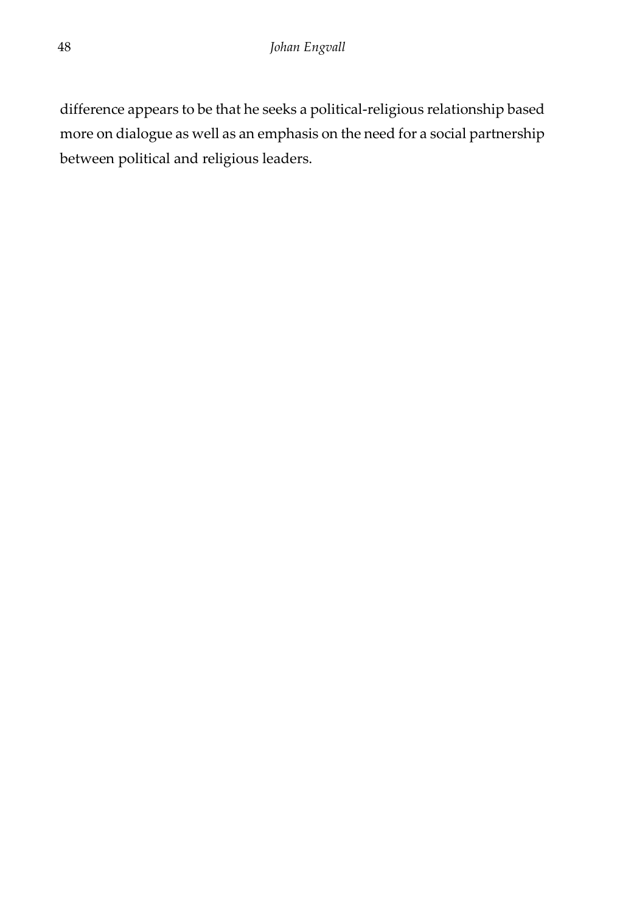difference appears to be that he seeks a political-religious relationship based more on dialogue as well as an emphasis on the need for a social partnership between political and religious leaders.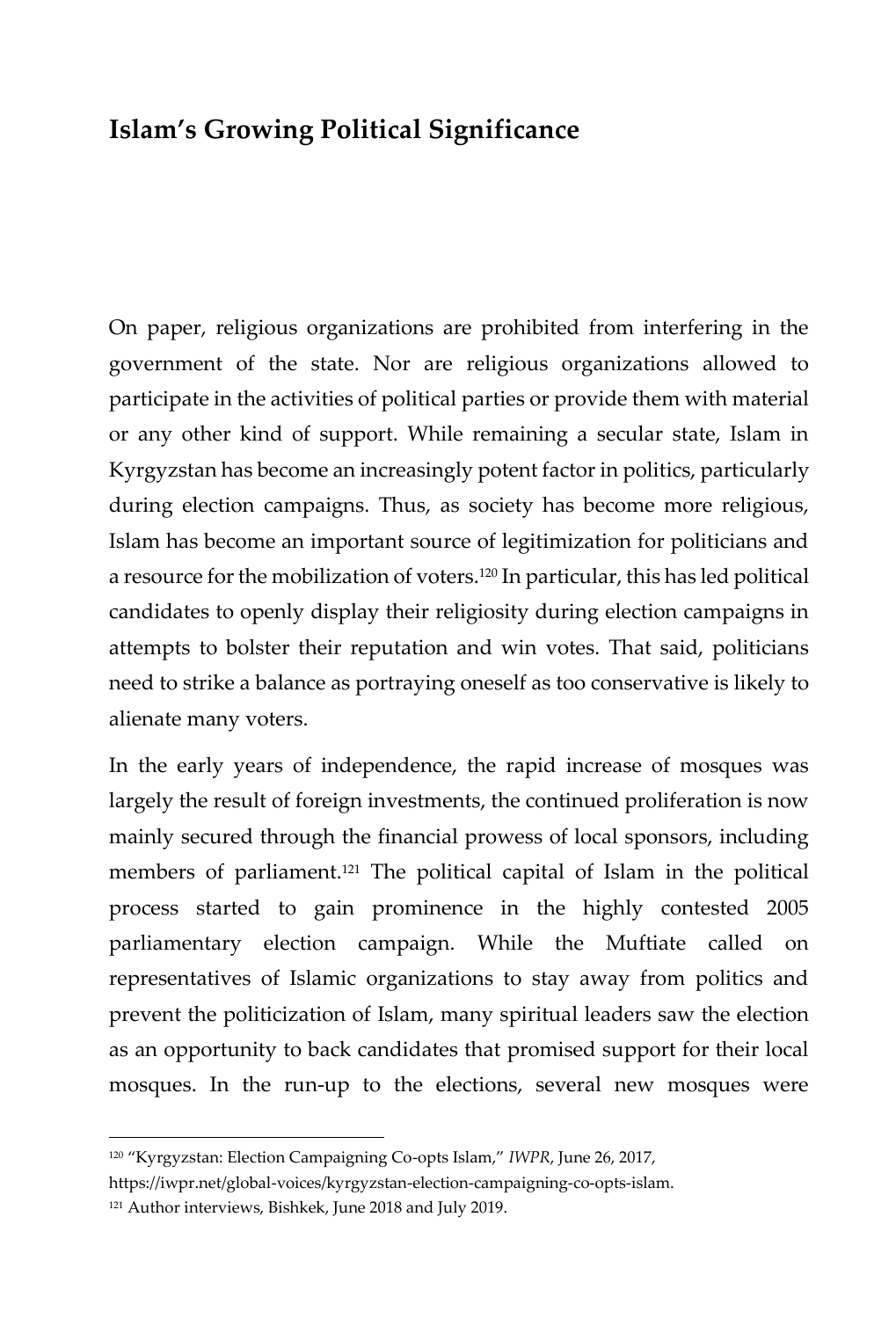## Islam's Growing Political Significance

On paper, religious organizations are prohibited from interfering in the government of the state. Nor are religious organizations allowed to participate in the activities of political parties or provide them with material or any other kind of support. While remaining a secular state, Islam in Kyrgyzstan has become an increasingly potent factor in politics, particularly during election campaigns. Thus, as society has become more religious, Islam has become an important source of legitimization for politicians and a resource for the mobilization of voters.[120] In particular, this has led political candidates to openly display their religiosity during election campaigns in attempts to bolster their reputation and win votes. That said, politicians need to strike a balance as portraying oneself as too conservative is likely to alienate many voters.

In the early years of independence, the rapid increase of mosques was largely the result of foreign investments, the continued proliferation is now mainly secured through the financial prowess of local sponsors, including members of parliament.[121] The political capital of Islam in the political process started to gain prominence in the highly contested 2005 parliamentary election campaign. While the Muftiate called on representatives of Islamic organizations to stay away from politics and prevent the politicization of Islam, many spiritual leaders saw the election as an opportunity to back candidates that promised support for their local mosques. In the run-up to the elections, several new mosques were

---

[120] "Kyrgyzstan: Election Campaigning Co-opts Islam," *IWPR*, June 26, 2017, https://iwpr.net/global-voices/kyrgyzstan-election-campaigning-co-opts-islam.

[121] Author interviews, Bishkek, June 2018 and July 2019.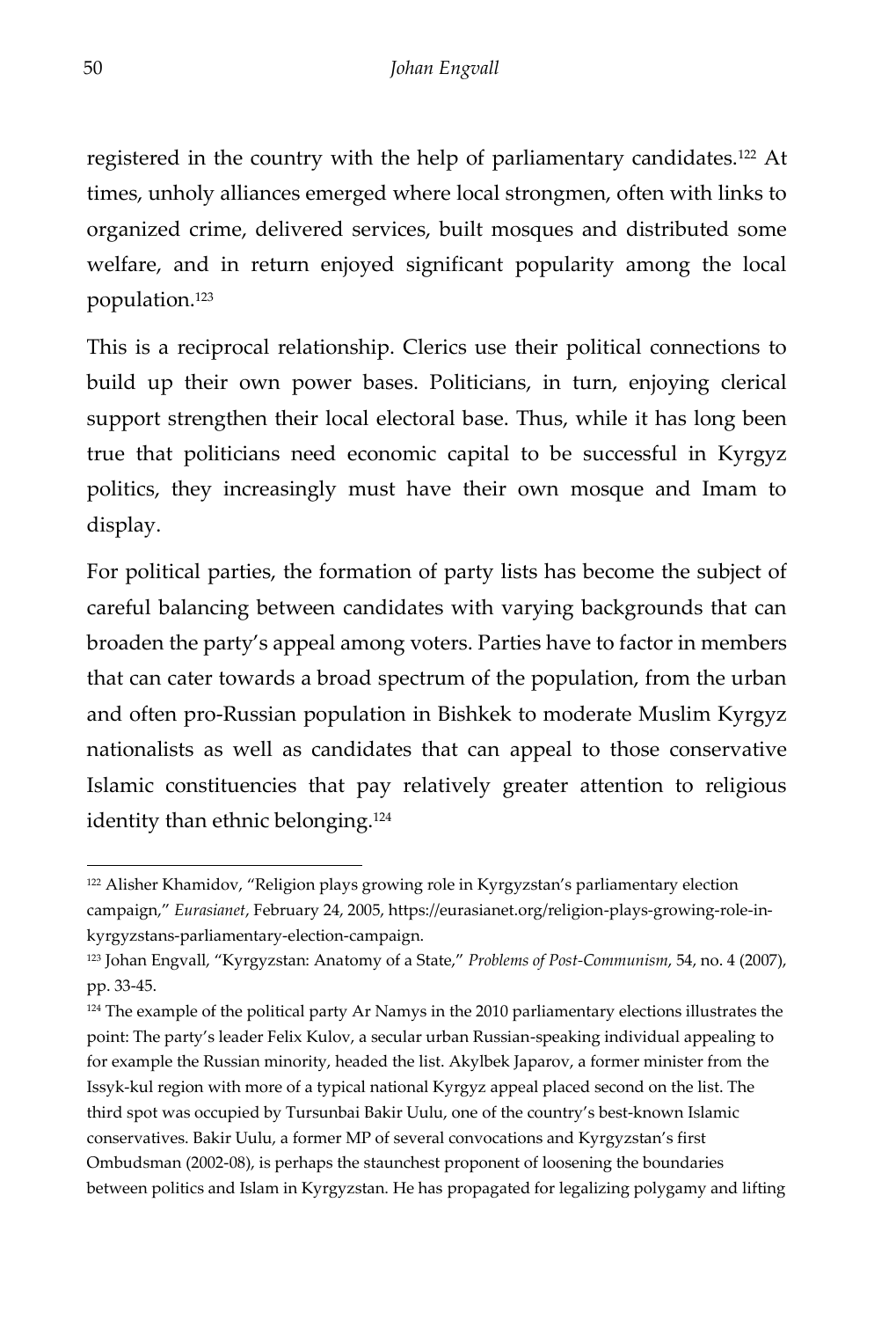registered in the country with the help of parliamentary candidates.[122] At times, unholy alliances emerged where local strongmen, often with links to organized crime, delivered services, built mosques and distributed some welfare, and in return enjoyed significant popularity among the local population.[123]

This is a reciprocal relationship. Clerics use their political connections to build up their own power bases. Politicians, in turn, enjoying clerical support strengthen their local electoral base. Thus, while it has long been true that politicians need economic capital to be successful in Kyrgyz politics, they increasingly must have their own mosque and Imam to display.

For political parties, the formation of party lists has become the subject of careful balancing between candidates with varying backgrounds that can broaden the party's appeal among voters. Parties have to factor in members that can cater towards a broad spectrum of the population, from the urban and often pro-Russian population in Bishkek to moderate Muslim Kyrgyz nationalists as well as candidates that can appeal to those conservative Islamic constituencies that pay relatively greater attention to religious identity than ethnic belonging.[124]

---

[122] Alisher Khamidov, "Religion plays growing role in Kyrgyzstan's parliamentary election campaign," *Eurasianet*, February 24, 2005, https://eurasianet.org/religion-plays-growing-role-in-kyrgyzstans-parliamentary-election-campaign.

[123] Johan Engvall, "Kyrgyzstan: Anatomy of a State," *Problems of Post-Communism*, 54, no. 4 (2007), pp. 33-45.

[124] The example of the political party Ar Namys in the 2010 parliamentary elections illustrates the point: The party's leader Felix Kulov, a secular urban Russian-speaking individual appealing to for example the Russian minority, headed the list. Akylbek Japarov, a former minister from the Issyk-kul region with more of a typical national Kyrgyz appeal placed second on the list. The third spot was occupied by Tursunbai Bakir Uulu, one of the country's best-known Islamic conservatives. Bakir Uulu, a former MP of several convocations and Kyrgyzstan's first Ombudsman (2002-08), is perhaps the staunchest proponent of loosening the boundaries between politics and Islam in Kyrgyzstan. He has propagated for legalizing polygamy and lifting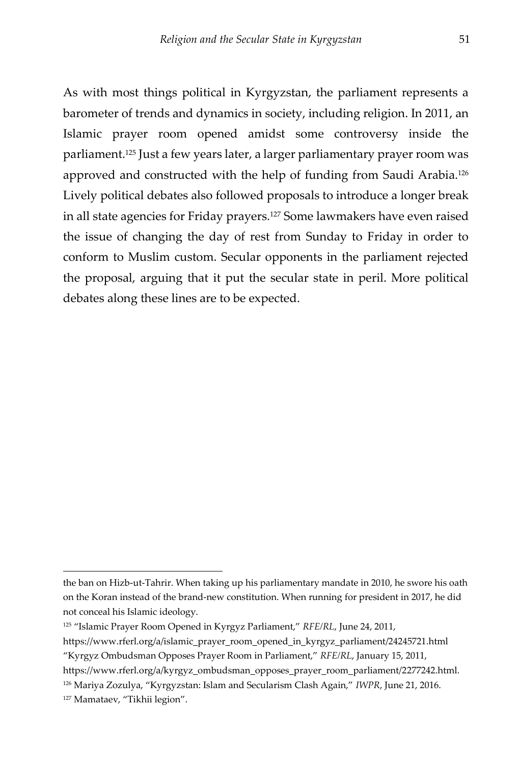As with most things political in Kyrgyzstan, the parliament represents a barometer of trends and dynamics in society, including religion. In 2011, an Islamic prayer room opened amidst some controversy inside the parliament.[125] Just a few years later, a larger parliamentary prayer room was approved and constructed with the help of funding from Saudi Arabia.[126] Lively political debates also followed proposals to introduce a longer break in all state agencies for Friday prayers.[127] Some lawmakers have even raised the issue of changing the day of rest from Sunday to Friday in order to conform to Muslim custom. Secular opponents in the parliament rejected the proposal, arguing that it put the secular state in peril. More political debates along these lines are to be expected.

---

the ban on Hizb-ut-Tahrir. When taking up his parliamentary mandate in 2010, he swore his oath on the Koran instead of the brand-new constitution. When running for president in 2017, he did not conceal his Islamic ideology.

[125] "Islamic Prayer Room Opened in Kyrgyz Parliament," *RFE/RL*, June 24, 2011, https://www.rferl.org/a/islamic_prayer_room_opened_in_kyrgyz_parliament/24245721.html "Kyrgyz Ombudsman Opposes Prayer Room in Parliament," *RFE/RL*, January 15, 2011, https://www.rferl.org/a/kyrgyz_ombudsman_opposes_prayer_room_parliament/2277242.html.

[126] Mariya Zozulya, "Kyrgyzstan: Islam and Secularism Clash Again," *IWPR*, June 21, 2016.

[127] Mamataev, "Tikhii legion".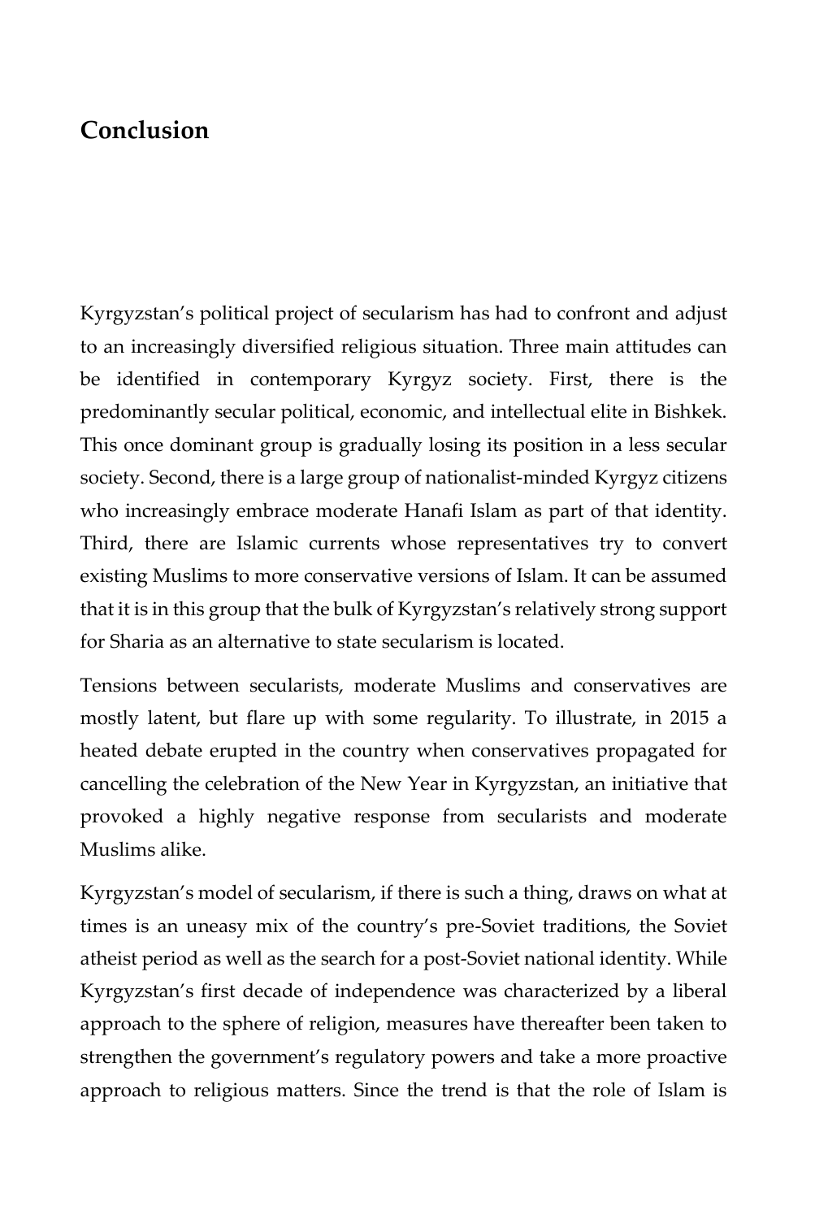## Conclusion

Kyrgyzstan's political project of secularism has had to confront and adjust to an increasingly diversified religious situation. Three main attitudes can be identified in contemporary Kyrgyz society. First, there is the predominantly secular political, economic, and intellectual elite in Bishkek. This once dominant group is gradually losing its position in a less secular society. Second, there is a large group of nationalist-minded Kyrgyz citizens who increasingly embrace moderate Hanafi Islam as part of that identity. Third, there are Islamic currents whose representatives try to convert existing Muslims to more conservative versions of Islam. It can be assumed that it is in this group that the bulk of Kyrgyzstan's relatively strong support for Sharia as an alternative to state secularism is located.

Tensions between secularists, moderate Muslims and conservatives are mostly latent, but flare up with some regularity. To illustrate, in 2015 a heated debate erupted in the country when conservatives propagated for cancelling the celebration of the New Year in Kyrgyzstan, an initiative that provoked a highly negative response from secularists and moderate Muslims alike.

Kyrgyzstan's model of secularism, if there is such a thing, draws on what at times is an uneasy mix of the country's pre-Soviet traditions, the Soviet atheist period as well as the search for a post-Soviet national identity. While Kyrgyzstan's first decade of independence was characterized by a liberal approach to the sphere of religion, measures have thereafter been taken to strengthen the government's regulatory powers and take a more proactive approach to religious matters. Since the trend is that the role of Islam is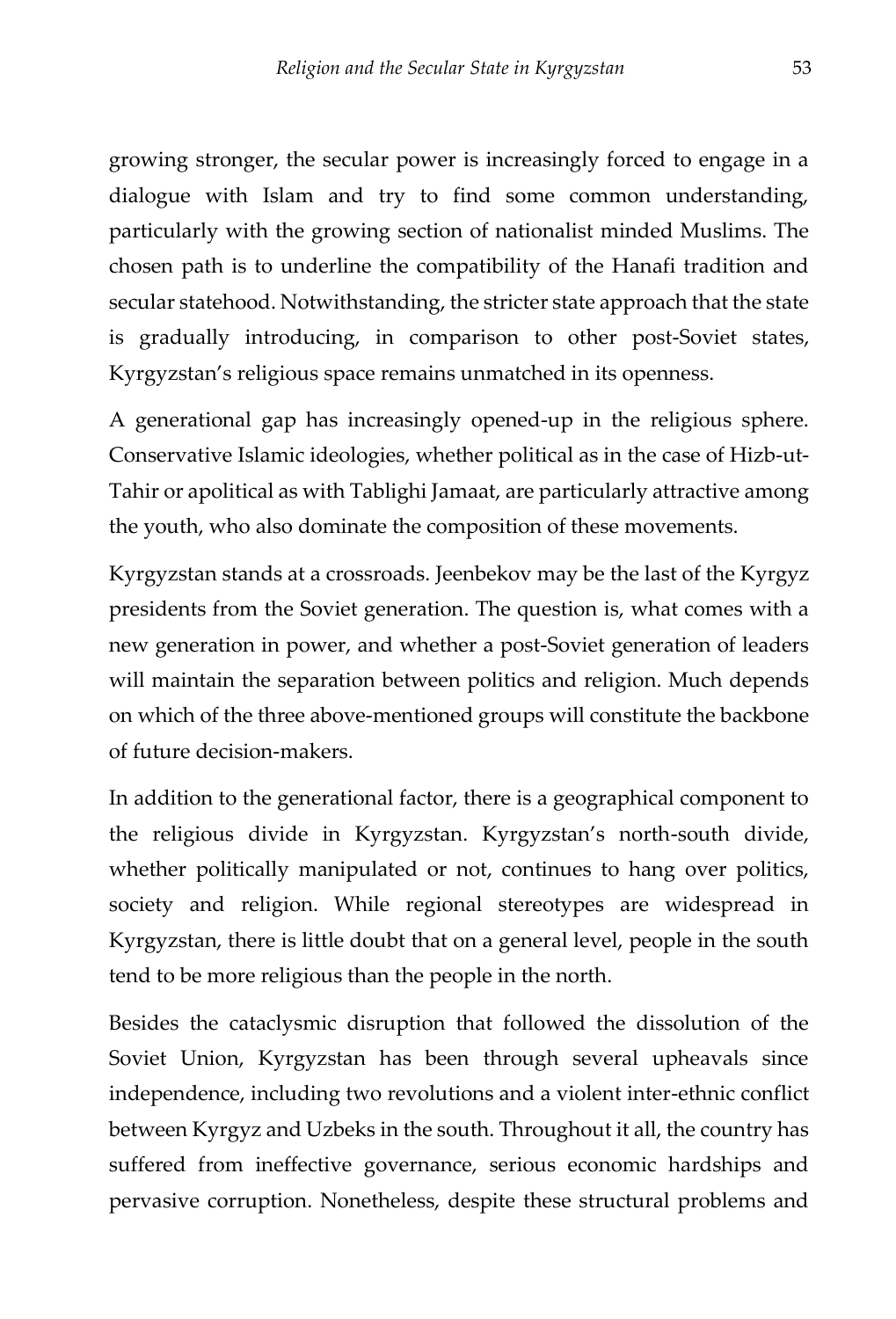growing stronger, the secular power is increasingly forced to engage in a dialogue with Islam and try to find some common understanding, particularly with the growing section of nationalist minded Muslims. The chosen path is to underline the compatibility of the Hanafi tradition and secular statehood. Notwithstanding, the stricter state approach that the state is gradually introducing, in comparison to other post-Soviet states, Kyrgyzstan's religious space remains unmatched in its openness.

A generational gap has increasingly opened-up in the religious sphere. Conservative Islamic ideologies, whether political as in the case of Hizb-ut-Tahir or apolitical as with Tablighi Jamaat, are particularly attractive among the youth, who also dominate the composition of these movements.

Kyrgyzstan stands at a crossroads. Jeenbekov may be the last of the Kyrgyz presidents from the Soviet generation. The question is, what comes with a new generation in power, and whether a post-Soviet generation of leaders will maintain the separation between politics and religion. Much depends on which of the three above-mentioned groups will constitute the backbone of future decision-makers.

In addition to the generational factor, there is a geographical component to the religious divide in Kyrgyzstan. Kyrgyzstan's north-south divide, whether politically manipulated or not, continues to hang over politics, society and religion. While regional stereotypes are widespread in Kyrgyzstan, there is little doubt that on a general level, people in the south tend to be more religious than the people in the north.

Besides the cataclysmic disruption that followed the dissolution of the Soviet Union, Kyrgyzstan has been through several upheavals since independence, including two revolutions and a violent inter-ethnic conflict between Kyrgyz and Uzbeks in the south. Throughout it all, the country has suffered from ineffective governance, serious economic hardships and pervasive corruption. Nonetheless, despite these structural problems and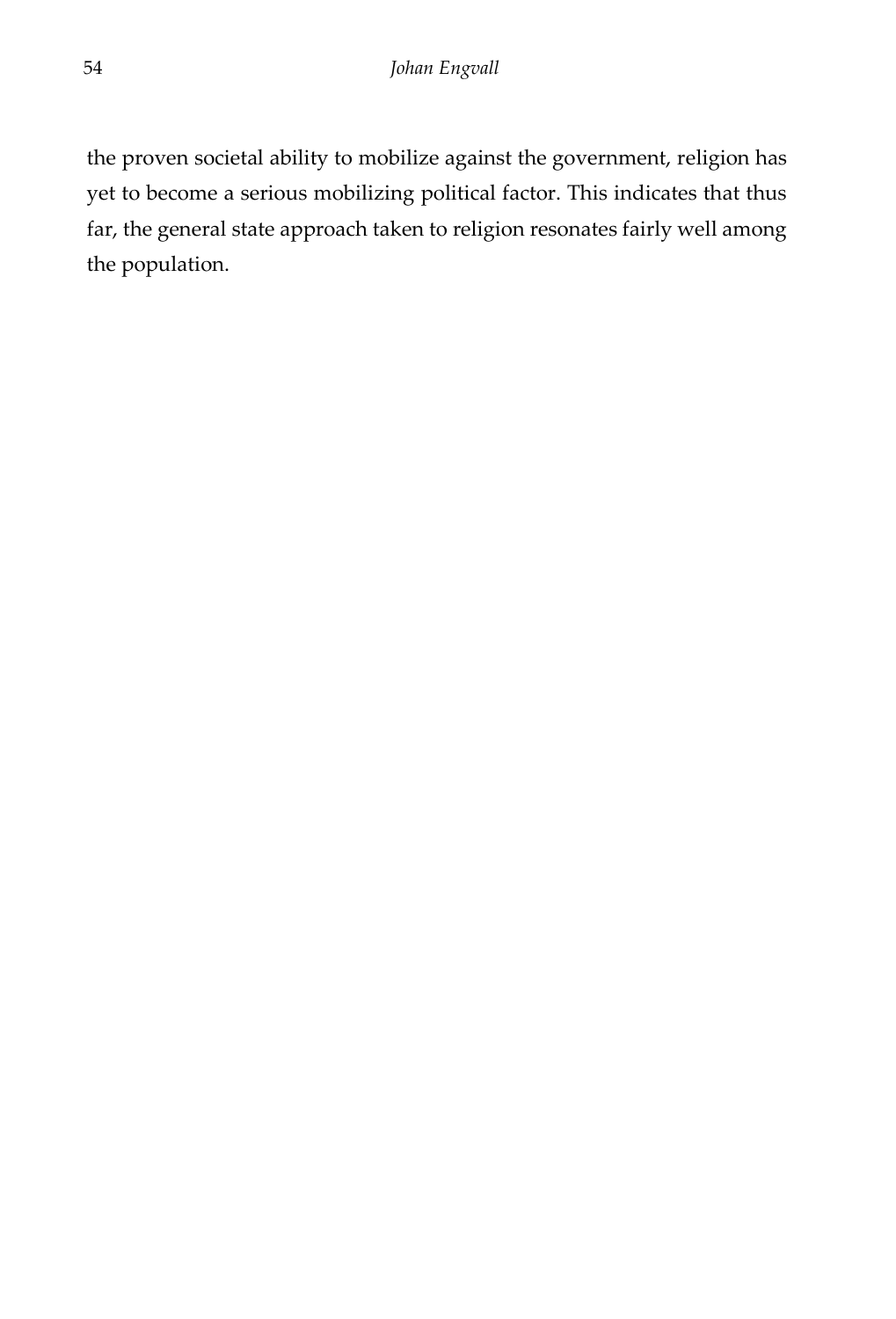the proven societal ability to mobilize against the government, religion has yet to become a serious mobilizing political factor. This indicates that thus far, the general state approach taken to religion resonates fairly well among the population.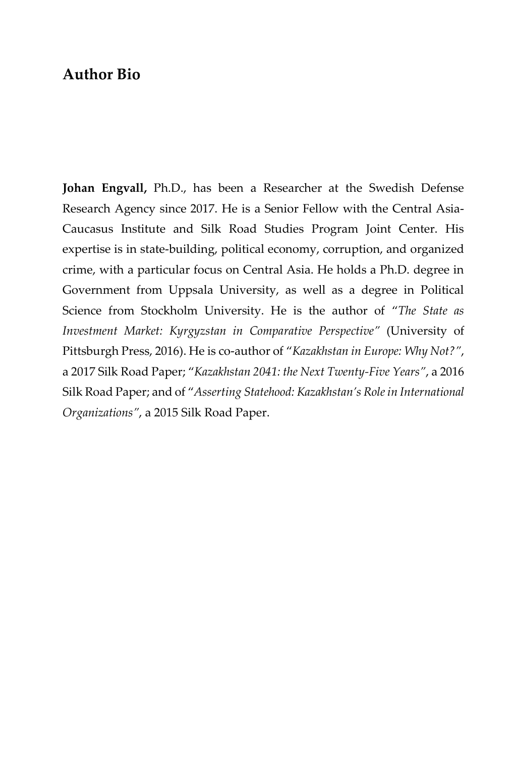## Author Bio

**Johan Engvall,** Ph.D., has been a Researcher at the Swedish Defense Research Agency since 2017. He is a Senior Fellow with the Central Asia-Caucasus Institute and Silk Road Studies Program Joint Center. His expertise is in state-building, political economy, corruption, and organized crime, with a particular focus on Central Asia. He holds a Ph.D. degree in Government from Uppsala University, as well as a degree in Political Science from Stockholm University. He is the author of "*The State as Investment Market: Kyrgyzstan in Comparative Perspective*" (University of Pittsburgh Press, 2016). He is co-author of "*Kazakhstan in Europe: Why Not?*", a 2017 Silk Road Paper; "*Kazakhstan 2041: the Next Twenty-Five Years*", a 2016 Silk Road Paper; and of "*Asserting Statehood: Kazakhstan's Role in International Organizations*", a 2015 Silk Road Paper.